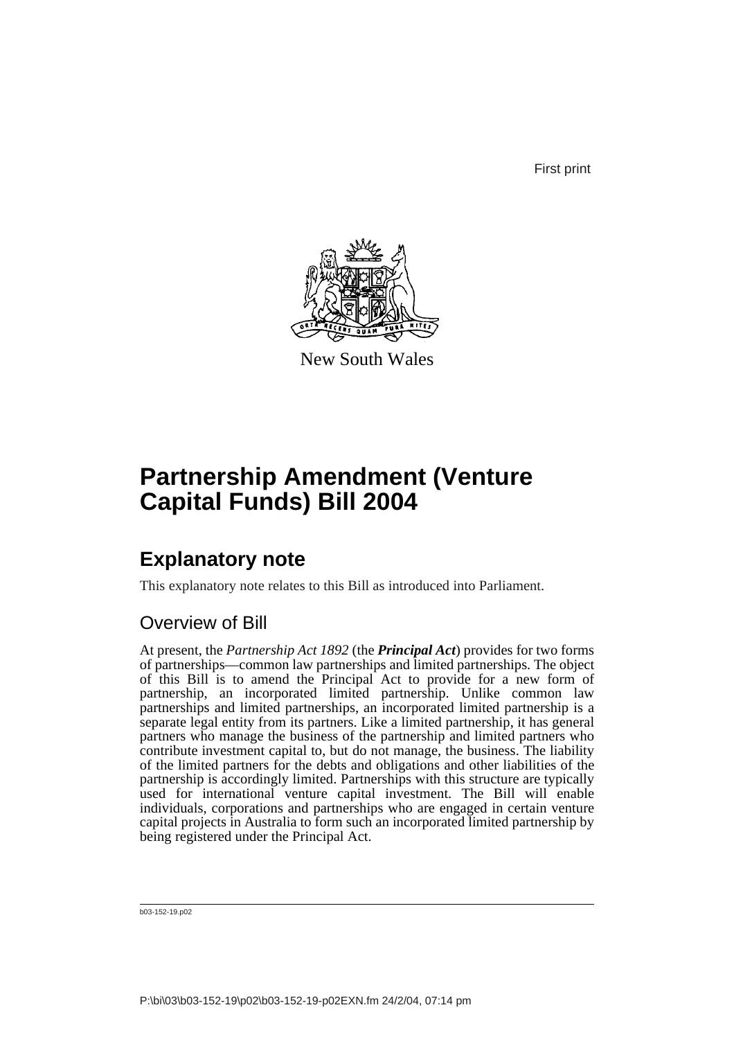First print

New South Wales

# Partnership Amendment (Venture Capital Funds) Bill 2004

## Explanatory note

This explanatory note relates to this Bill as introduced into Parliament.

### Overview of Bill

At present, the *Partnership Act 1892* (the ***Principal Act***) provides for two forms of partnerships—common law partnerships and limited partnerships. The object of this Bill is to amend the Principal Act to provide for a new form of partnership, an incorporated limited partnership. Unlike common law partnerships and limited partnerships, an incorporated limited partnership is a separate legal entity from its partners. Like a limited partnership, it has general partners who manage the business of the partnership and limited partners who contribute investment capital to, but do not manage, the business. The liability of the limited partners for the debts and obligations and other liabilities of the partnership is accordingly limited. Partnerships with this structure are typically used for international venture capital investment. The Bill will enable individuals, corporations and partnerships who are engaged in certain venture capital projects in Australia to form such an incorporated limited partnership by being registered under the Principal Act.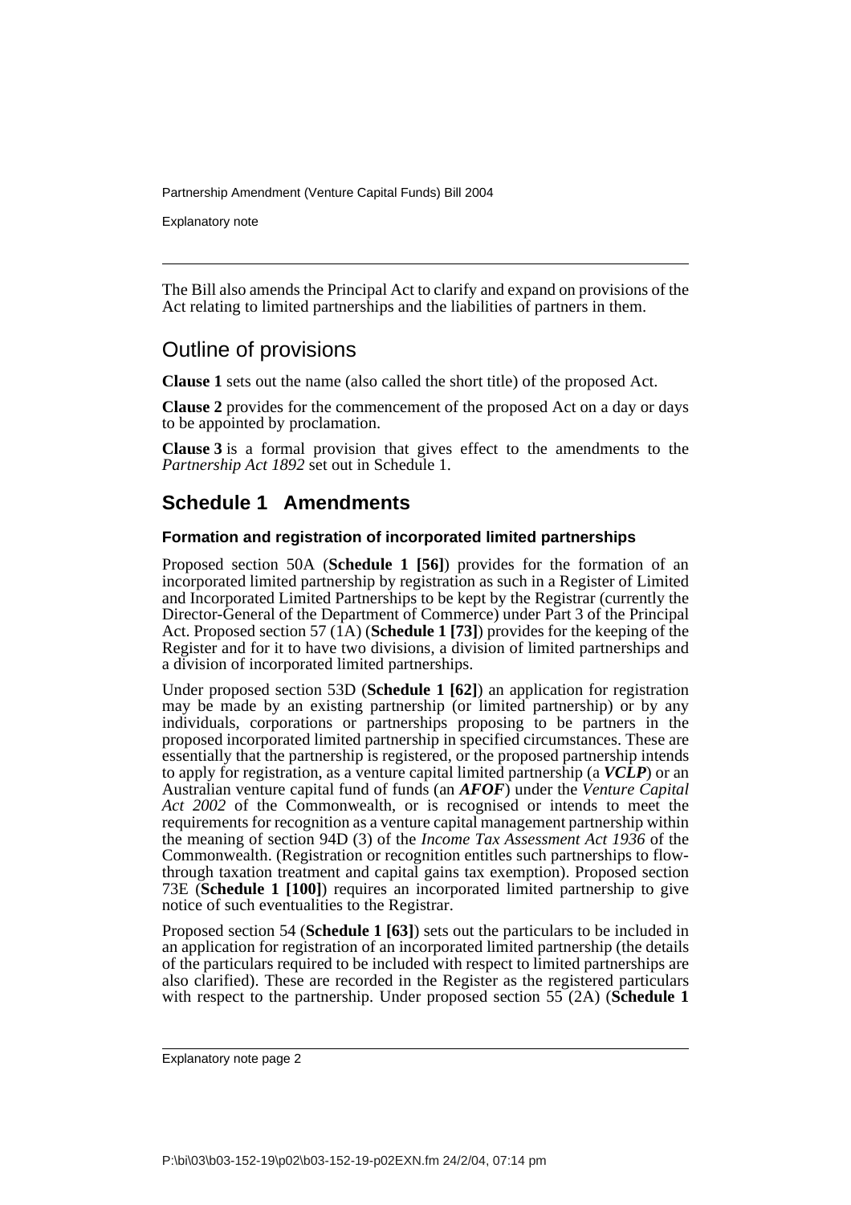The Bill also amends the Principal Act to clarify and expand on provisions of the Act relating to limited partnerships and the liabilities of partners in them.

## Outline of provisions

**Clause 1** sets out the name (also called the short title) of the proposed Act.

**Clause 2** provides for the commencement of the proposed Act on a day or days to be appointed by proclamation.

**Clause 3** is a formal provision that gives effect to the amendments to the *Partnership Act 1892* set out in Schedule 1.

## Schedule 1 Amendments

#### Formation and registration of incorporated limited partnerships

Proposed section 50A (**Schedule 1 [56]**) provides for the formation of an incorporated limited partnership by registration as such in a Register of Limited and Incorporated Limited Partnerships to be kept by the Registrar (currently the Director-General of the Department of Commerce) under Part 3 of the Principal Act. Proposed section 57 (1A) (**Schedule 1 [73]**) provides for the keeping of the Register and for it to have two divisions, a division of limited partnerships and a division of incorporated limited partnerships.

Under proposed section 53D (**Schedule 1 [62]**) an application for registration may be made by an existing partnership (or limited partnership) or by any individuals, corporations or partnerships proposing to be partners in the proposed incorporated limited partnership in specified circumstances. These are essentially that the partnership is registered, or the proposed partnership intends to apply for registration, as a venture capital limited partnership (a ***VCLP***) or an Australian venture capital fund of funds (an ***AFOF***) under the *Venture Capital Act 2002* of the Commonwealth, or is recognised or intends to meet the requirements for recognition as a venture capital management partnership within the meaning of section 94D (3) of the *Income Tax Assessment Act 1936* of the Commonwealth. (Registration or recognition entitles such partnerships to flow-through taxation treatment and capital gains tax exemption). Proposed section 73E (**Schedule 1 [100]**) requires an incorporated limited partnership to give notice of such eventualities to the Registrar.

Proposed section 54 (**Schedule 1 [63]**) sets out the particulars to be included in an application for registration of an incorporated limited partnership (the details of the particulars required to be included with respect to limited partnerships are also clarified). These are recorded in the Register as the registered particulars with respect to the partnership. Under proposed section 55 (2A) (**Schedule 1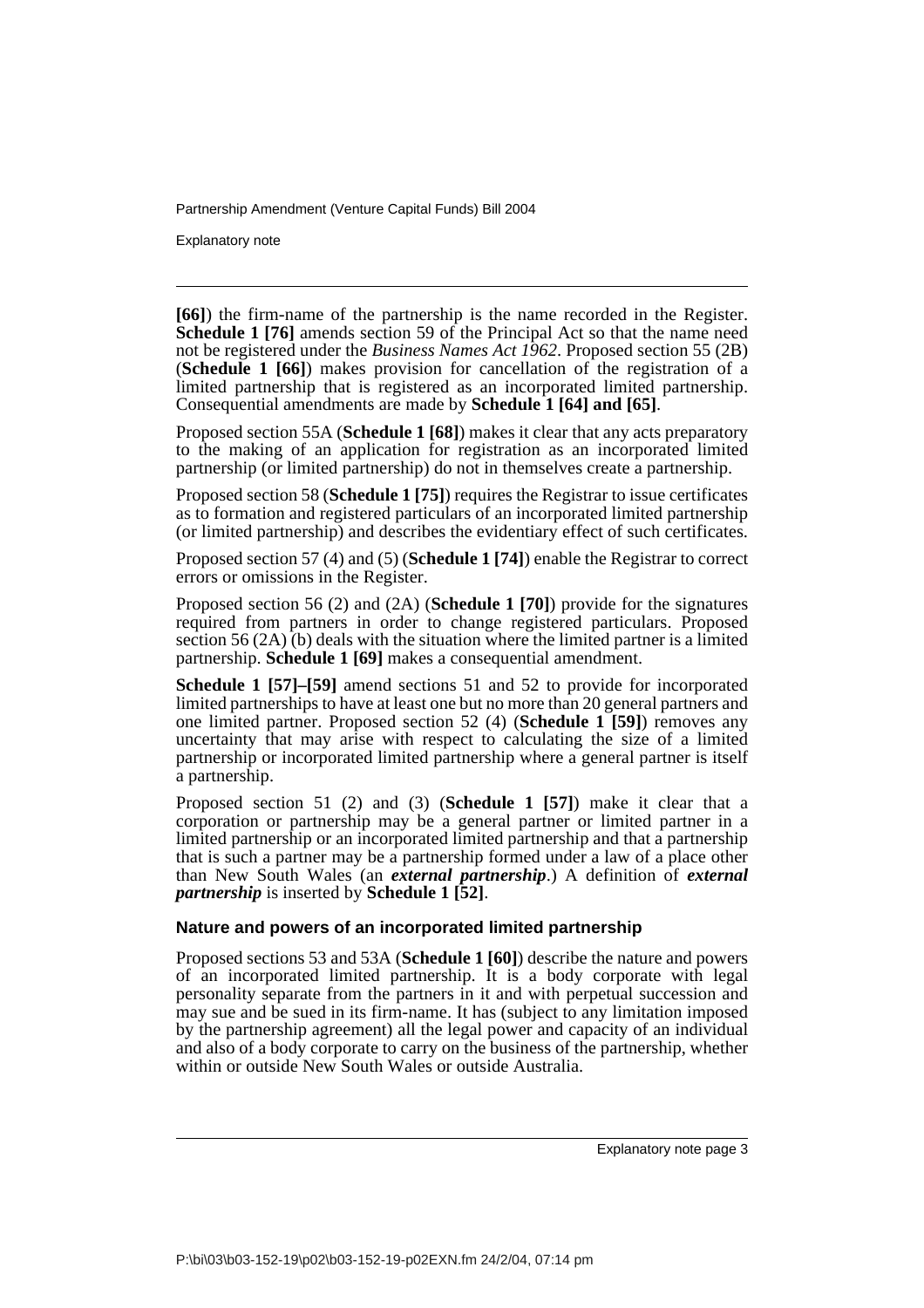**[66]**) the firm-name of the partnership is the name recorded in the Register. **Schedule 1 [76]** amends section 59 of the Principal Act so that the name need not be registered under the *Business Names Act 1962*. Proposed section 55 (2B) (**Schedule 1 [66]**) makes provision for cancellation of the registration of a limited partnership that is registered as an incorporated limited partnership. Consequential amendments are made by **Schedule 1 [64] and [65]**.

Proposed section 55A (**Schedule 1 [68]**) makes it clear that any acts preparatory to the making of an application for registration as an incorporated limited partnership (or limited partnership) do not in themselves create a partnership.

Proposed section 58 (**Schedule 1 [75]**) requires the Registrar to issue certificates as to formation and registered particulars of an incorporated limited partnership (or limited partnership) and describes the evidentiary effect of such certificates.

Proposed section 57 (4) and (5) (**Schedule 1 [74]**) enable the Registrar to correct errors or omissions in the Register.

Proposed section 56 (2) and (2A) (**Schedule 1 [70]**) provide for the signatures required from partners in order to change registered particulars. Proposed section 56 (2A) (b) deals with the situation where the limited partner is a limited partnership. **Schedule 1 [69]** makes a consequential amendment.

**Schedule 1 [57]–[59]** amend sections 51 and 52 to provide for incorporated limited partnerships to have at least one but no more than 20 general partners and one limited partner. Proposed section 52 (4) (**Schedule 1 [59]**) removes any uncertainty that may arise with respect to calculating the size of a limited partnership or incorporated limited partnership where a general partner is itself a partnership.

Proposed section 51 (2) and (3) (**Schedule 1 [57]**) make it clear that a corporation or partnership may be a general partner or limited partner in a limited partnership or an incorporated limited partnership and that a partnership that is such a partner may be a partnership formed under a law of a place other than New South Wales (an ***external partnership***.) A definition of ***external partnership*** is inserted by **Schedule 1 [52]**.

### Nature and powers of an incorporated limited partnership

Proposed sections 53 and 53A (**Schedule 1 [60]**) describe the nature and powers of an incorporated limited partnership. It is a body corporate with legal personality separate from the partners in it and with perpetual succession and may sue and be sued in its firm-name. It has (subject to any limitation imposed by the partnership agreement) all the legal power and capacity of an individual and also of a body corporate to carry on the business of the partnership, whether within or outside New South Wales or outside Australia.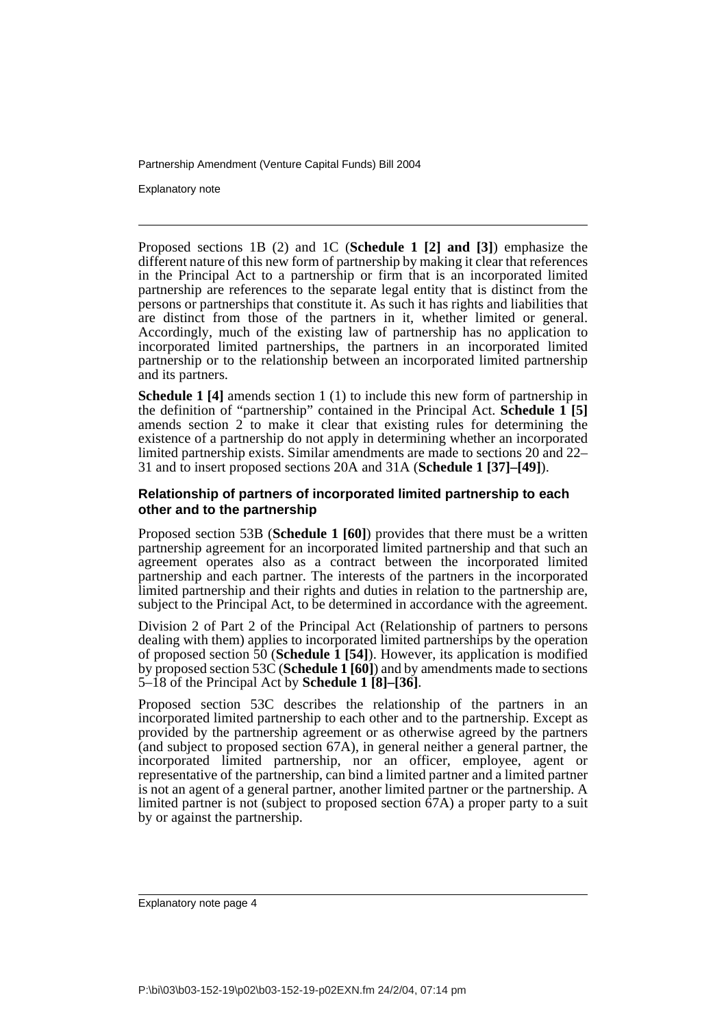Proposed sections 1B (2) and 1C (**Schedule 1 [2] and [3]**) emphasize the different nature of this new form of partnership by making it clear that references in the Principal Act to a partnership or firm that is an incorporated limited partnership are references to the separate legal entity that is distinct from the persons or partnerships that constitute it. As such it has rights and liabilities that are distinct from those of the partners in it, whether limited or general. Accordingly, much of the existing law of partnership has no application to incorporated limited partnerships, the partners in an incorporated limited partnership or to the relationship between an incorporated limited partnership and its partners.

**Schedule 1 [4]** amends section 1 (1) to include this new form of partnership in the definition of "partnership" contained in the Principal Act. **Schedule 1 [5]** amends section 2 to make it clear that existing rules for determining the existence of a partnership do not apply in determining whether an incorporated limited partnership exists. Similar amendments are made to sections 20 and 22–31 and to insert proposed sections 20A and 31A (**Schedule 1 [37]–[49]**).

#### Relationship of partners of incorporated limited partnership to each other and to the partnership

Proposed section 53B (**Schedule 1 [60]**) provides that there must be a written partnership agreement for an incorporated limited partnership and that such an agreement operates also as a contract between the incorporated limited partnership and each partner. The interests of the partners in the incorporated limited partnership and their rights and duties in relation to the partnership are, subject to the Principal Act, to be determined in accordance with the agreement.

Division 2 of Part 2 of the Principal Act (Relationship of partners to persons dealing with them) applies to incorporated limited partnerships by the operation of proposed section 50 (**Schedule 1 [54]**). However, its application is modified by proposed section 53C (**Schedule 1 [60]**) and by amendments made to sections 5–18 of the Principal Act by **Schedule 1 [8]–[36]**.

Proposed section 53C describes the relationship of the partners in an incorporated limited partnership to each other and to the partnership. Except as provided by the partnership agreement or as otherwise agreed by the partners (and subject to proposed section 67A), in general neither a general partner, the incorporated limited partnership, nor an officer, employee, agent or representative of the partnership, can bind a limited partner and a limited partner is not an agent of a general partner, another limited partner or the partnership. A limited partner is not (subject to proposed section 67A) a proper party to a suit by or against the partnership.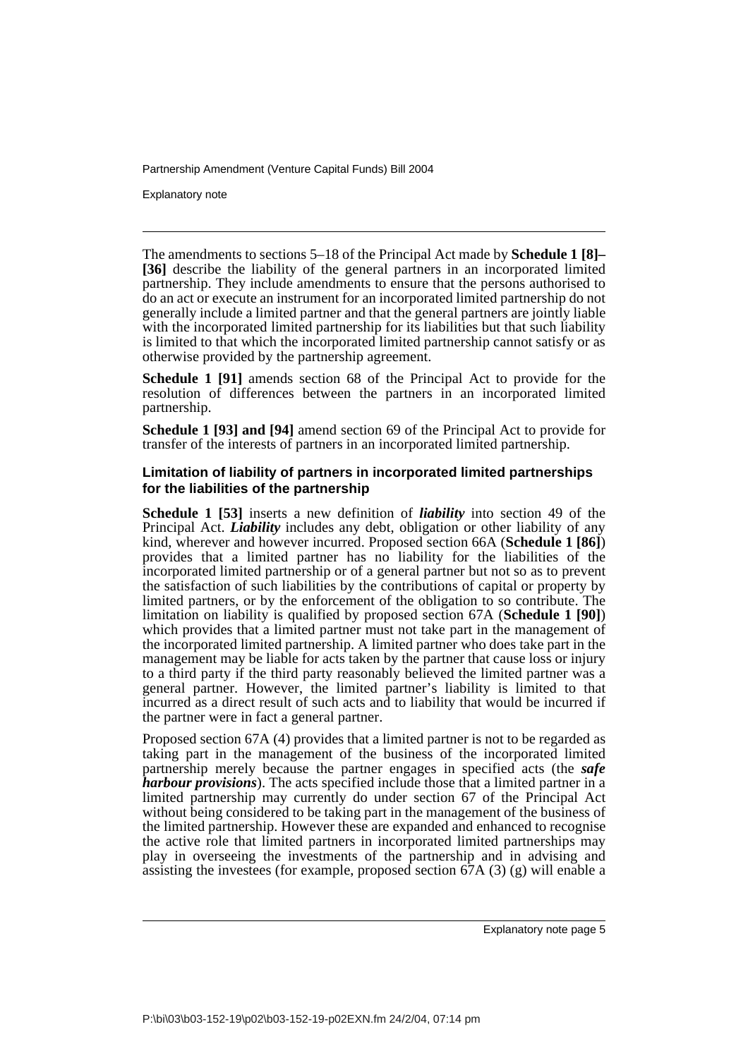The amendments to sections 5–18 of the Principal Act made by **Schedule 1 [8]–[36]** describe the liability of the general partners in an incorporated limited partnership. They include amendments to ensure that the persons authorised to do an act or execute an instrument for an incorporated limited partnership do not generally include a limited partner and that the general partners are jointly liable with the incorporated limited partnership for its liabilities but that such liability is limited to that which the incorporated limited partnership cannot satisfy or as otherwise provided by the partnership agreement.

**Schedule 1 [91]** amends section 68 of the Principal Act to provide for the resolution of differences between the partners in an incorporated limited partnership.

**Schedule 1 [93] and [94]** amend section 69 of the Principal Act to provide for transfer of the interests of partners in an incorporated limited partnership.

### Limitation of liability of partners in incorporated limited partnerships for the liabilities of the partnership

**Schedule 1 [53]** inserts a new definition of ***liability*** into section 49 of the Principal Act. ***Liability*** includes any debt, obligation or other liability of any kind, wherever and however incurred. Proposed section 66A (**Schedule 1 [86]**) provides that a limited partner has no liability for the liabilities of the incorporated limited partnership or of a general partner but not so as to prevent the satisfaction of such liabilities by the contributions of capital or property by limited partners, or by the enforcement of the obligation to so contribute. The limitation on liability is qualified by proposed section 67A (**Schedule 1 [90]**) which provides that a limited partner must not take part in the management of the incorporated limited partnership. A limited partner who does take part in the management may be liable for acts taken by the partner that cause loss or injury to a third party if the third party reasonably believed the limited partner was a general partner. However, the limited partner's liability is limited to that incurred as a direct result of such acts and to liability that would be incurred if the partner were in fact a general partner.

Proposed section 67A (4) provides that a limited partner is not to be regarded as taking part in the management of the business of the incorporated limited partnership merely because the partner engages in specified acts (the ***safe harbour provisions***). The acts specified include those that a limited partner in a limited partnership may currently do under section 67 of the Principal Act without being considered to be taking part in the management of the business of the limited partnership. However these are expanded and enhanced to recognise the active role that limited partners in incorporated limited partnerships may play in overseeing the investments of the partnership and in advising and assisting the investees (for example, proposed section 67A (3) (g) will enable a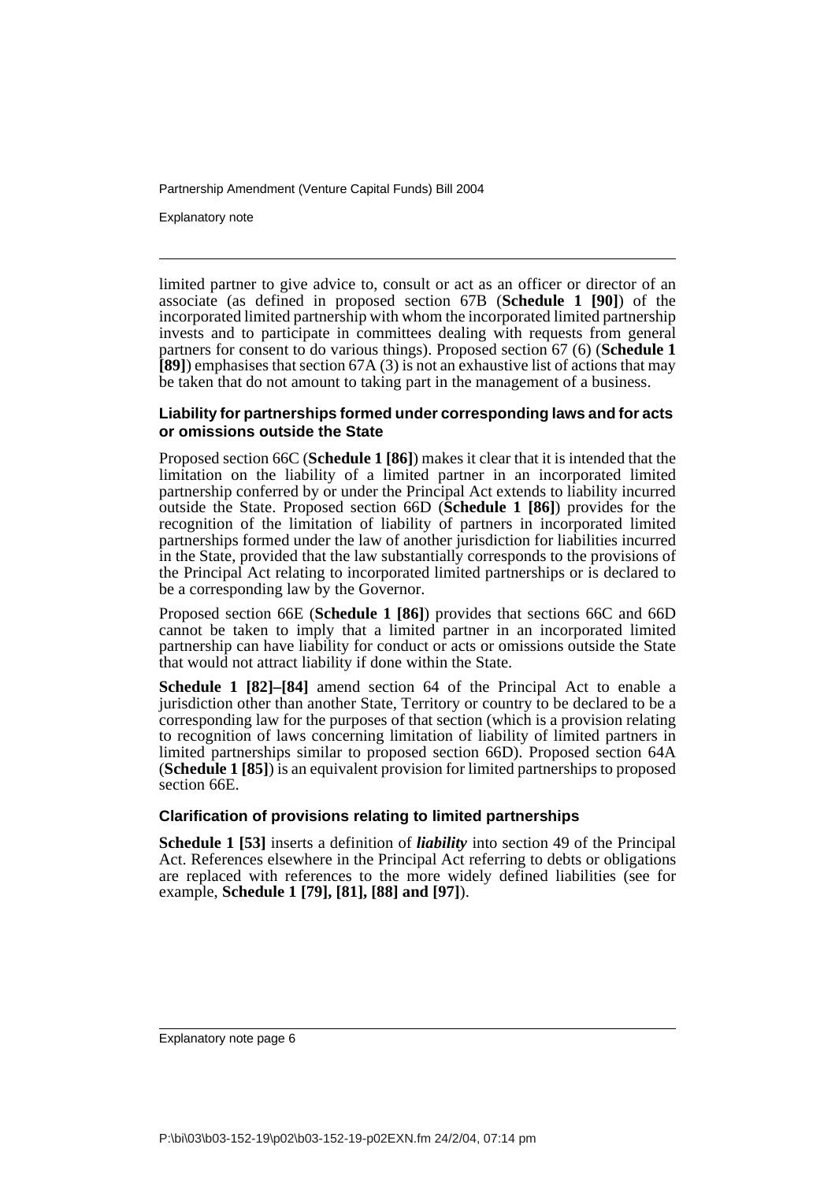limited partner to give advice to, consult or act as an officer or director of an associate (as defined in proposed section 67B (**Schedule 1 [90]**) of the incorporated limited partnership with whom the incorporated limited partnership invests and to participate in committees dealing with requests from general partners for consent to do various things). Proposed section 67 (6) (**Schedule 1 [89]**) emphasises that section 67A (3) is not an exhaustive list of actions that may be taken that do not amount to taking part in the management of a business.

### Liability for partnerships formed under corresponding laws and for acts or omissions outside the State

Proposed section 66C (**Schedule 1 [86]**) makes it clear that it is intended that the limitation on the liability of a limited partner in an incorporated limited partnership conferred by or under the Principal Act extends to liability incurred outside the State. Proposed section 66D (**Schedule 1 [86]**) provides for the recognition of the limitation of liability of partners in incorporated limited partnerships formed under the law of another jurisdiction for liabilities incurred in the State, provided that the law substantially corresponds to the provisions of the Principal Act relating to incorporated limited partnerships or is declared to be a corresponding law by the Governor.

Proposed section 66E (**Schedule 1 [86]**) provides that sections 66C and 66D cannot be taken to imply that a limited partner in an incorporated limited partnership can have liability for conduct or acts or omissions outside the State that would not attract liability if done within the State.

**Schedule 1 [82]–[84]** amend section 64 of the Principal Act to enable a jurisdiction other than another State, Territory or country to be declared to be a corresponding law for the purposes of that section (which is a provision relating to recognition of laws concerning limitation of liability of limited partners in limited partnerships similar to proposed section 66D). Proposed section 64A (**Schedule 1 [85]**) is an equivalent provision for limited partnerships to proposed section 66E.

### Clarification of provisions relating to limited partnerships

**Schedule 1 [53]** inserts a definition of ***liability*** into section 49 of the Principal Act. References elsewhere in the Principal Act referring to debts or obligations are replaced with references to the more widely defined liabilities (see for example, **Schedule 1 [79], [81], [88] and [97]**).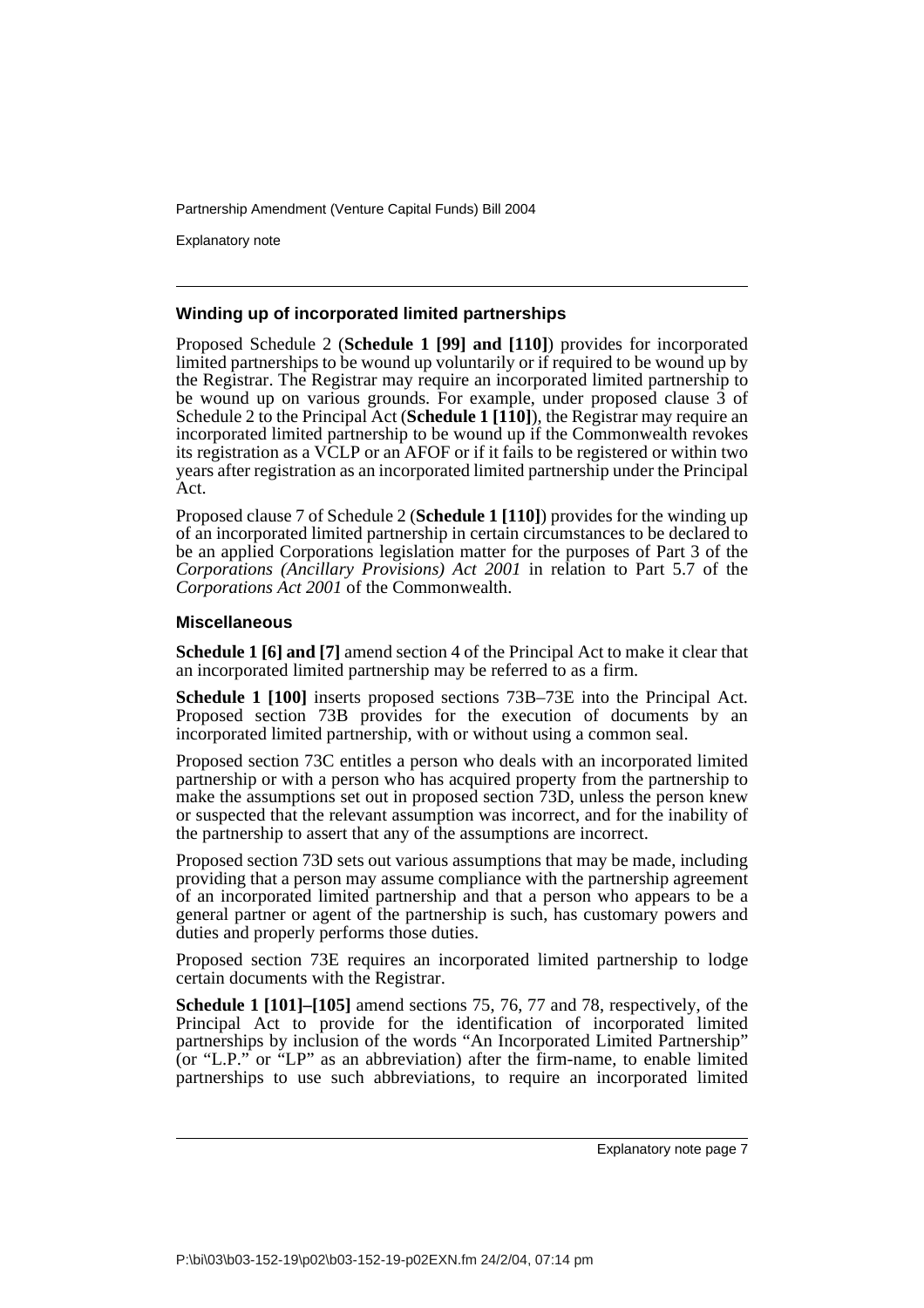### Winding up of incorporated limited partnerships

Proposed Schedule 2 (**Schedule 1 [99] and [110]**) provides for incorporated limited partnerships to be wound up voluntarily or if required to be wound up by the Registrar. The Registrar may require an incorporated limited partnership to be wound up on various grounds. For example, under proposed clause 3 of Schedule 2 to the Principal Act (**Schedule 1 [110]**), the Registrar may require an incorporated limited partnership to be wound up if the Commonwealth revokes its registration as a VCLP or an AFOF or if it fails to be registered or within two years after registration as an incorporated limited partnership under the Principal Act.

Proposed clause 7 of Schedule 2 (**Schedule 1 [110]**) provides for the winding up of an incorporated limited partnership in certain circumstances to be declared to be an applied Corporations legislation matter for the purposes of Part 3 of the *Corporations (Ancillary Provisions) Act 2001* in relation to Part 5.7 of the *Corporations Act 2001* of the Commonwealth.

### Miscellaneous

**Schedule 1 [6] and [7]** amend section 4 of the Principal Act to make it clear that an incorporated limited partnership may be referred to as a firm.

**Schedule 1 [100]** inserts proposed sections 73B–73E into the Principal Act. Proposed section 73B provides for the execution of documents by an incorporated limited partnership, with or without using a common seal.

Proposed section 73C entitles a person who deals with an incorporated limited partnership or with a person who has acquired property from the partnership to make the assumptions set out in proposed section 73D, unless the person knew or suspected that the relevant assumption was incorrect, and for the inability of the partnership to assert that any of the assumptions are incorrect.

Proposed section 73D sets out various assumptions that may be made, including providing that a person may assume compliance with the partnership agreement of an incorporated limited partnership and that a person who appears to be a general partner or agent of the partnership is such, has customary powers and duties and properly performs those duties.

Proposed section 73E requires an incorporated limited partnership to lodge certain documents with the Registrar.

**Schedule 1 [101]–[105]** amend sections 75, 76, 77 and 78, respectively, of the Principal Act to provide for the identification of incorporated limited partnerships by inclusion of the words "An Incorporated Limited Partnership" (or "L.P." or "LP" as an abbreviation) after the firm-name, to enable limited partnerships to use such abbreviations, to require an incorporated limited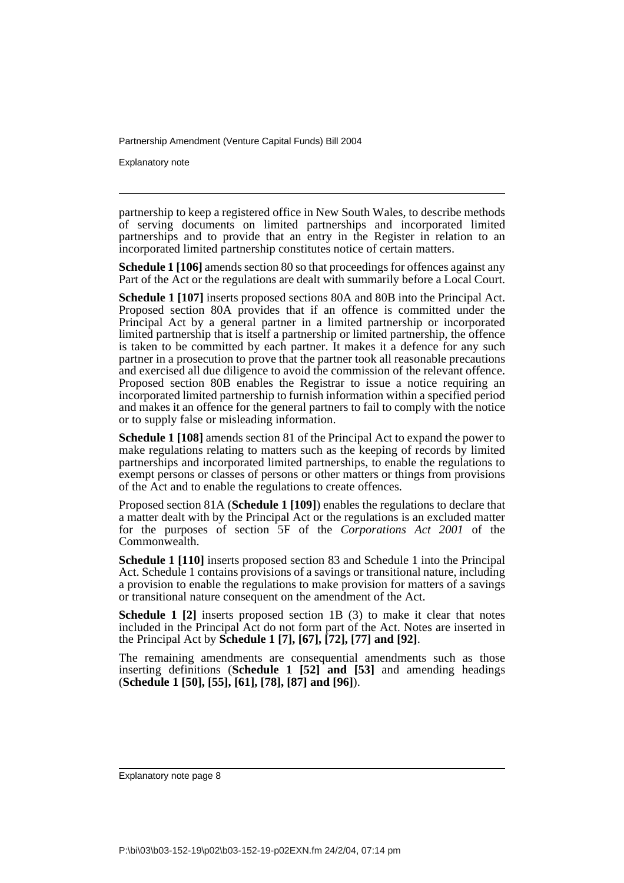partnership to keep a registered office in New South Wales, to describe methods of serving documents on limited partnerships and incorporated limited partnerships and to provide that an entry in the Register in relation to an incorporated limited partnership constitutes notice of certain matters.

**Schedule 1 [106]** amends section 80 so that proceedings for offences against any Part of the Act or the regulations are dealt with summarily before a Local Court.

**Schedule 1 [107]** inserts proposed sections 80A and 80B into the Principal Act. Proposed section 80A provides that if an offence is committed under the Principal Act by a general partner in a limited partnership or incorporated limited partnership that is itself a partnership or limited partnership, the offence is taken to be committed by each partner. It makes it a defence for any such partner in a prosecution to prove that the partner took all reasonable precautions and exercised all due diligence to avoid the commission of the relevant offence. Proposed section 80B enables the Registrar to issue a notice requiring an incorporated limited partnership to furnish information within a specified period and makes it an offence for the general partners to fail to comply with the notice or to supply false or misleading information.

**Schedule 1 [108]** amends section 81 of the Principal Act to expand the power to make regulations relating to matters such as the keeping of records by limited partnerships and incorporated limited partnerships, to enable the regulations to exempt persons or classes of persons or other matters or things from provisions of the Act and to enable the regulations to create offences.

Proposed section 81A (**Schedule 1 [109]**) enables the regulations to declare that a matter dealt with by the Principal Act or the regulations is an excluded matter for the purposes of section 5F of the *Corporations Act 2001* of the Commonwealth.

**Schedule 1 [110]** inserts proposed section 83 and Schedule 1 into the Principal Act. Schedule 1 contains provisions of a savings or transitional nature, including a provision to enable the regulations to make provision for matters of a savings or transitional nature consequent on the amendment of the Act.

**Schedule 1 [2]** inserts proposed section 1B (3) to make it clear that notes included in the Principal Act do not form part of the Act. Notes are inserted in the Principal Act by **Schedule 1 [7], [67], [72], [77] and [92]**.

The remaining amendments are consequential amendments such as those inserting definitions (**Schedule 1 [52] and [53]** and amending headings (**Schedule 1 [50], [55], [61], [78], [87] and [96]**).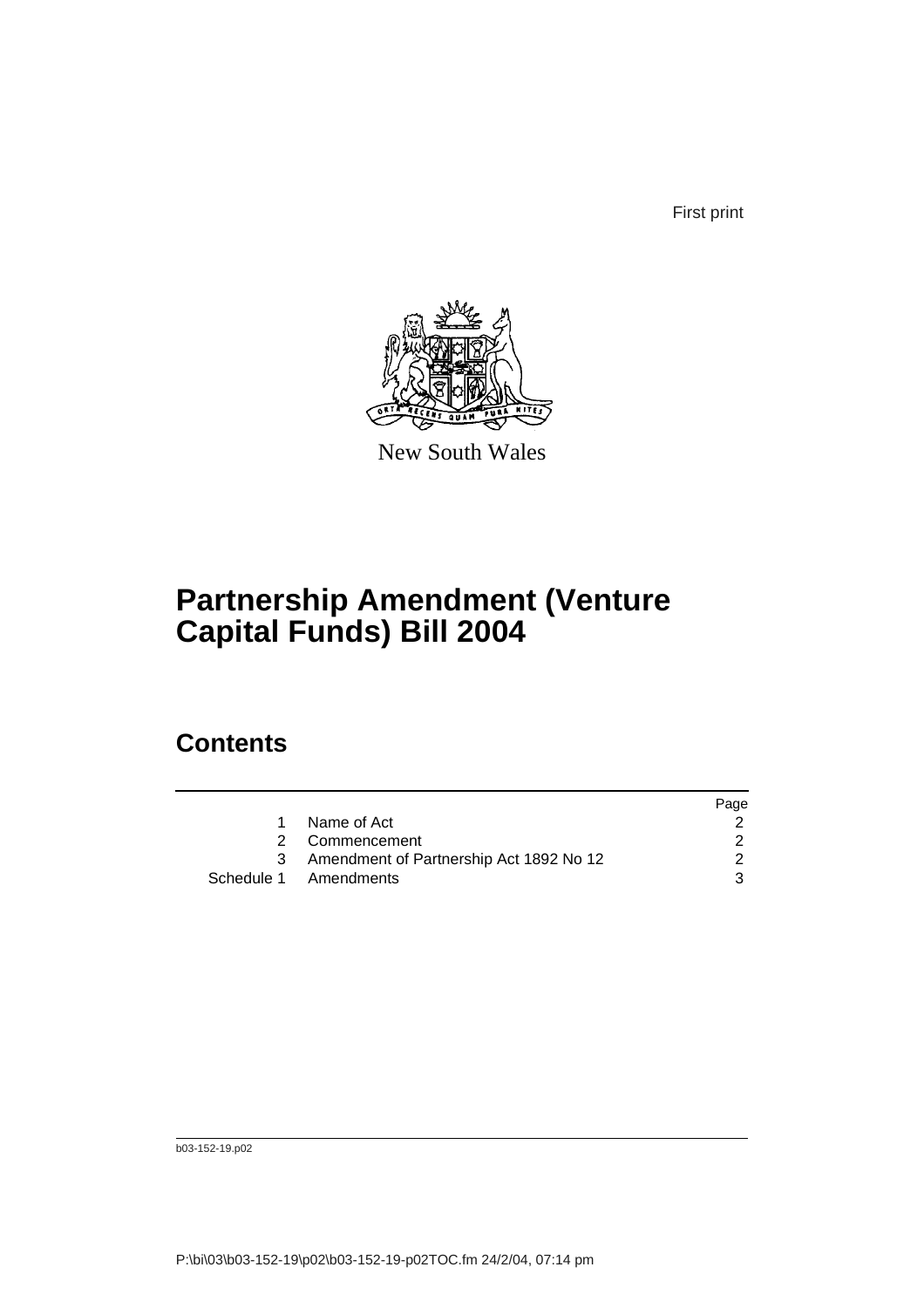First print

New South Wales

# Partnership Amendment (Venture Capital Funds) Bill 2004

## Contents

| | | Page |
|---|---|---|
| 1 | Name of Act | 2 |
| 2 | Commencement | 2 |
| 3 | Amendment of Partnership Act 1892 No 12 | 2 |
| Schedule 1 | Amendments | 3 |

b03-152-19.p02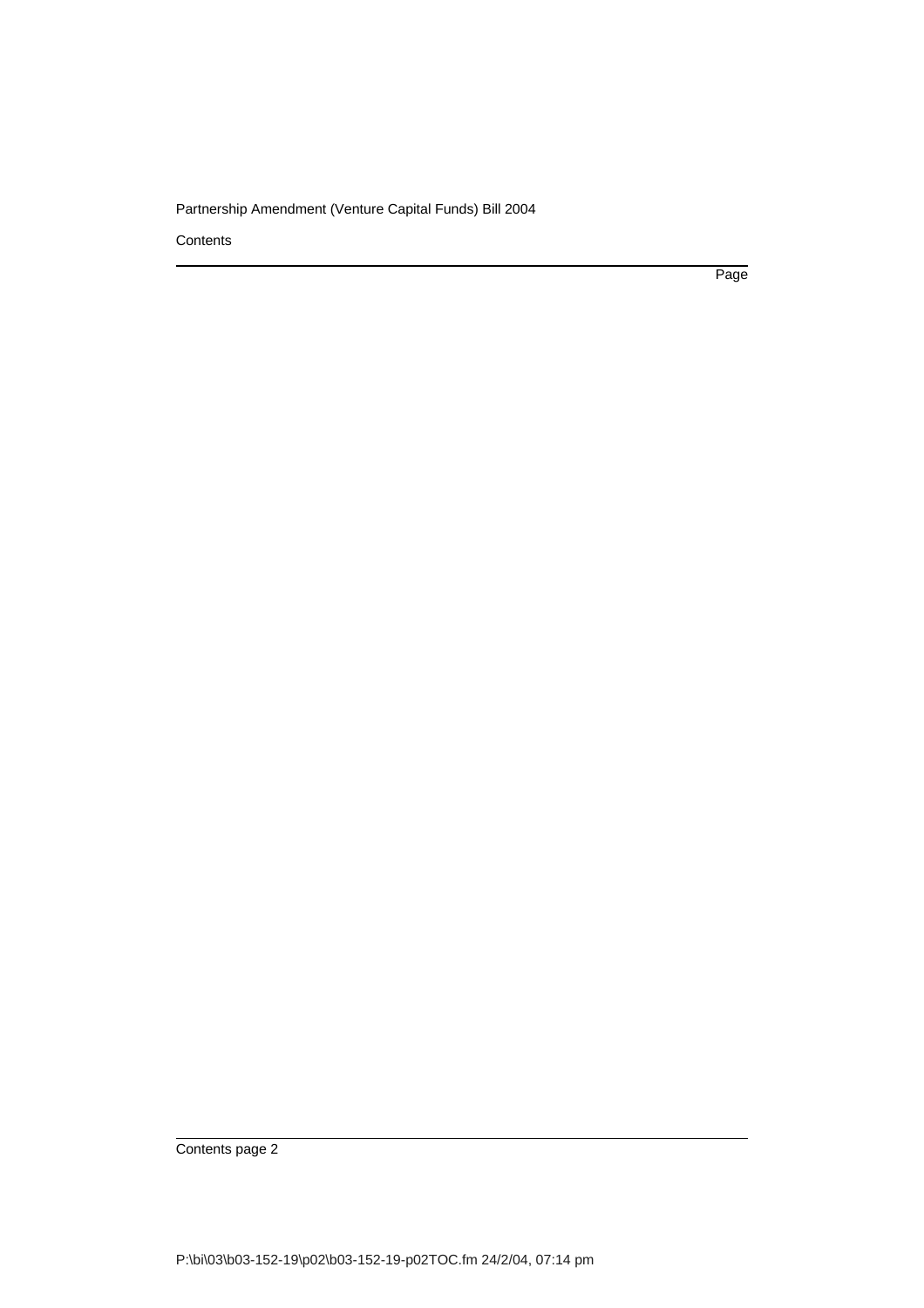Contents

Page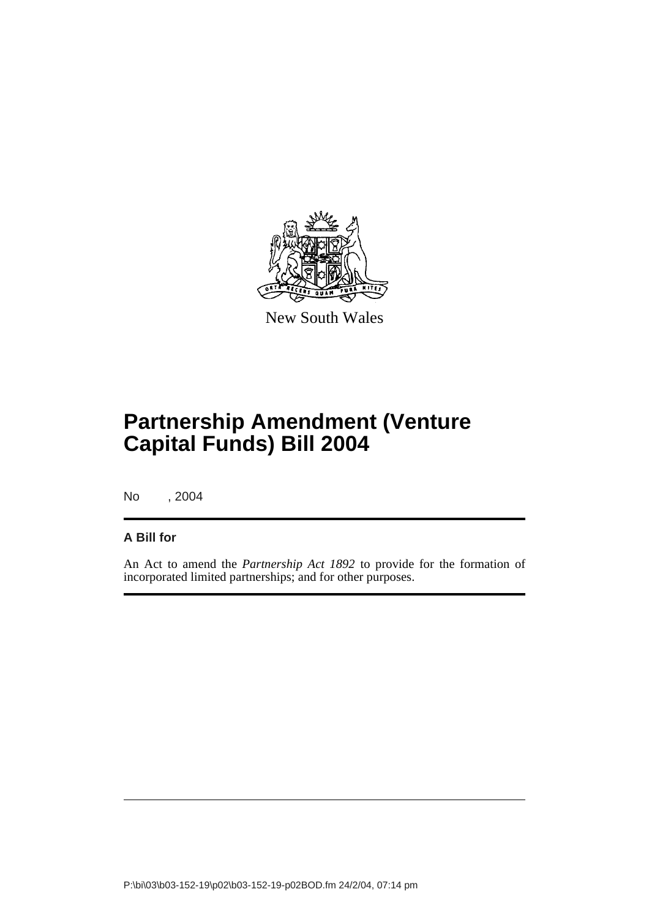New South Wales

# Partnership Amendment (Venture Capital Funds) Bill 2004

No , 2004

**A Bill for**

An Act to amend the *Partnership Act 1892* to provide for the formation of incorporated limited partnerships; and for other purposes.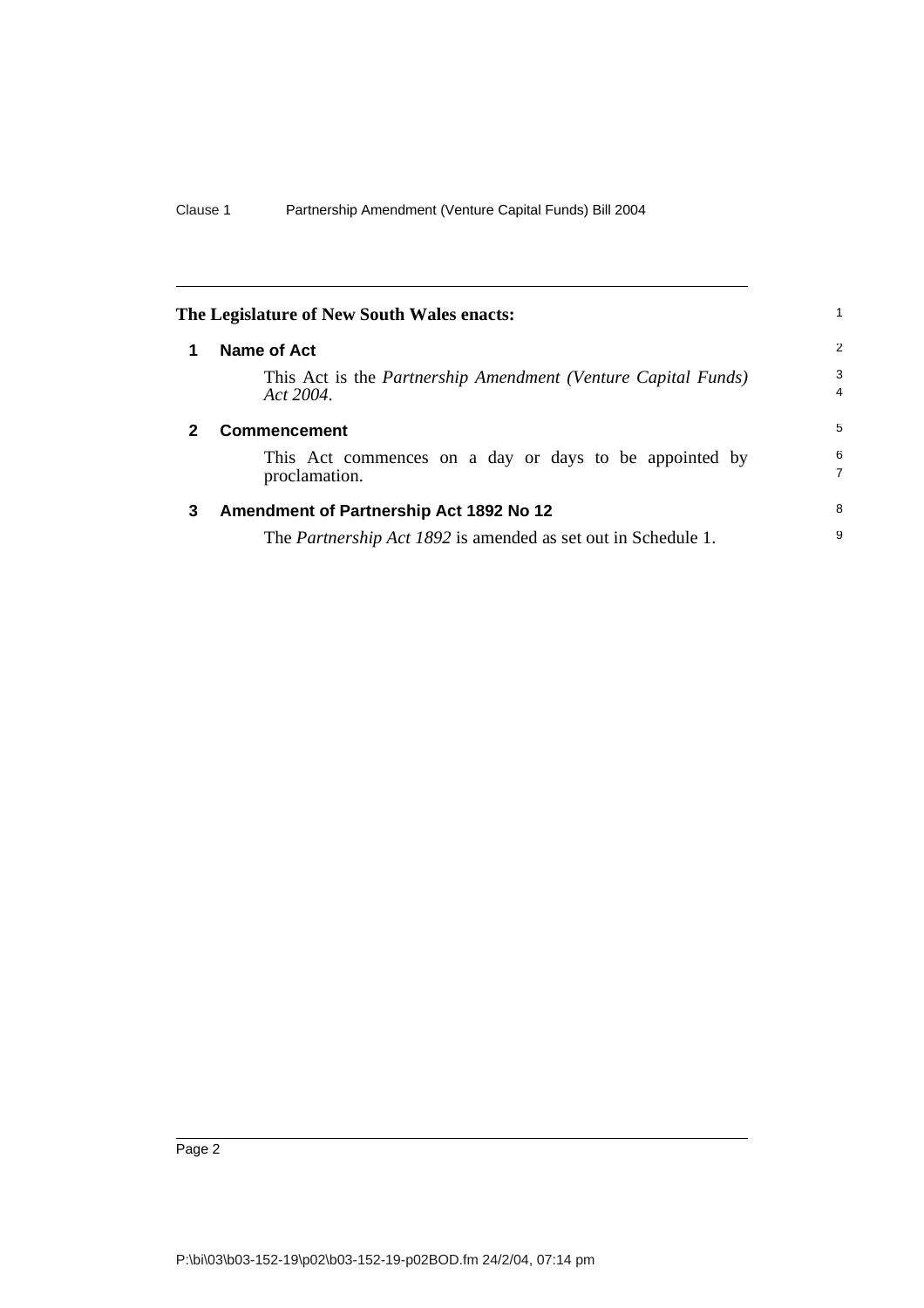**The Legislature of New South Wales enacts:**

## 1 Name of Act

This Act is the *Partnership Amendment (Venture Capital Funds) Act 2004*.

## 2 Commencement

This Act commences on a day or days to be appointed by proclamation.

## 3 Amendment of Partnership Act 1892 No 12

The *Partnership Act 1892* is amended as set out in Schedule 1.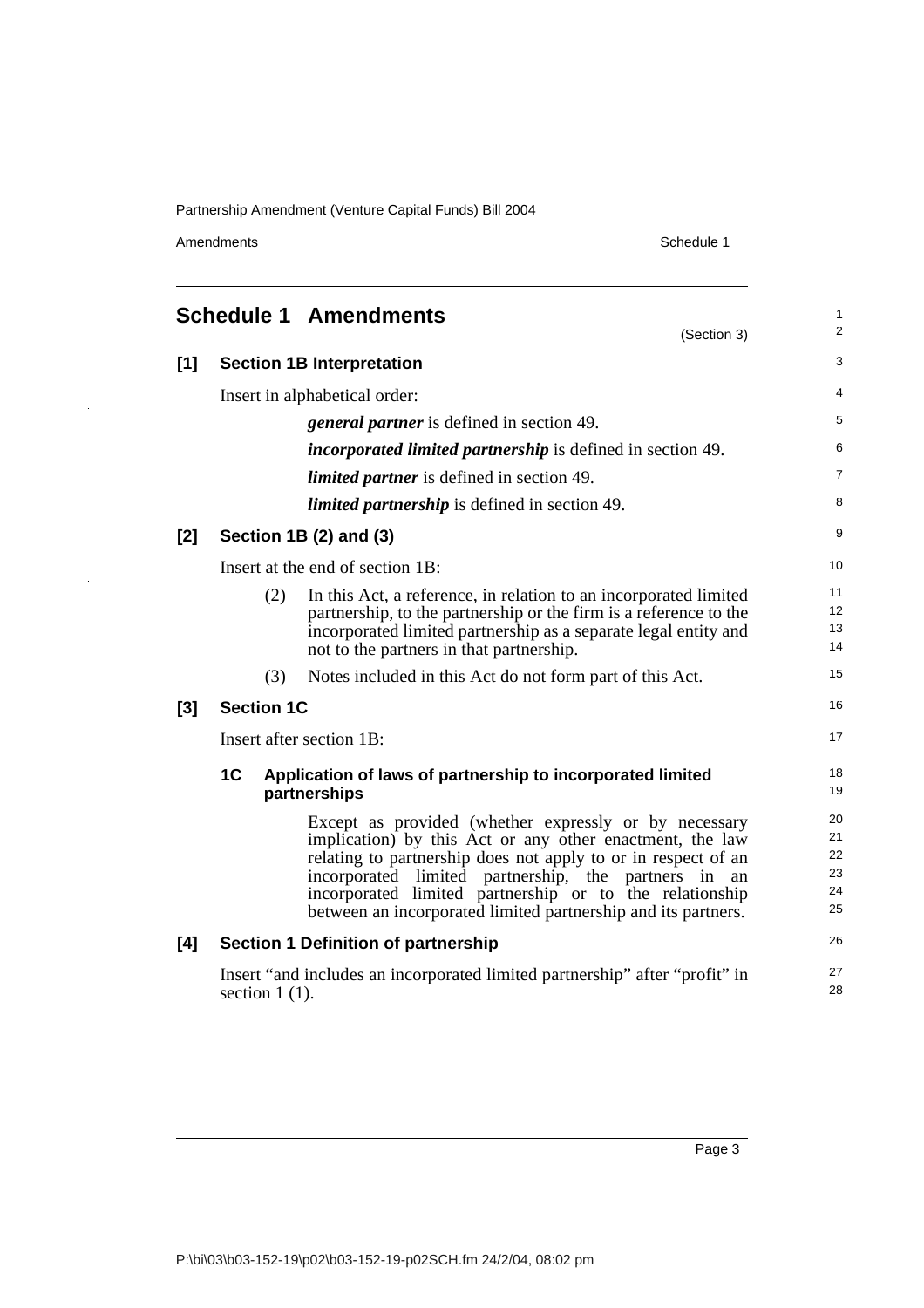## Schedule 1 Amendments

(Section 3)

### [1] Section 1B Interpretation

Insert in alphabetical order:

> ***general partner*** is defined in section 49.
>
> ***incorporated limited partnership*** is defined in section 49.
>
> ***limited partner*** is defined in section 49.
>
> ***limited partnership*** is defined in section 49.

### [2] Section 1B (2) and (3)

Insert at the end of section 1B:

> (2) In this Act, a reference, in relation to an incorporated limited partnership, to the partnership or the firm is a reference to the incorporated limited partnership as a separate legal entity and not to the partners in that partnership.
>
> (3) Notes included in this Act do not form part of this Act.

### [3] Section 1C

Insert after section 1B:

> **1C Application of laws of partnership to incorporated limited partnerships**
>
> Except as provided (whether expressly or by necessary implication) by this Act or any other enactment, the law relating to partnership does not apply to or in respect of an incorporated limited partnership, the partners in an incorporated limited partnership or to the relationship between an incorporated limited partnership and its partners.

### [4] Section 1 Definition of partnership

Insert "and includes an incorporated limited partnership" after "profit" in section 1 (1).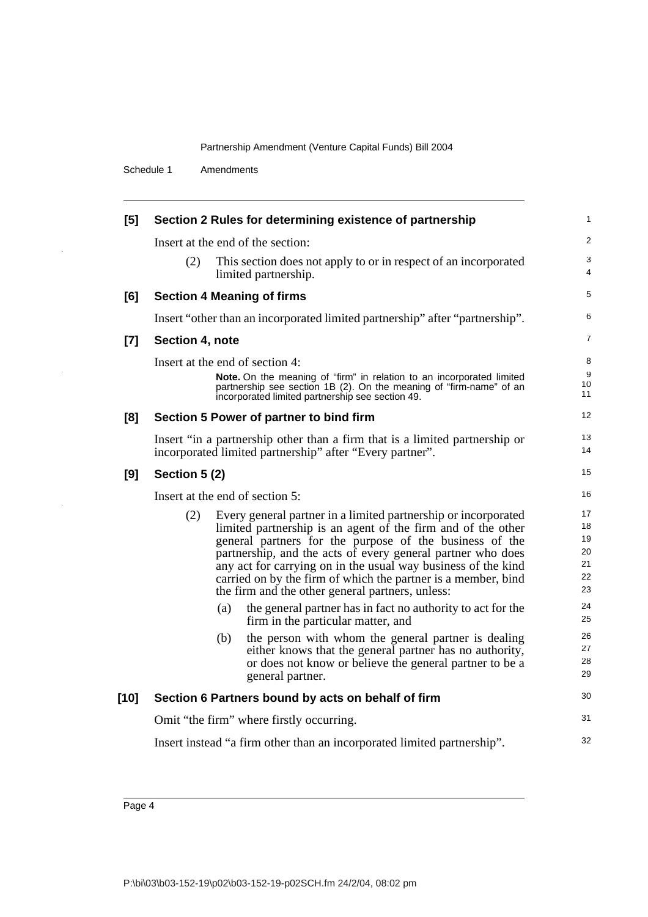**[5] Section 2 Rules for determining existence of partnership**

Insert at the end of the section:

(2) This section does not apply to or in respect of an incorporated limited partnership.

**[6] Section 4 Meaning of firms**

Insert "other than an incorporated limited partnership" after "partnership".

**[7] Section 4, note**

Insert at the end of section 4:

**Note.** On the meaning of "firm" in relation to an incorporated limited partnership see section 1B (2). On the meaning of "firm-name" of an incorporated limited partnership see section 49.

**[8] Section 5 Power of partner to bind firm**

Insert "in a partnership other than a firm that is a limited partnership or incorporated limited partnership" after "Every partner".

**[9] Section 5 (2)**

Insert at the end of section 5:

(2) Every general partner in a limited partnership or incorporated limited partnership is an agent of the firm and of the other general partners for the purpose of the business of the partnership, and the acts of every general partner who does any act for carrying on in the usual way business of the kind carried on by the firm of which the partner is a member, bind the firm and the other general partners, unless:

(a) the general partner has in fact no authority to act for the firm in the particular matter, and

(b) the person with whom the general partner is dealing either knows that the general partner has no authority, or does not know or believe the general partner to be a general partner.

**[10] Section 6 Partners bound by acts on behalf of firm**

Omit "the firm" where firstly occurring.

Insert instead "a firm other than an incorporated limited partnership".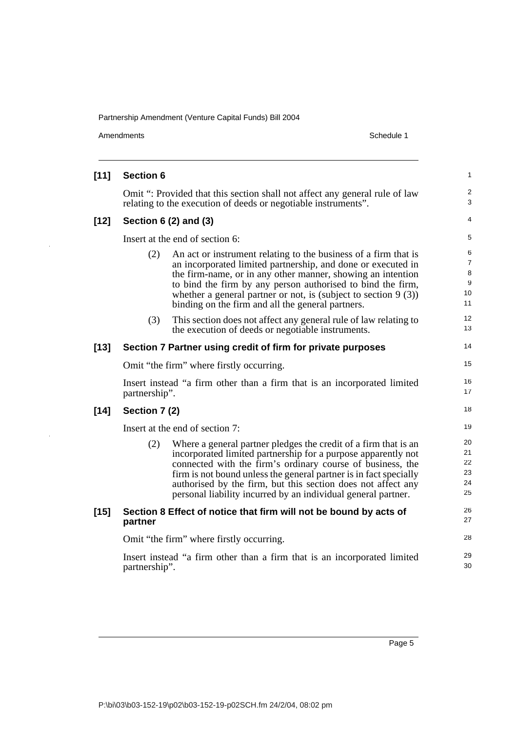**[11] Section 6**

Omit ": Provided that this section shall not affect any general rule of law relating to the execution of deeds or negotiable instruments".

**[12] Section 6 (2) and (3)**

Insert at the end of section 6:

(2) An act or instrument relating to the business of a firm that is an incorporated limited partnership, and done or executed in the firm-name, or in any other manner, showing an intention to bind the firm by any person authorised to bind the firm, whether a general partner or not, is (subject to section 9 (3)) binding on the firm and all the general partners.

(3) This section does not affect any general rule of law relating to the execution of deeds or negotiable instruments.

**[13] Section 7 Partner using credit of firm for private purposes**

Omit "the firm" where firstly occurring.

Insert instead "a firm other than a firm that is an incorporated limited partnership".

**[14] Section 7 (2)**

Insert at the end of section 7:

(2) Where a general partner pledges the credit of a firm that is an incorporated limited partnership for a purpose apparently not connected with the firm's ordinary course of business, the firm is not bound unless the general partner is in fact specially authorised by the firm, but this section does not affect any personal liability incurred by an individual general partner.

**[15] Section 8 Effect of notice that firm will not be bound by acts of partner**

Omit "the firm" where firstly occurring.

Insert instead "a firm other than a firm that is an incorporated limited partnership".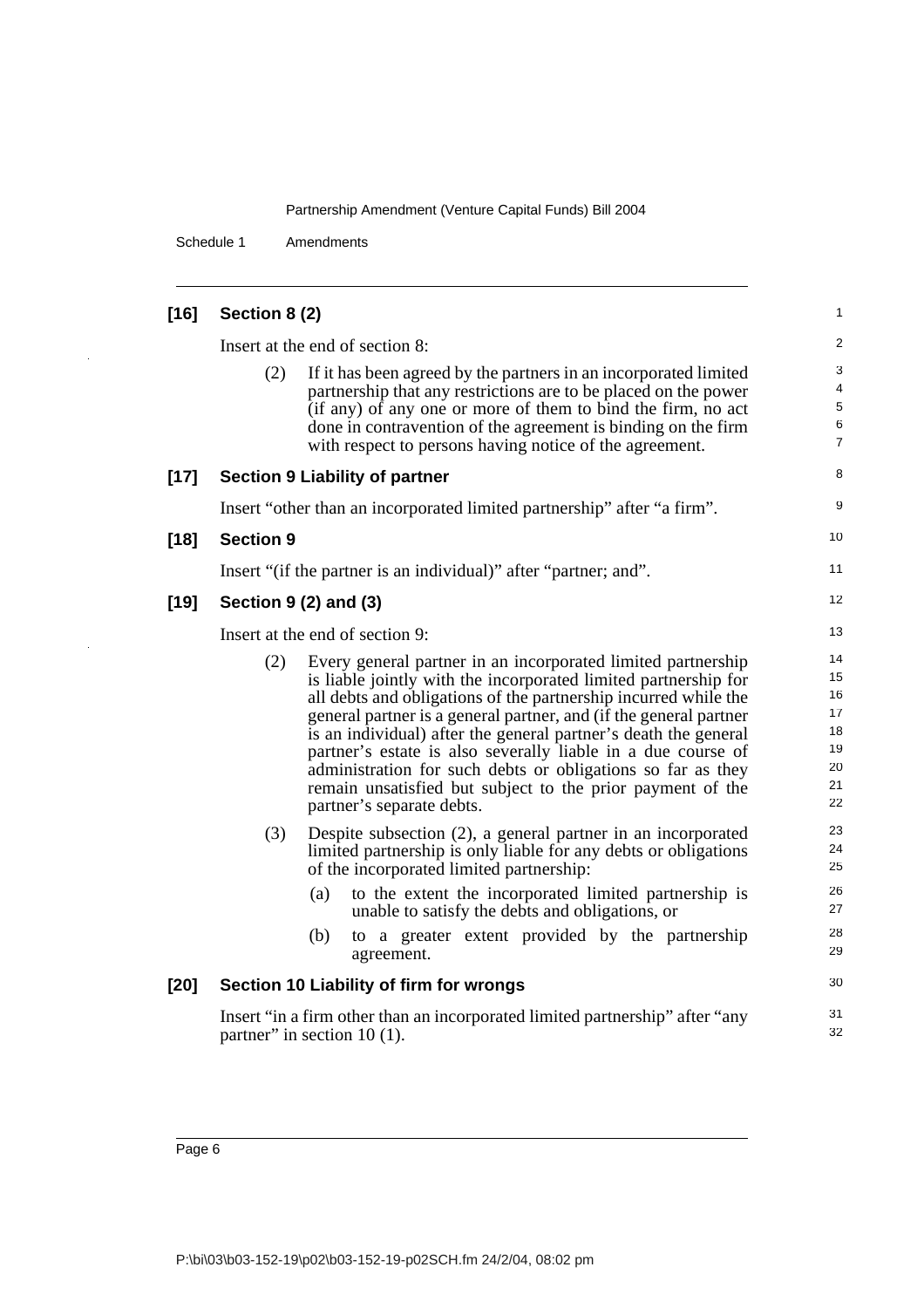**[16] Section 8 (2)**

Insert at the end of section 8:

(2) If it has been agreed by the partners in an incorporated limited partnership that any restrictions are to be placed on the power (if any) of any one or more of them to bind the firm, no act done in contravention of the agreement is binding on the firm with respect to persons having notice of the agreement.

**[17] Section 9 Liability of partner**

Insert "other than an incorporated limited partnership" after "a firm".

**[18] Section 9**

Insert "(if the partner is an individual)" after "partner; and".

**[19] Section 9 (2) and (3)**

Insert at the end of section 9:

(2) Every general partner in an incorporated limited partnership is liable jointly with the incorporated limited partnership for all debts and obligations of the partnership incurred while the general partner is a general partner, and (if the general partner is an individual) after the general partner's death the general partner's estate is also severally liable in a due course of administration for such debts or obligations so far as they remain unsatisfied but subject to the prior payment of the partner's separate debts.

(3) Despite subsection (2), a general partner in an incorporated limited partnership is only liable for any debts or obligations of the incorporated limited partnership:

(a) to the extent the incorporated limited partnership is unable to satisfy the debts and obligations, or

(b) to a greater extent provided by the partnership agreement.

**[20] Section 10 Liability of firm for wrongs**

Insert "in a firm other than an incorporated limited partnership" after "any partner" in section 10 (1).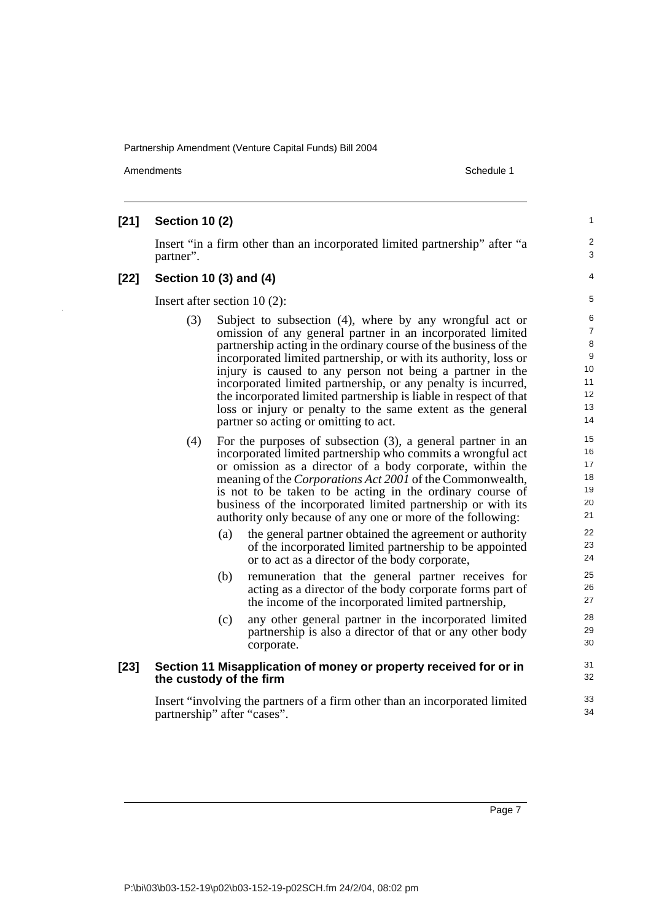**[21] Section 10 (2)**

Insert "in a firm other than an incorporated limited partnership" after "a partner".

**[22] Section 10 (3) and (4)**

Insert after section 10 (2):

(3) Subject to subsection (4), where by any wrongful act or omission of any general partner in an incorporated limited partnership acting in the ordinary course of the business of the incorporated limited partnership, or with its authority, loss or injury is caused to any person not being a partner in the incorporated limited partnership, or any penalty is incurred, the incorporated limited partnership is liable in respect of that loss or injury or penalty to the same extent as the general partner so acting or omitting to act.

(4) For the purposes of subsection (3), a general partner in an incorporated limited partnership who commits a wrongful act or omission as a director of a body corporate, within the meaning of the *Corporations Act 2001* of the Commonwealth, is not to be taken to be acting in the ordinary course of business of the incorporated limited partnership or with its authority only because of any one or more of the following:

(a) the general partner obtained the agreement or authority of the incorporated limited partnership to be appointed or to act as a director of the body corporate,

(b) remuneration that the general partner receives for acting as a director of the body corporate forms part of the income of the incorporated limited partnership,

(c) any other general partner in the incorporated limited partnership is also a director of that or any other body corporate.

**[23] Section 11 Misapplication of money or property received for or in the custody of the firm**

Insert "involving the partners of a firm other than an incorporated limited partnership" after "cases".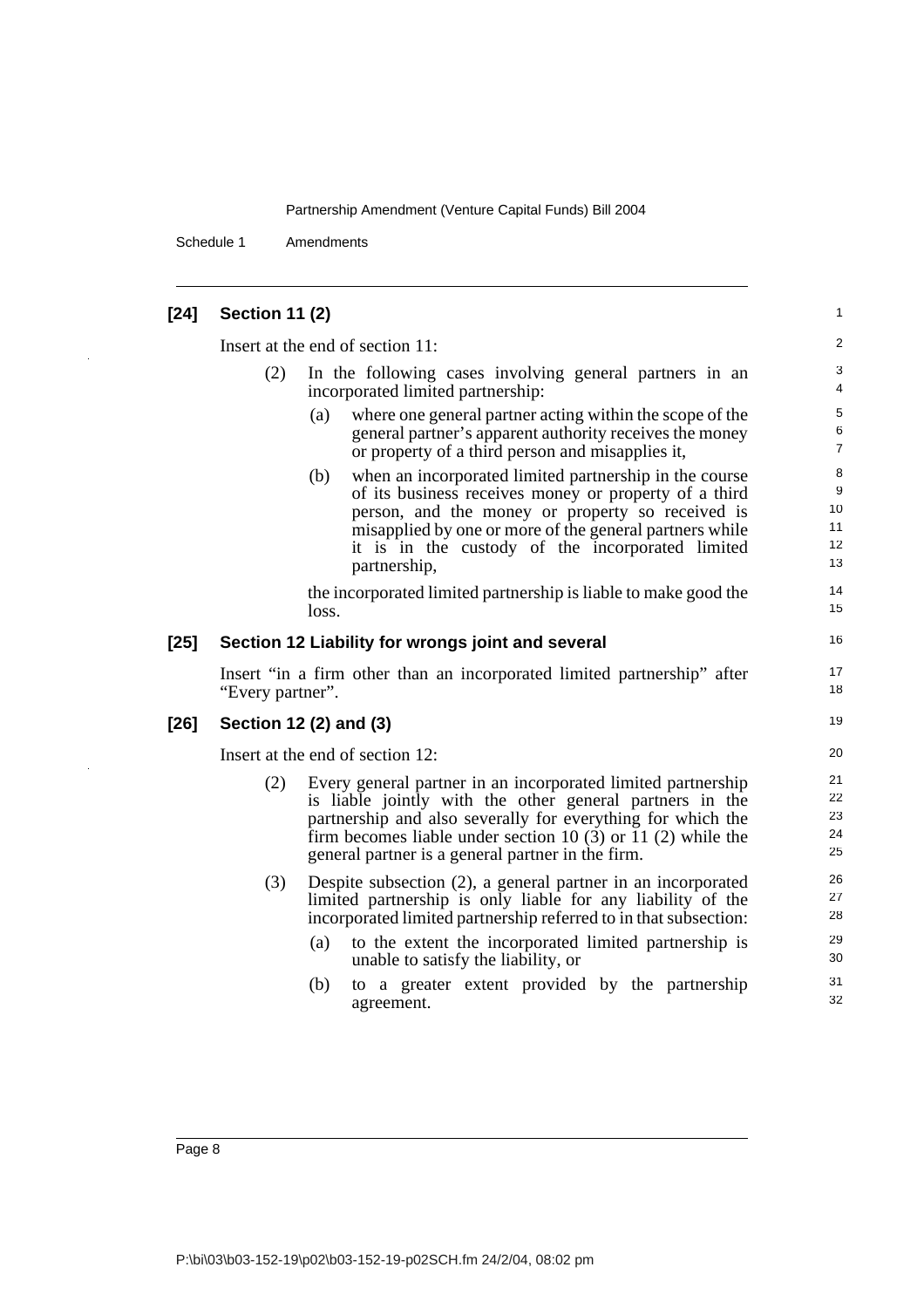### [24] Section 11 (2)

Insert at the end of section 11:

(2) In the following cases involving general partners in an incorporated limited partnership:

- (a) where one general partner acting within the scope of the general partner's apparent authority receives the money or property of a third person and misapplies it,
- (b) when an incorporated limited partnership in the course of its business receives money or property of a third person, and the money or property so received is misapplied by one or more of the general partners while it is in the custody of the incorporated limited partnership,

the incorporated limited partnership is liable to make good the loss.

### [25] Section 12 Liability for wrongs joint and several

Insert "in a firm other than an incorporated limited partnership" after "Every partner".

### [26] Section 12 (2) and (3)

Insert at the end of section 12:

(2) Every general partner in an incorporated limited partnership is liable jointly with the other general partners in the partnership and also severally for everything for which the firm becomes liable under section 10 (3) or 11 (2) while the general partner is a general partner in the firm.

(3) Despite subsection (2), a general partner in an incorporated limited partnership is only liable for any liability of the incorporated limited partnership referred to in that subsection:

- (a) to the extent the incorporated limited partnership is unable to satisfy the liability, or
- (b) to a greater extent provided by the partnership agreement.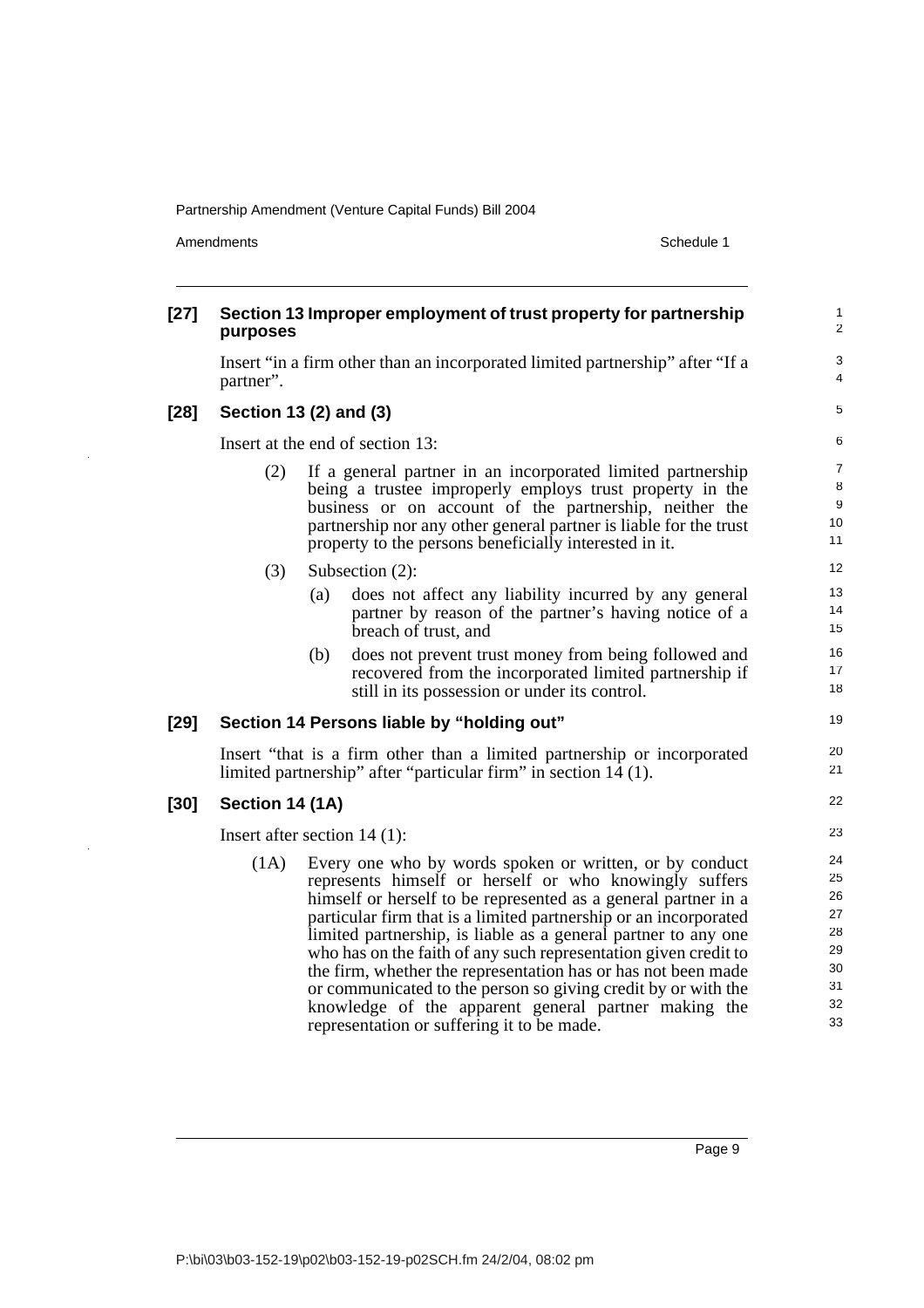### [27] Section 13 Improper employment of trust property for partnership purposes

Insert "in a firm other than an incorporated limited partnership" after "If a partner".

### [28] Section 13 (2) and (3)

Insert at the end of section 13:

(2) If a general partner in an incorporated limited partnership being a trustee improperly employs trust property in the business or on account of the partnership, neither the partnership nor any other general partner is liable for the trust property to the persons beneficially interested in it.

(3) Subsection (2):

- (a) does not affect any liability incurred by any general partner by reason of the partner's having notice of a breach of trust, and
- (b) does not prevent trust money from being followed and recovered from the incorporated limited partnership if still in its possession or under its control.

### [29] Section 14 Persons liable by "holding out"

Insert "that is a firm other than a limited partnership or incorporated limited partnership" after "particular firm" in section 14 (1).

### [30] Section 14 (1A)

Insert after section 14 (1):

(1A) Every one who by words spoken or written, or by conduct represents himself or herself or who knowingly suffers himself or herself to be represented as a general partner in a particular firm that is a limited partnership or an incorporated limited partnership, is liable as a general partner to any one who has on the faith of any such representation given credit to the firm, whether the representation has or has not been made or communicated to the person so giving credit by or with the knowledge of the apparent general partner making the representation or suffering it to be made.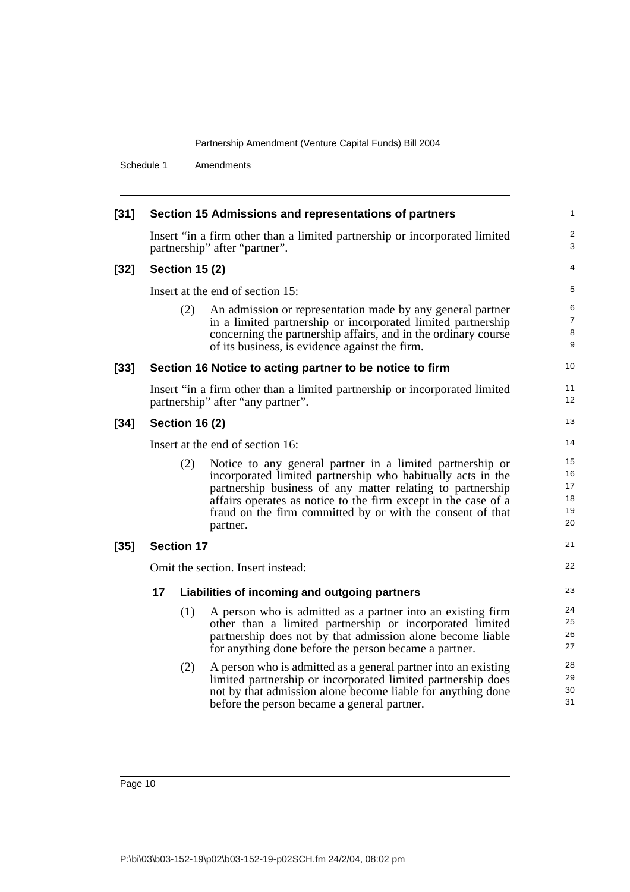**[31] Section 15 Admissions and representations of partners**

Insert "in a firm other than a limited partnership or incorporated limited partnership" after "partner".

**[32] Section 15 (2)**

Insert at the end of section 15:

(2) An admission or representation made by any general partner in a limited partnership or incorporated limited partnership concerning the partnership affairs, and in the ordinary course of its business, is evidence against the firm.

**[33] Section 16 Notice to acting partner to be notice to firm**

Insert "in a firm other than a limited partnership or incorporated limited partnership" after "any partner".

**[34] Section 16 (2)**

Insert at the end of section 16:

(2) Notice to any general partner in a limited partnership or incorporated limited partnership who habitually acts in the partnership business of any matter relating to partnership affairs operates as notice to the firm except in the case of a fraud on the firm committed by or with the consent of that partner.

**[35] Section 17**

Omit the section. Insert instead:

**17 Liabilities of incoming and outgoing partners**

(1) A person who is admitted as a partner into an existing firm other than a limited partnership or incorporated limited partnership does not by that admission alone become liable for anything done before the person became a partner.

(2) A person who is admitted as a general partner into an existing limited partnership or incorporated limited partnership does not by that admission alone become liable for anything done before the person became a general partner.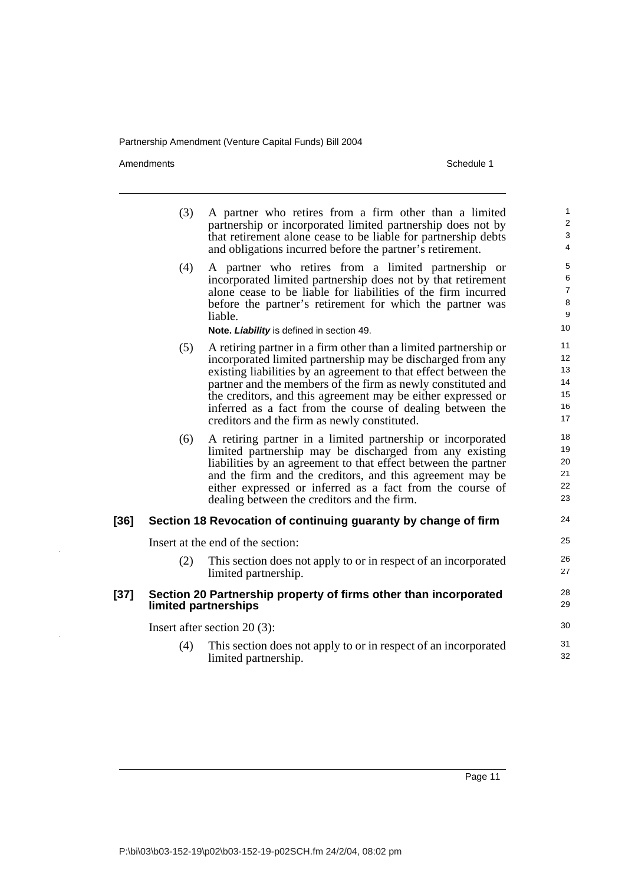(3) A partner who retires from a firm other than a limited partnership or incorporated limited partnership does not by that retirement alone cease to be liable for partnership debts and obligations incurred before the partner's retirement.

(4) A partner who retires from a limited partnership or incorporated limited partnership does not by that retirement alone cease to be liable for liabilities of the firm incurred before the partner's retirement for which the partner was liable.

**Note.** ***Liability*** is defined in section 49.

(5) A retiring partner in a firm other than a limited partnership or incorporated limited partnership may be discharged from any existing liabilities by an agreement to that effect between the partner and the members of the firm as newly constituted and the creditors, and this agreement may be either expressed or inferred as a fact from the course of dealing between the creditors and the firm as newly constituted.

(6) A retiring partner in a limited partnership or incorporated limited partnership may be discharged from any existing liabilities by an agreement to that effect between the partner and the firm and the creditors, and this agreement may be either expressed or inferred as a fact from the course of dealing between the creditors and the firm.

### [36] Section 18 Revocation of continuing guaranty by change of firm

Insert at the end of the section:

(2) This section does not apply to or in respect of an incorporated limited partnership.

### [37] Section 20 Partnership property of firms other than incorporated limited partnerships

Insert after section 20 (3):

(4) This section does not apply to or in respect of an incorporated limited partnership.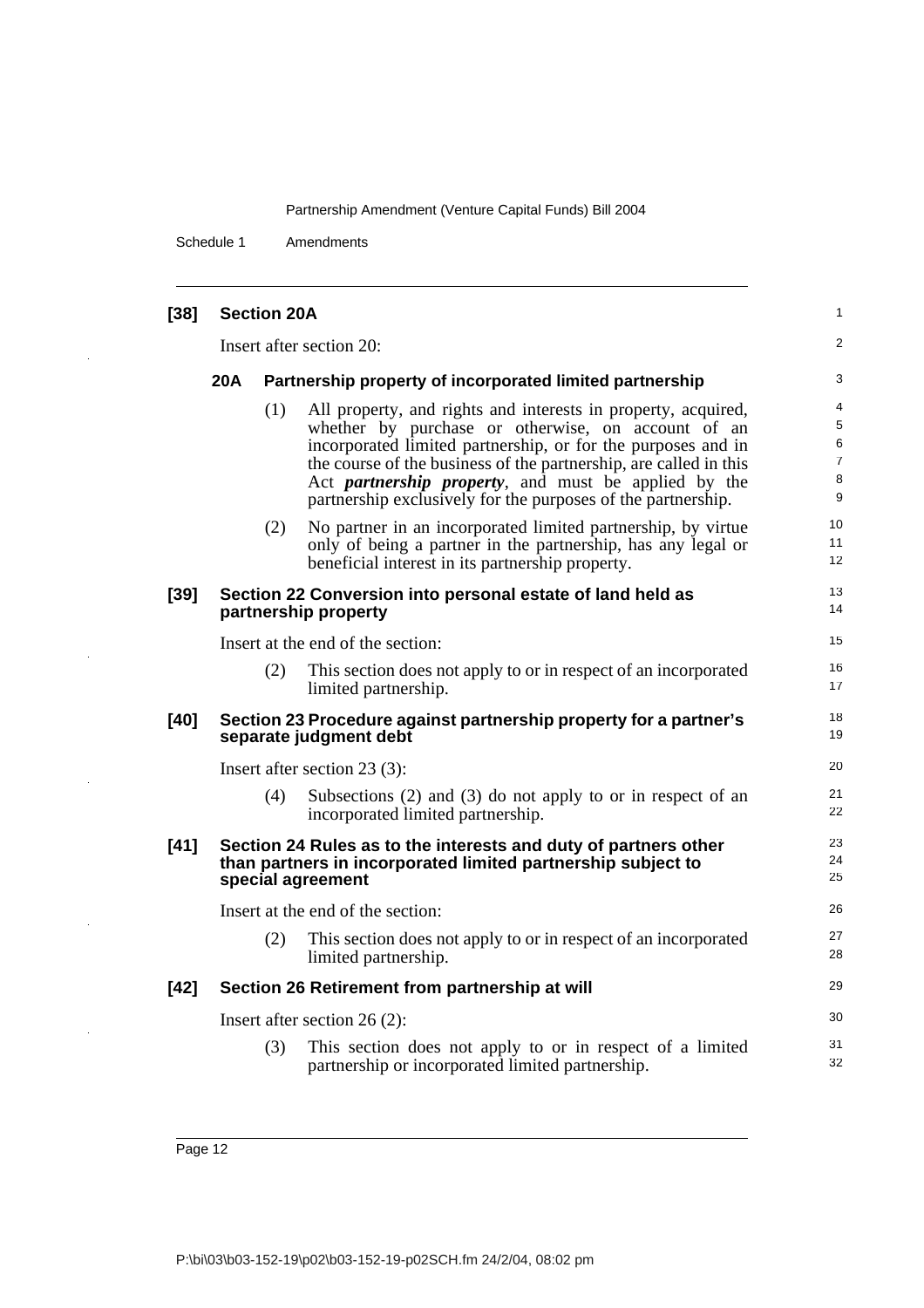**[38] Section 20A**

Insert after section 20:

**20A Partnership property of incorporated limited partnership**

(1) All property, and rights and interests in property, acquired, whether by purchase or otherwise, on account of an incorporated limited partnership, or for the purposes and in the course of the business of the partnership, are called in this Act ***partnership property***, and must be applied by the partnership exclusively for the purposes of the partnership.

(2) No partner in an incorporated limited partnership, by virtue only of being a partner in the partnership, has any legal or beneficial interest in its partnership property.

**[39] Section 22 Conversion into personal estate of land held as partnership property**

Insert at the end of the section:

(2) This section does not apply to or in respect of an incorporated limited partnership.

**[40] Section 23 Procedure against partnership property for a partner's separate judgment debt**

Insert after section 23 (3):

(4) Subsections (2) and (3) do not apply to or in respect of an incorporated limited partnership.

**[41] Section 24 Rules as to the interests and duty of partners other than partners in incorporated limited partnership subject to special agreement**

Insert at the end of the section:

(2) This section does not apply to or in respect of an incorporated limited partnership.

**[42] Section 26 Retirement from partnership at will**

Insert after section 26 (2):

(3) This section does not apply to or in respect of a limited partnership or incorporated limited partnership.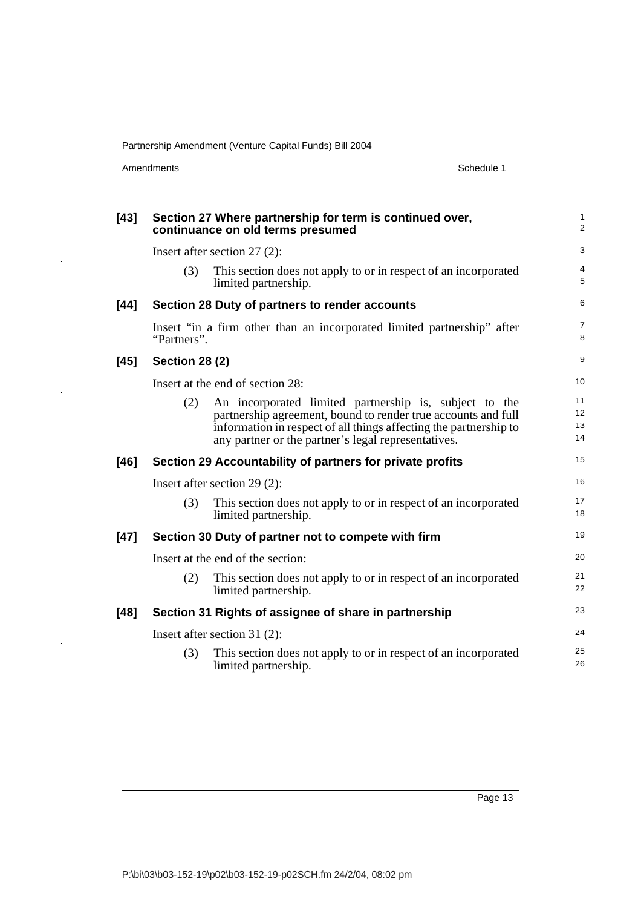**[43] Section 27 Where partnership for term is continued over, continuance on old terms presumed**

Insert after section 27 (2):

(3) This section does not apply to or in respect of an incorporated limited partnership.

**[44] Section 28 Duty of partners to render accounts**

Insert "in a firm other than an incorporated limited partnership" after "Partners".

**[45] Section 28 (2)**

Insert at the end of section 28:

(2) An incorporated limited partnership is, subject to the partnership agreement, bound to render true accounts and full information in respect of all things affecting the partnership to any partner or the partner's legal representatives.

**[46] Section 29 Accountability of partners for private profits**

Insert after section 29 (2):

(3) This section does not apply to or in respect of an incorporated limited partnership.

**[47] Section 30 Duty of partner not to compete with firm**

Insert at the end of the section:

(2) This section does not apply to or in respect of an incorporated limited partnership.

**[48] Section 31 Rights of assignee of share in partnership**

Insert after section 31 (2):

(3) This section does not apply to or in respect of an incorporated limited partnership.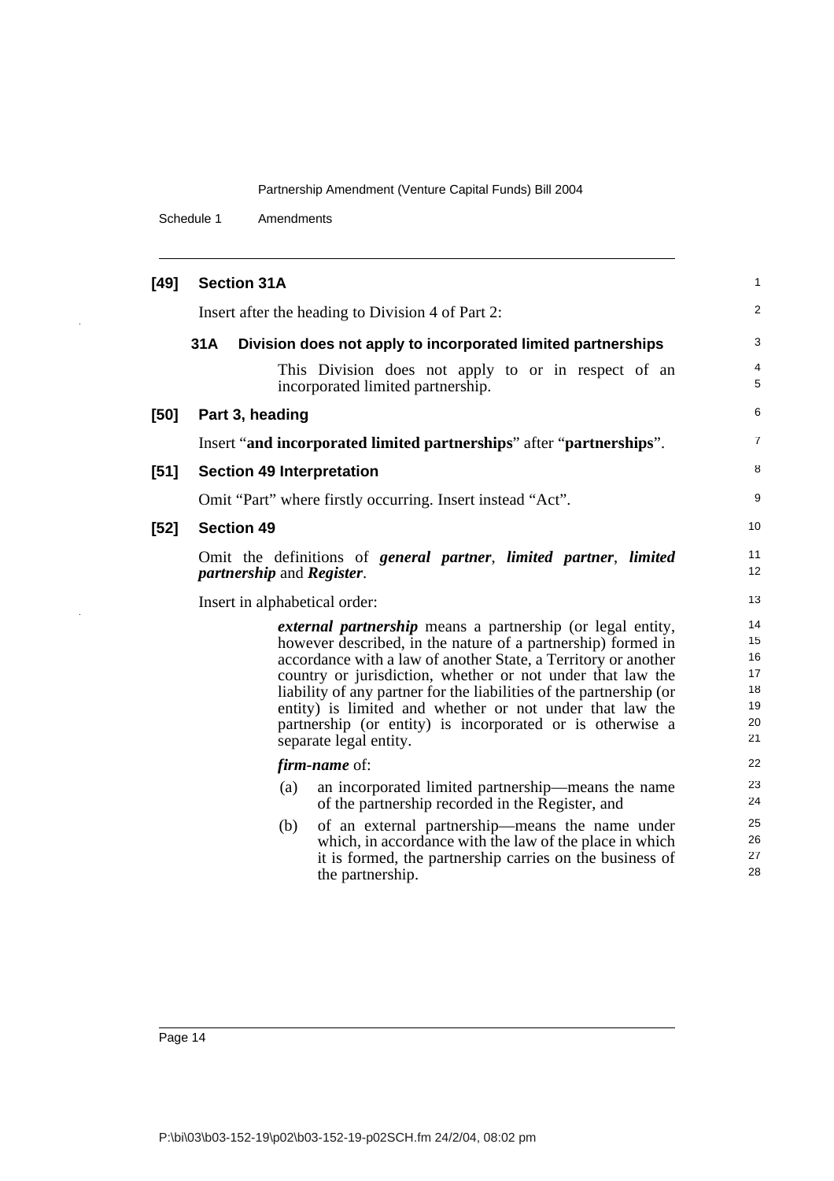**[49] Section 31A**

Insert after the heading to Division 4 of Part 2:

**31A Division does not apply to incorporated limited partnerships**

This Division does not apply to or in respect of an incorporated limited partnership.

**[50] Part 3, heading**

Insert "**and incorporated limited partnerships**" after "**partnerships**".

**[51] Section 49 Interpretation**

Omit "Part" where firstly occurring. Insert instead "Act".

**[52] Section 49**

Omit the definitions of ***general partner***, ***limited partner***, ***limited partnership*** and ***Register***.

Insert in alphabetical order:

***external partnership*** means a partnership (or legal entity, however described, in the nature of a partnership) formed in accordance with a law of another State, a Territory or another country or jurisdiction, whether or not under that law the liability of any partner for the liabilities of the partnership (or entity) is limited and whether or not under that law the partnership (or entity) is incorporated or is otherwise a separate legal entity.

***firm-name*** of:

(a) an incorporated limited partnership—means the name of the partnership recorded in the Register, and

(b) of an external partnership—means the name under which, in accordance with the law of the place in which it is formed, the partnership carries on the business of the partnership.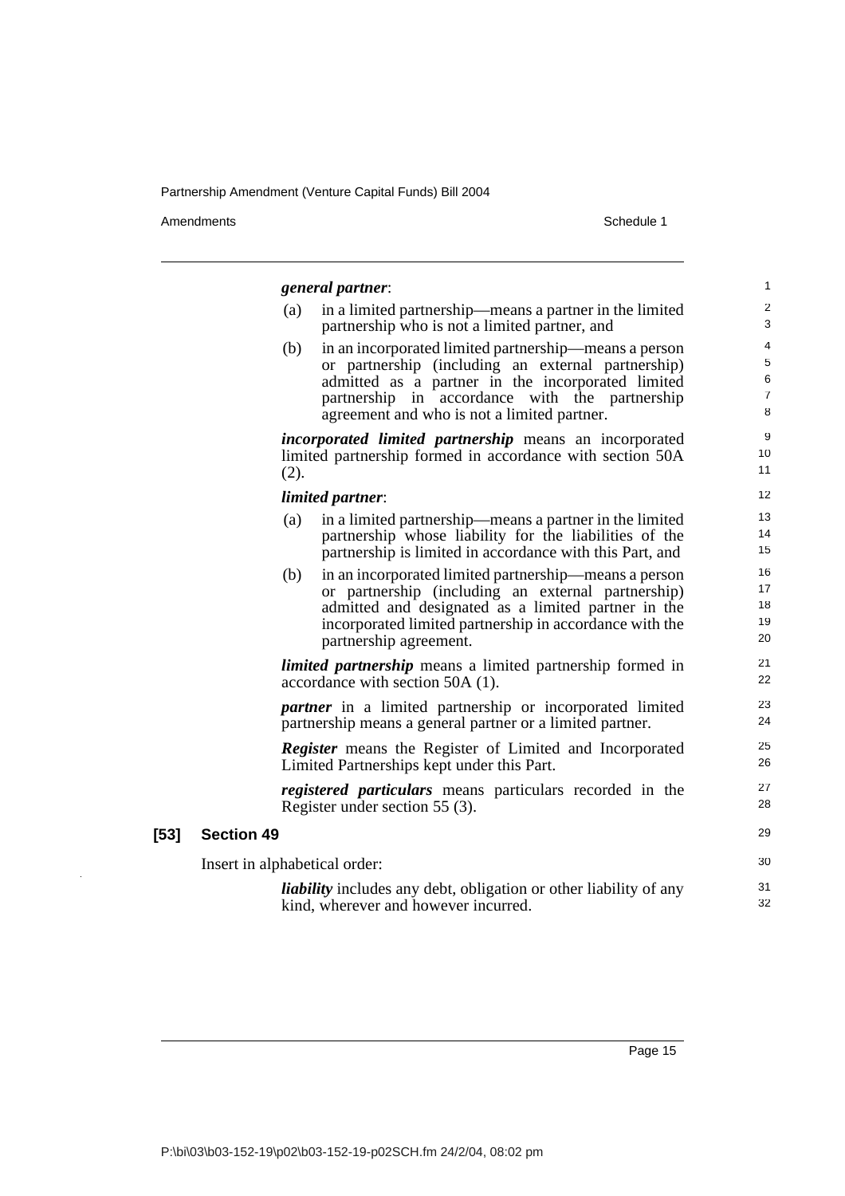***general partner***:

(a) in a limited partnership—means a partner in the limited partnership who is not a limited partner, and

(b) in an incorporated limited partnership—means a person or partnership (including an external partnership) admitted as a partner in the incorporated limited partnership in accordance with the partnership agreement and who is not a limited partner.

***incorporated limited partnership*** means an incorporated limited partnership formed in accordance with section 50A (2).

***limited partner***:

(a) in a limited partnership—means a partner in the limited partnership whose liability for the liabilities of the partnership is limited in accordance with this Part, and

(b) in an incorporated limited partnership—means a person or partnership (including an external partnership) admitted and designated as a limited partner in the incorporated limited partnership in accordance with the partnership agreement.

***limited partnership*** means a limited partnership formed in accordance with section 50A (1).

***partner*** in a limited partnership or incorporated limited partnership means a general partner or a limited partner.

***Register*** means the Register of Limited and Incorporated Limited Partnerships kept under this Part.

***registered particulars*** means particulars recorded in the Register under section 55 (3).

## [53] Section 49

Insert in alphabetical order:

***liability*** includes any debt, obligation or other liability of any kind, wherever and however incurred.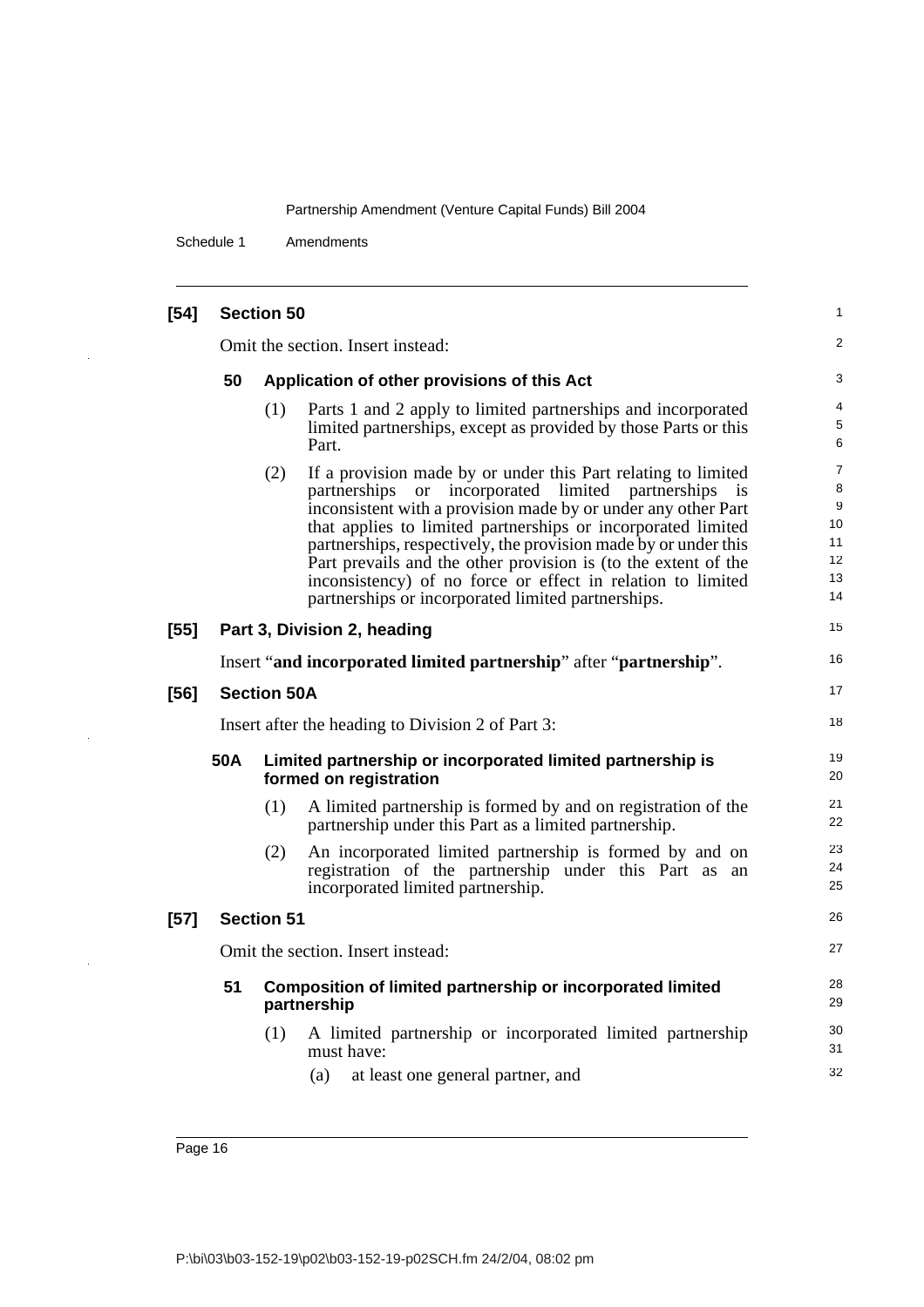**[54] Section 50**

Omit the section. Insert instead:

**50 Application of other provisions of this Act**

(1) Parts 1 and 2 apply to limited partnerships and incorporated limited partnerships, except as provided by those Parts or this Part.

(2) If a provision made by or under this Part relating to limited partnerships or incorporated limited partnerships is inconsistent with a provision made by or under any other Part that applies to limited partnerships or incorporated limited partnerships, respectively, the provision made by or under this Part prevails and the other provision is (to the extent of the inconsistency) of no force or effect in relation to limited partnerships or incorporated limited partnerships.

**[55] Part 3, Division 2, heading**

Insert "**and incorporated limited partnership**" after "**partnership**".

**[56] Section 50A**

Insert after the heading to Division 2 of Part 3:

**50A Limited partnership or incorporated limited partnership is formed on registration**

(1) A limited partnership is formed by and on registration of the partnership under this Part as a limited partnership.

(2) An incorporated limited partnership is formed by and on registration of the partnership under this Part as an incorporated limited partnership.

**[57] Section 51**

Omit the section. Insert instead:

**51 Composition of limited partnership or incorporated limited partnership**

(1) A limited partnership or incorporated limited partnership must have:

(a) at least one general partner, and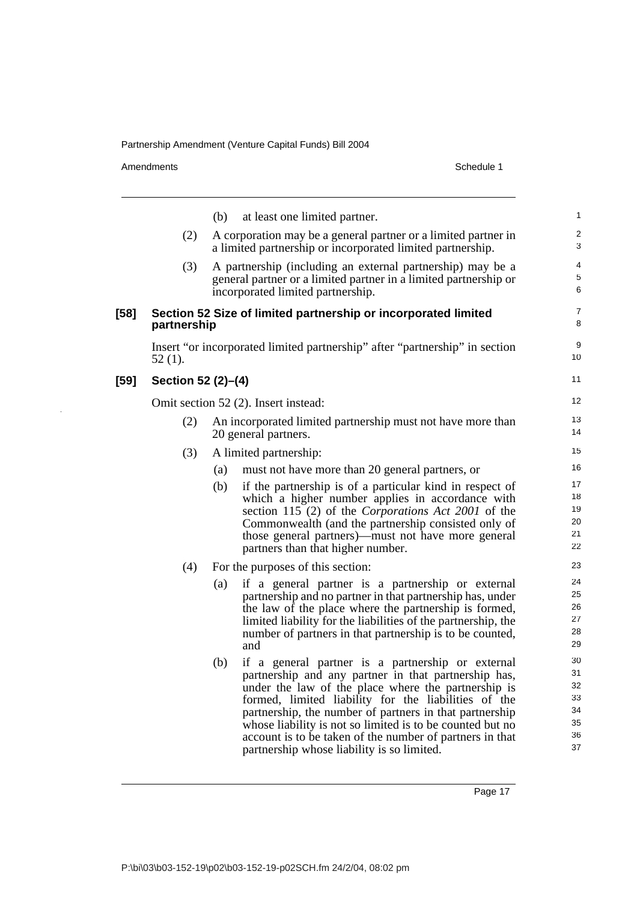(b) at least one limited partner.

(2) A corporation may be a general partner or a limited partner in a limited partnership or incorporated limited partnership.

(3) A partnership (including an external partnership) may be a general partner or a limited partner in a limited partnership or incorporated limited partnership.

### [58] Section 52 Size of limited partnership or incorporated limited partnership

Insert "or incorporated limited partnership" after "partnership" in section 52 (1).

### [59] Section 52 (2)–(4)

Omit section 52 (2). Insert instead:

(2) An incorporated limited partnership must not have more than 20 general partners.

(3) A limited partnership:

(a) must not have more than 20 general partners, or

(b) if the partnership is of a particular kind in respect of which a higher number applies in accordance with section 115 (2) of the *Corporations Act 2001* of the Commonwealth (and the partnership consisted only of those general partners)—must not have more general partners than that higher number.

(4) For the purposes of this section:

(a) if a general partner is a partnership or external partnership and no partner in that partnership has, under the law of the place where the partnership is formed, limited liability for the liabilities of the partnership, the number of partners in that partnership is to be counted, and

(b) if a general partner is a partnership or external partnership and any partner in that partnership has, under the law of the place where the partnership is formed, limited liability for the liabilities of the partnership, the number of partners in that partnership whose liability is not so limited is to be counted but no account is to be taken of the number of partners in that partnership whose liability is so limited.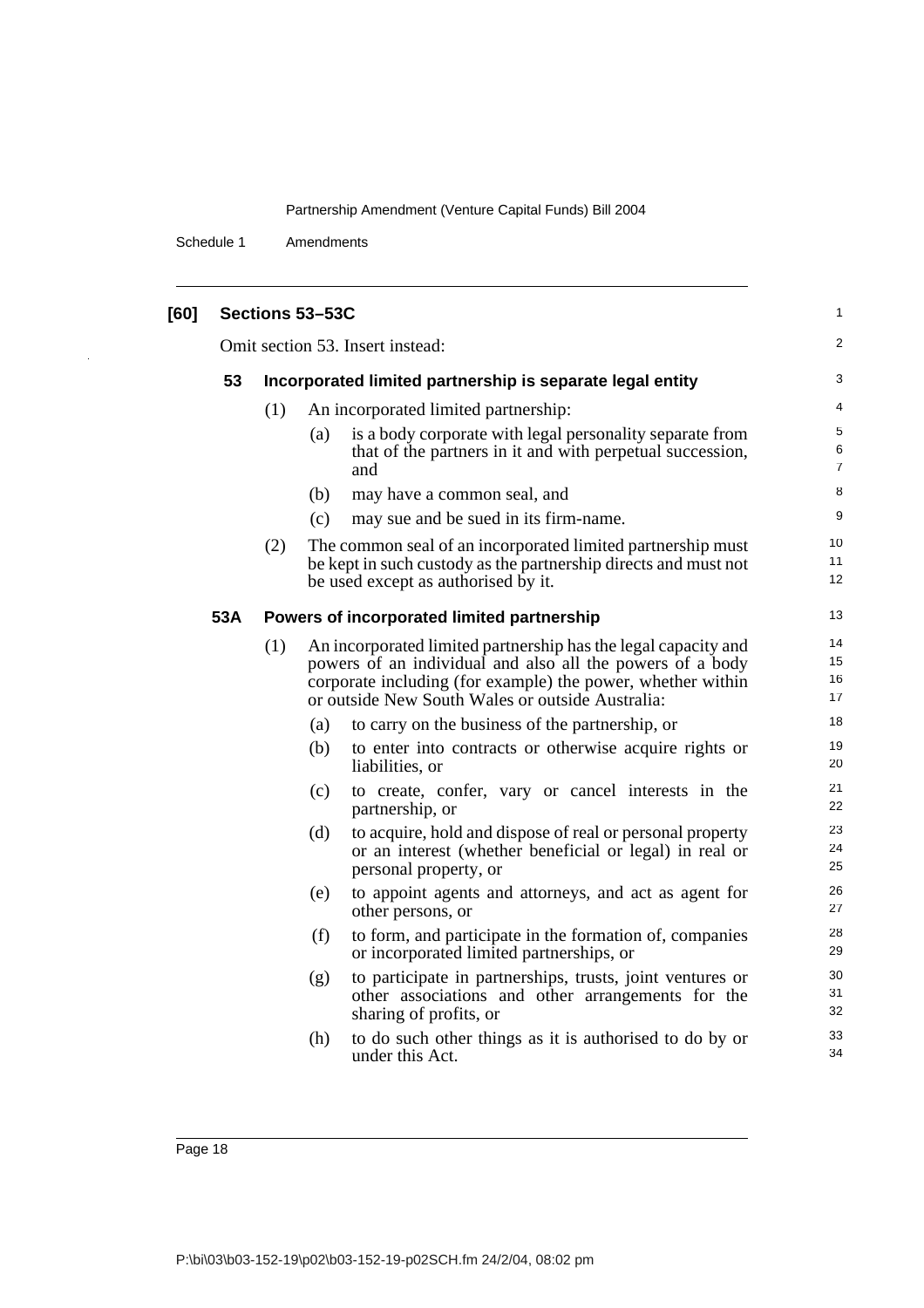## [60] Sections 53–53C

Omit section 53. Insert instead:

### 53 Incorporated limited partnership is separate legal entity

(1) An incorporated limited partnership:

(a) is a body corporate with legal personality separate from that of the partners in it and with perpetual succession, and

(b) may have a common seal, and

(c) may sue and be sued in its firm-name.

(2) The common seal of an incorporated limited partnership must be kept in such custody as the partnership directs and must not be used except as authorised by it.

### 53A Powers of incorporated limited partnership

(1) An incorporated limited partnership has the legal capacity and powers of an individual and also all the powers of a body corporate including (for example) the power, whether within or outside New South Wales or outside Australia:

(a) to carry on the business of the partnership, or

(b) to enter into contracts or otherwise acquire rights or liabilities, or

(c) to create, confer, vary or cancel interests in the partnership, or

(d) to acquire, hold and dispose of real or personal property or an interest (whether beneficial or legal) in real or personal property, or

(e) to appoint agents and attorneys, and act as agent for other persons, or

(f) to form, and participate in the formation of, companies or incorporated limited partnerships, or

(g) to participate in partnerships, trusts, joint ventures or other associations and other arrangements for the sharing of profits, or

(h) to do such other things as it is authorised to do by or under this Act.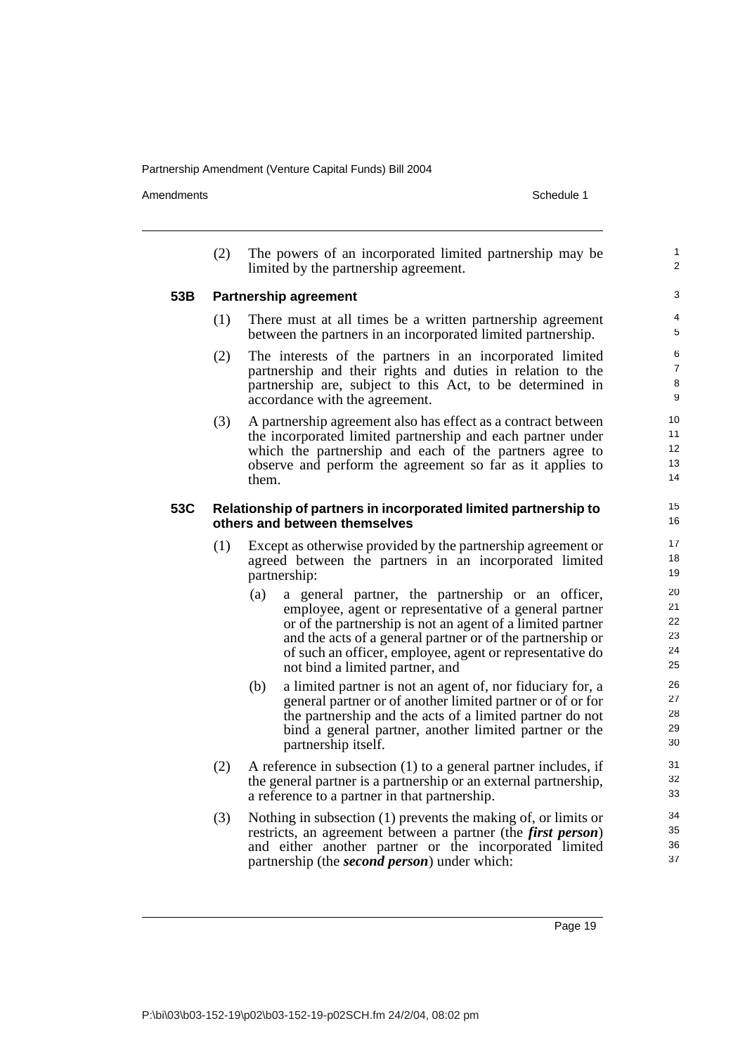(2) The powers of an incorporated limited partnership may be limited by the partnership agreement.

### 53B Partnership agreement

(1) There must at all times be a written partnership agreement between the partners in an incorporated limited partnership.

(2) The interests of the partners in an incorporated limited partnership and their rights and duties in relation to the partnership are, subject to this Act, to be determined in accordance with the agreement.

(3) A partnership agreement also has effect as a contract between the incorporated limited partnership and each partner under which the partnership and each of the partners agree to observe and perform the agreement so far as it applies to them.

### 53C Relationship of partners in incorporated limited partnership to others and between themselves

(1) Except as otherwise provided by the partnership agreement or agreed between the partners in an incorporated limited partnership:

(a) a general partner, the partnership or an officer, employee, agent or representative of a general partner or of the partnership is not an agent of a limited partner and the acts of a general partner or of the partnership or of such an officer, employee, agent or representative do not bind a limited partner, and

(b) a limited partner is not an agent of, nor fiduciary for, a general partner or of another limited partner or of or for the partnership and the acts of a limited partner do not bind a general partner, another limited partner or the partnership itself.

(2) A reference in subsection (1) to a general partner includes, if the general partner is a partnership or an external partnership, a reference to a partner in that partnership.

(3) Nothing in subsection (1) prevents the making of, or limits or restricts, an agreement between a partner (the ***first person***) and either another partner or the incorporated limited partnership (the ***second person***) under which: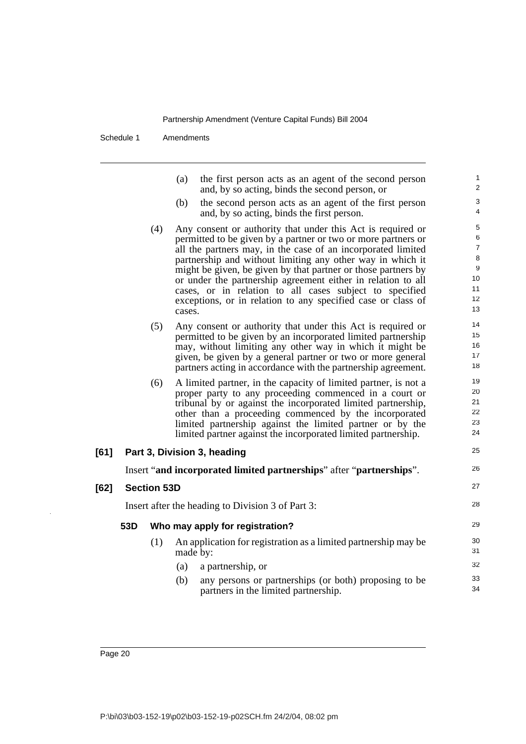(a) the first person acts as an agent of the second person and, by so acting, binds the second person, or

(b) the second person acts as an agent of the first person and, by so acting, binds the first person.

(4) Any consent or authority that under this Act is required or permitted to be given by a partner or two or more partners or all the partners may, in the case of an incorporated limited partnership and without limiting any other way in which it might be given, be given by that partner or those partners by or under the partnership agreement either in relation to all cases, or in relation to all cases subject to specified exceptions, or in relation to any specified case or class of cases.

(5) Any consent or authority that under this Act is required or permitted to be given by an incorporated limited partnership may, without limiting any other way in which it might be given, be given by a general partner or two or more general partners acting in accordance with the partnership agreement.

(6) A limited partner, in the capacity of limited partner, is not a proper party to any proceeding commenced in a court or tribunal by or against the incorporated limited partnership, other than a proceeding commenced by the incorporated limited partnership against the limited partner or by the limited partner against the incorporated limited partnership.

### [61] Part 3, Division 3, heading

Insert "**and incorporated limited partnerships**" after "**partnerships**".

### [62] Section 53D

Insert after the heading to Division 3 of Part 3:

#### 53D Who may apply for registration?

(1) An application for registration as a limited partnership may be made by:

(a) a partnership, or

(b) any persons or partnerships (or both) proposing to be partners in the limited partnership.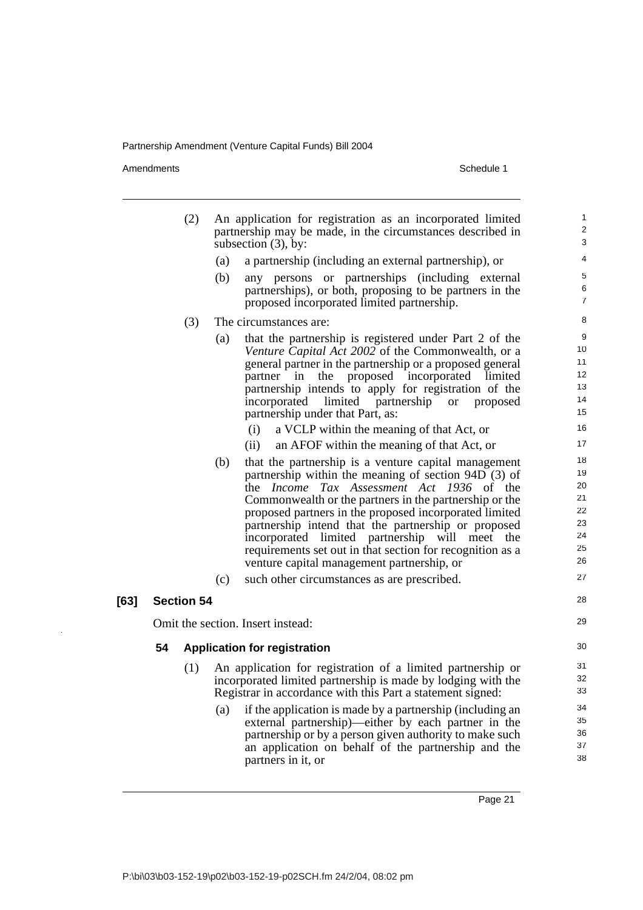(2) An application for registration as an incorporated limited partnership may be made, in the circumstances described in subsection (3), by:

  (a) a partnership (including an external partnership), or

  (b) any persons or partnerships (including external partnerships), or both, proposing to be partners in the proposed incorporated limited partnership.

(3) The circumstances are:

  (a) that the partnership is registered under Part 2 of the *Venture Capital Act 2002* of the Commonwealth, or a general partner in the partnership or a proposed general partner in the proposed incorporated limited partnership intends to apply for registration of the incorporated limited partnership or proposed partnership under that Part, as:

    (i) a VCLP within the meaning of that Act, or

    (ii) an AFOF within the meaning of that Act, or

  (b) that the partnership is a venture capital management partnership within the meaning of section 94D (3) of the *Income Tax Assessment Act 1936* of the Commonwealth or the partners in the partnership or the proposed partners in the proposed incorporated limited partnership intend that the partnership or proposed incorporated limited partnership will meet the requirements set out in that section for recognition as a venture capital management partnership, or

  (c) such other circumstances as are prescribed.

### [63] Section 54

Omit the section. Insert instead:

### 54 Application for registration

(1) An application for registration of a limited partnership or incorporated limited partnership is made by lodging with the Registrar in accordance with this Part a statement signed:

  (a) if the application is made by a partnership (including an external partnership)—either by each partner in the partnership or by a person given authority to make such an application on behalf of the partnership and the partners in it, or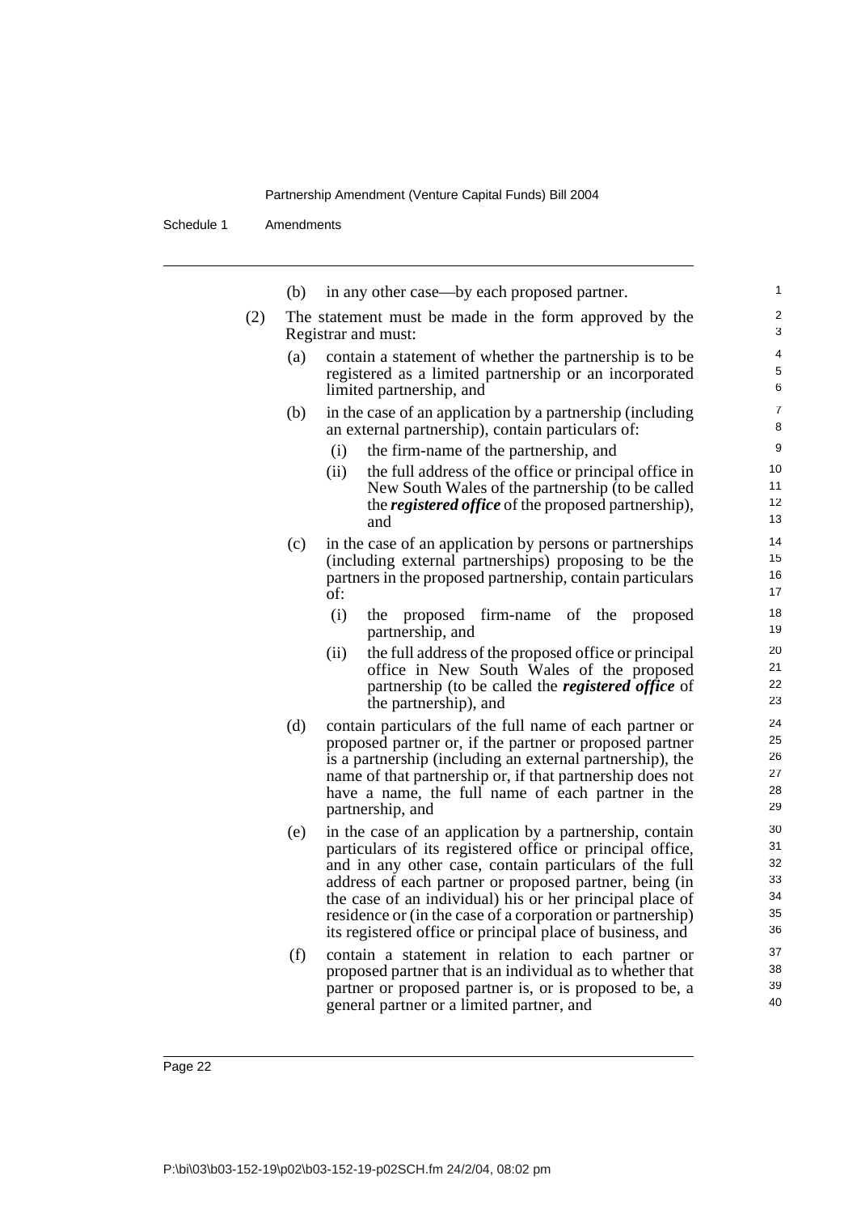(b) in any other case—by each proposed partner.

(2) The statement must be made in the form approved by the Registrar and must:

(a) contain a statement of whether the partnership is to be registered as a limited partnership or an incorporated limited partnership, and

(b) in the case of an application by a partnership (including an external partnership), contain particulars of:

(i) the firm-name of the partnership, and

(ii) the full address of the office or principal office in New South Wales of the partnership (to be called the ***registered office*** of the proposed partnership), and

(c) in the case of an application by persons or partnerships (including external partnerships) proposing to be the partners in the proposed partnership, contain particulars of:

(i) the proposed firm-name of the proposed partnership, and

(ii) the full address of the proposed office or principal office in New South Wales of the proposed partnership (to be called the ***registered office*** of the partnership), and

(d) contain particulars of the full name of each partner or proposed partner or, if the partner or proposed partner is a partnership (including an external partnership), the name of that partnership or, if that partnership does not have a name, the full name of each partner in the partnership, and

(e) in the case of an application by a partnership, contain particulars of its registered office or principal office, and in any other case, contain particulars of the full address of each partner or proposed partner, being (in the case of an individual) his or her principal place of residence or (in the case of a corporation or partnership) its registered office or principal place of business, and

(f) contain a statement in relation to each partner or proposed partner that is an individual as to whether that partner or proposed partner is, or is proposed to be, a general partner or a limited partner, and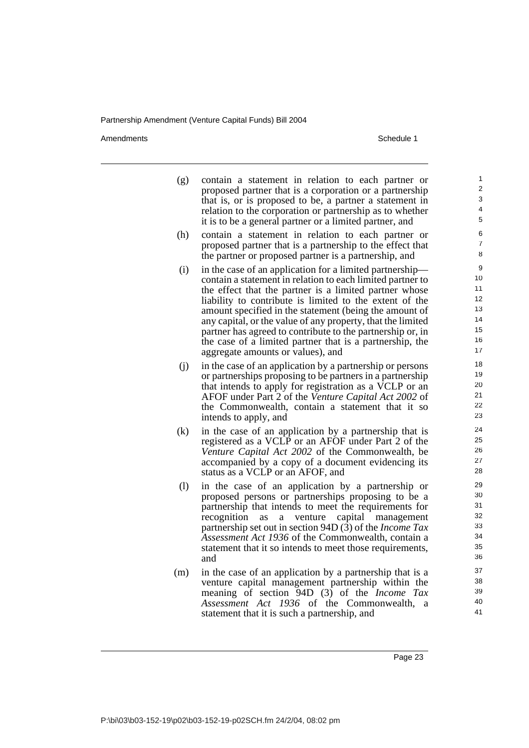(g) contain a statement in relation to each partner or proposed partner that is a corporation or a partnership that is, or is proposed to be, a partner a statement in relation to the corporation or partnership as to whether it is to be a general partner or a limited partner, and

(h) contain a statement in relation to each partner or proposed partner that is a partnership to the effect that the partner or proposed partner is a partnership, and

(i) in the case of an application for a limited partnership—contain a statement in relation to each limited partner to the effect that the partner is a limited partner whose liability to contribute is limited to the extent of the amount specified in the statement (being the amount of any capital, or the value of any property, that the limited partner has agreed to contribute to the partnership or, in the case of a limited partner that is a partnership, the aggregate amounts or values), and

(j) in the case of an application by a partnership or persons or partnerships proposing to be partners in a partnership that intends to apply for registration as a VCLP or an AFOF under Part 2 of the *Venture Capital Act 2002* of the Commonwealth, contain a statement that it so intends to apply, and

(k) in the case of an application by a partnership that is registered as a VCLP or an AFOF under Part 2 of the *Venture Capital Act 2002* of the Commonwealth, be accompanied by a copy of a document evidencing its status as a VCLP or an AFOF, and

(l) in the case of an application by a partnership or proposed persons or partnerships proposing to be a partnership that intends to meet the requirements for recognition as a venture capital management partnership set out in section 94D (3) of the *Income Tax Assessment Act 1936* of the Commonwealth, contain a statement that it so intends to meet those requirements, and

(m) in the case of an application by a partnership that is a venture capital management partnership within the meaning of section 94D (3) of the *Income Tax Assessment Act 1936* of the Commonwealth, a statement that it is such a partnership, and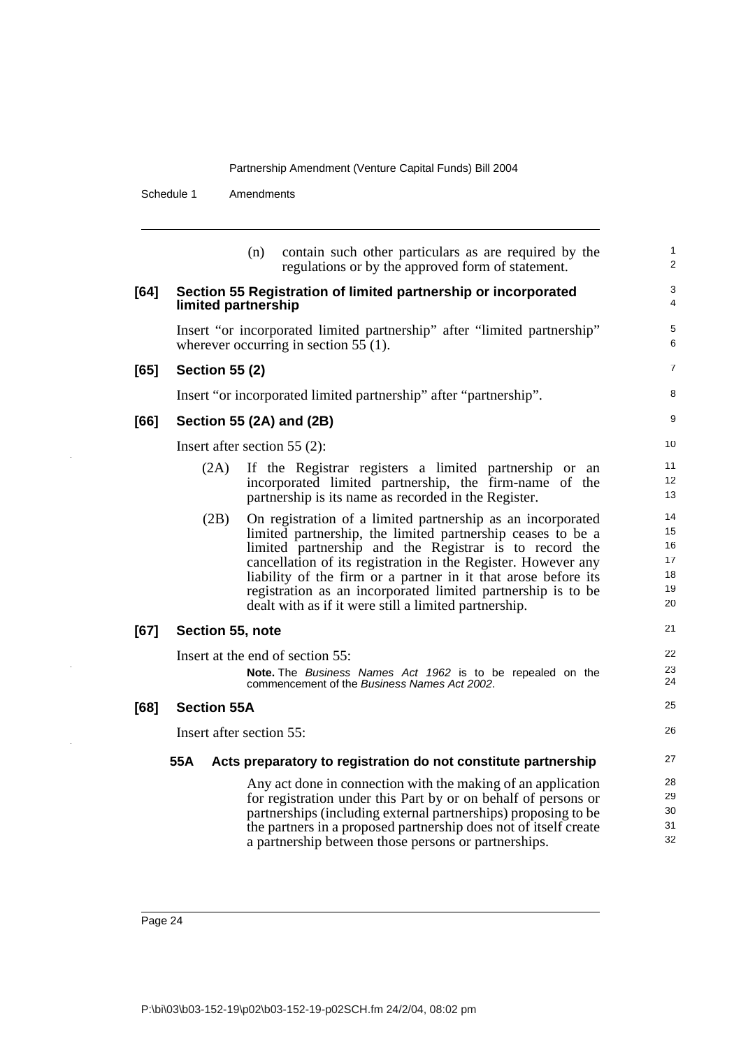(n) contain such other particulars as are required by the regulations or by the approved form of statement.

### [64] Section 55 Registration of limited partnership or incorporated limited partnership

Insert "or incorporated limited partnership" after "limited partnership" wherever occurring in section 55 (1).

### [65] Section 55 (2)

Insert "or incorporated limited partnership" after "partnership".

### [66] Section 55 (2A) and (2B)

Insert after section 55 (2):

(2A) If the Registrar registers a limited partnership or an incorporated limited partnership, the firm-name of the partnership is its name as recorded in the Register.

(2B) On registration of a limited partnership as an incorporated limited partnership, the limited partnership ceases to be a limited partnership and the Registrar is to record the cancellation of its registration in the Register. However any liability of the firm or a partner in it that arose before its registration as an incorporated limited partnership is to be dealt with as if it were still a limited partnership.

### [67] Section 55, note

Insert at the end of section 55:

**Note.** The *Business Names Act 1962* is to be repealed on the commencement of the *Business Names Act 2002*.

### [68] Section 55A

Insert after section 55:

#### 55A Acts preparatory to registration do not constitute partnership

Any act done in connection with the making of an application for registration under this Part by or on behalf of persons or partnerships (including external partnerships) proposing to be the partners in a proposed partnership does not of itself create a partnership between those persons or partnerships.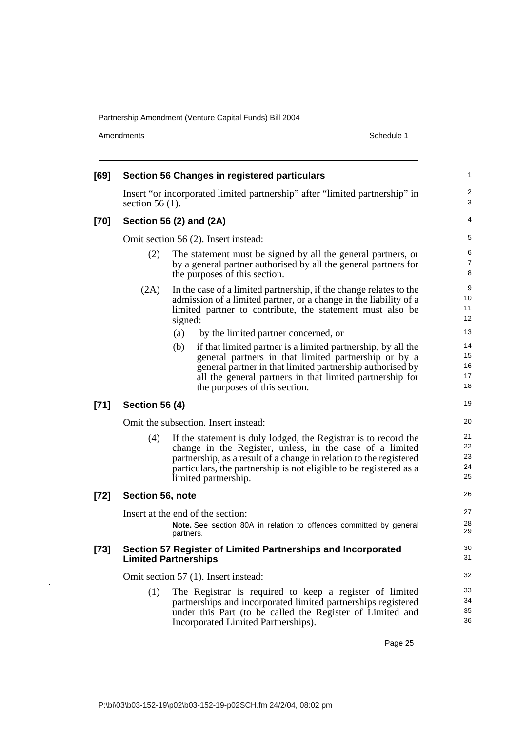**[69] Section 56 Changes in registered particulars**

Insert "or incorporated limited partnership" after "limited partnership" in section 56 (1).

**[70] Section 56 (2) and (2A)**

Omit section 56 (2). Insert instead:

(2) The statement must be signed by all the general partners, or by a general partner authorised by all the general partners for the purposes of this section.

(2A) In the case of a limited partnership, if the change relates to the admission of a limited partner, or a change in the liability of a limited partner to contribute, the statement must also be signed:

(a) by the limited partner concerned, or

(b) if that limited partner is a limited partnership, by all the general partners in that limited partnership or by a general partner in that limited partnership authorised by all the general partners in that limited partnership for the purposes of this section.

**[71] Section 56 (4)**

Omit the subsection. Insert instead:

(4) If the statement is duly lodged, the Registrar is to record the change in the Register, unless, in the case of a limited partnership, as a result of a change in relation to the registered particulars, the partnership is not eligible to be registered as a limited partnership.

**[72] Section 56, note**

Insert at the end of the section:

**Note.** See section 80A in relation to offences committed by general partners.

**[73] Section 57 Register of Limited Partnerships and Incorporated Limited Partnerships**

Omit section 57 (1). Insert instead:

(1) The Registrar is required to keep a register of limited partnerships and incorporated limited partnerships registered under this Part (to be called the Register of Limited and Incorporated Limited Partnerships).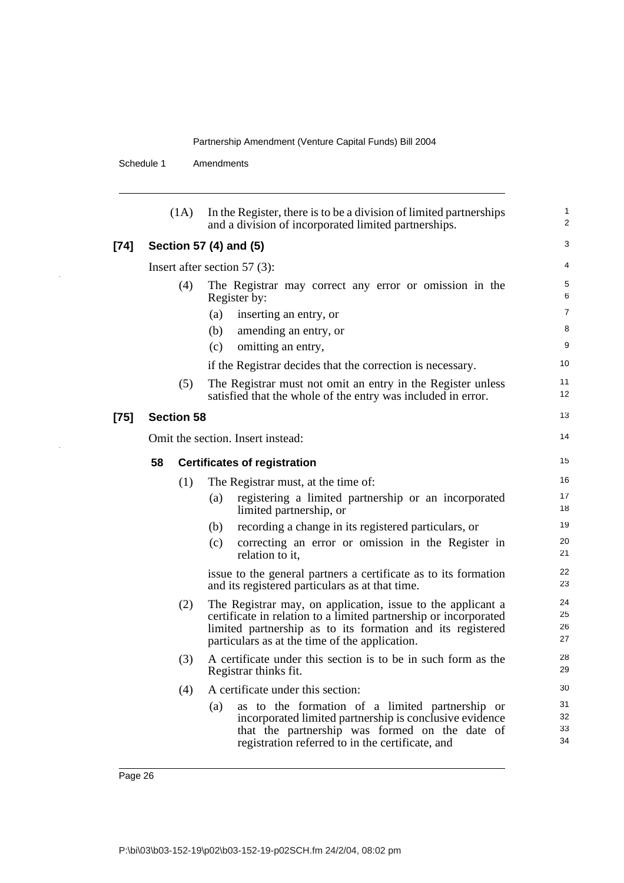(1A) In the Register, there is to be a division of limited partnerships and a division of incorporated limited partnerships.

### [74] Section 57 (4) and (5)

Insert after section 57 (3):

(4) The Registrar may correct any error or omission in the Register by:

(a) inserting an entry, or

(b) amending an entry, or

(c) omitting an entry,

if the Registrar decides that the correction is necessary.

(5) The Registrar must not omit an entry in the Register unless satisfied that the whole of the entry was included in error.

### [75] Section 58

Omit the section. Insert instead:

#### 58 Certificates of registration

(1) The Registrar must, at the time of:

(a) registering a limited partnership or an incorporated limited partnership, or

(b) recording a change in its registered particulars, or

(c) correcting an error or omission in the Register in relation to it,

issue to the general partners a certificate as to its formation and its registered particulars as at that time.

(2) The Registrar may, on application, issue to the applicant a certificate in relation to a limited partnership or incorporated limited partnership as to its formation and its registered particulars as at the time of the application.

(3) A certificate under this section is to be in such form as the Registrar thinks fit.

(4) A certificate under this section:

(a) as to the formation of a limited partnership or incorporated limited partnership is conclusive evidence that the partnership was formed on the date of registration referred to in the certificate, and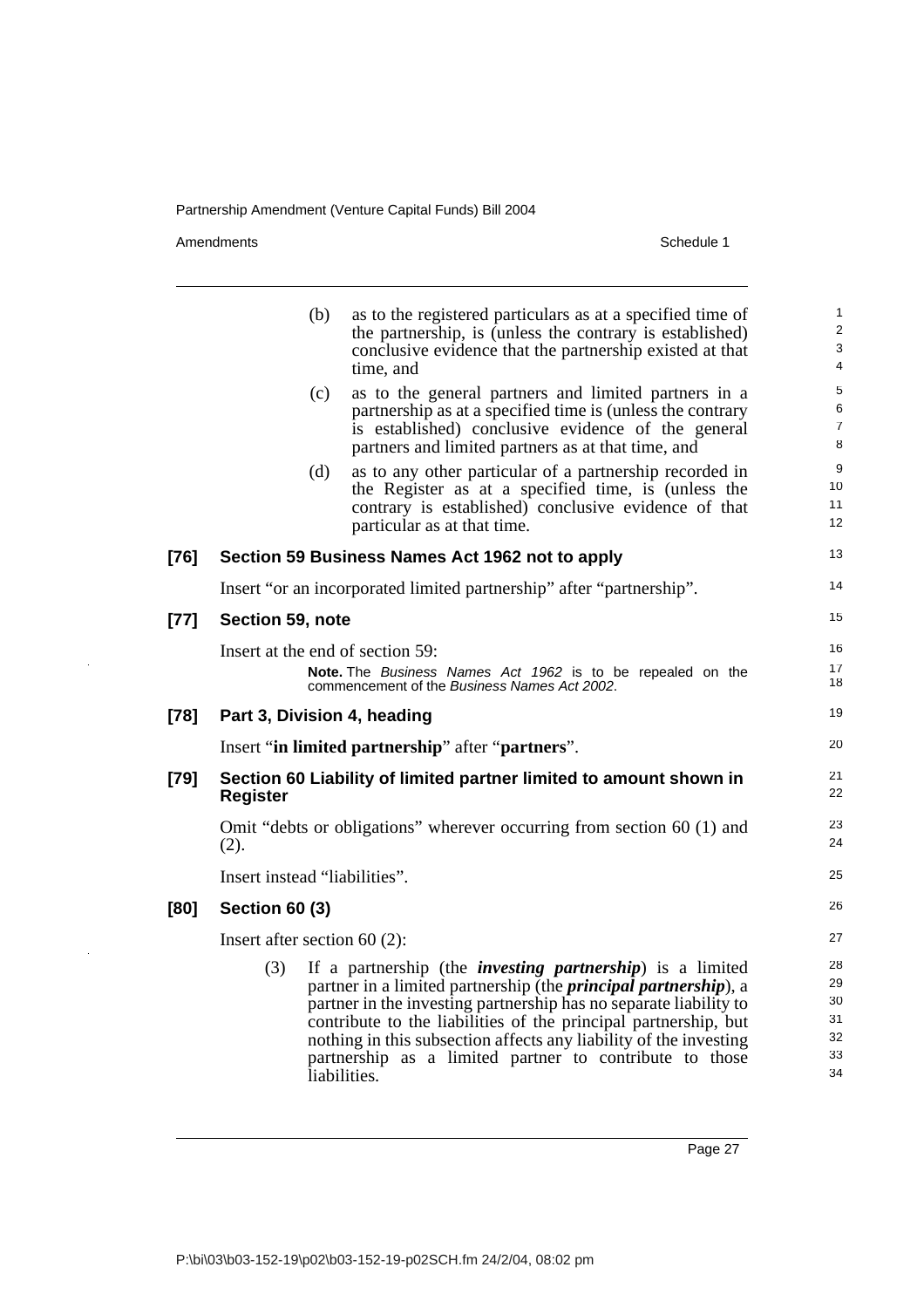(b) as to the registered particulars as at a specified time of the partnership, is (unless the contrary is established) conclusive evidence that the partnership existed at that time, and

(c) as to the general partners and limited partners in a partnership as at a specified time is (unless the contrary is established) conclusive evidence of the general partners and limited partners as at that time, and

(d) as to any other particular of a partnership recorded in the Register as at a specified time, is (unless the contrary is established) conclusive evidence of that particular as at that time.

### [76] Section 59 Business Names Act 1962 not to apply

Insert "or an incorporated limited partnership" after "partnership".

### [77] Section 59, note

Insert at the end of section 59:

**Note.** The *Business Names Act 1962* is to be repealed on the commencement of the *Business Names Act 2002*.

### [78] Part 3, Division 4, heading

Insert "**in limited partnership**" after "**partners**".

### [79] Section 60 Liability of limited partner limited to amount shown in Register

Omit "debts or obligations" wherever occurring from section 60 (1) and (2).

Insert instead "liabilities".

### [80] Section 60 (3)

Insert after section 60 (2):

(3) If a partnership (the ***investing partnership***) is a limited partner in a limited partnership (the ***principal partnership***), a partner in the investing partnership has no separate liability to contribute to the liabilities of the principal partnership, but nothing in this subsection affects any liability of the investing partnership as a limited partner to contribute to those liabilities.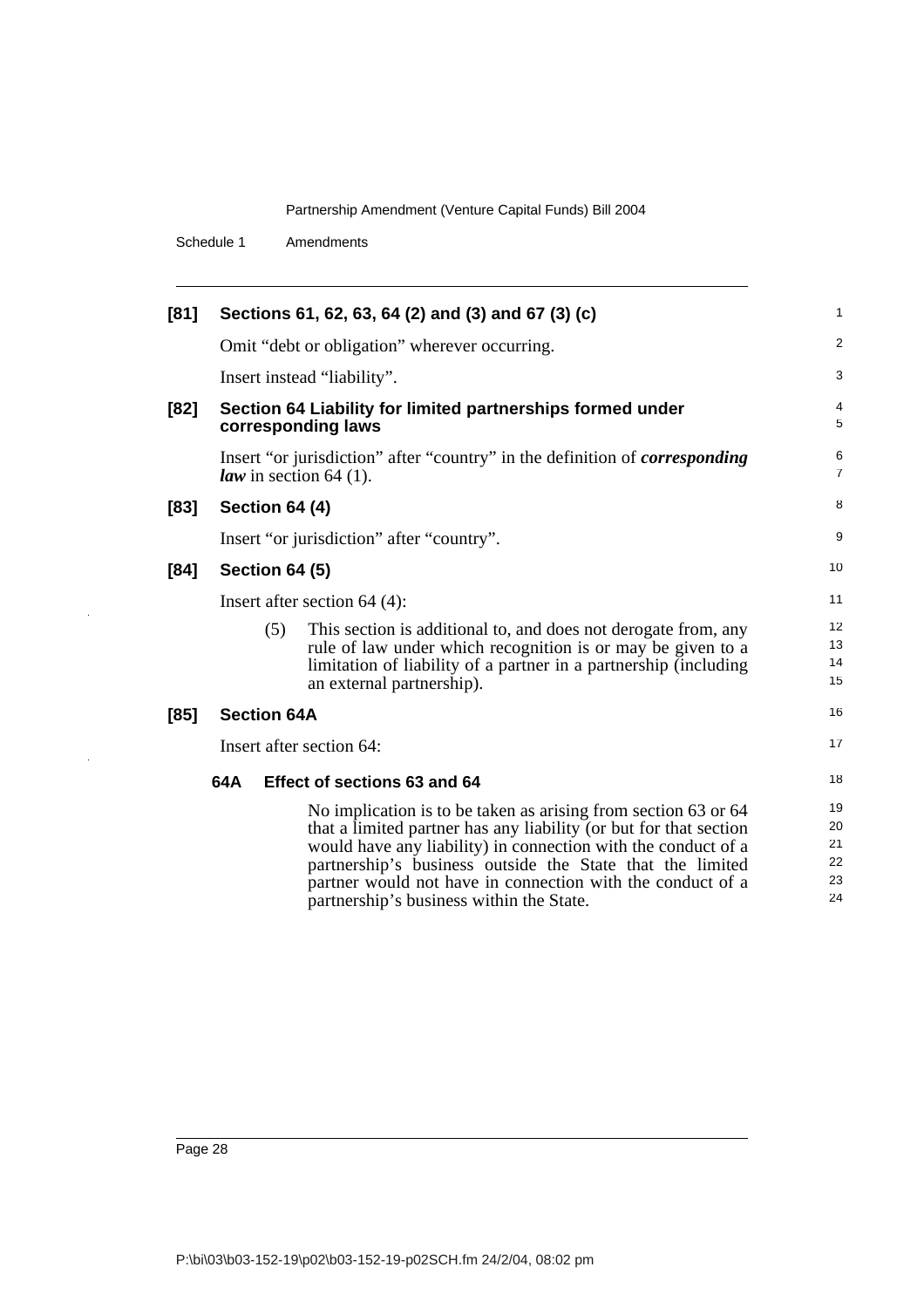**[81] Sections 61, 62, 63, 64 (2) and (3) and 67 (3) (c)**

Omit "debt or obligation" wherever occurring.

Insert instead "liability".

**[82] Section 64 Liability for limited partnerships formed under corresponding laws**

Insert "or jurisdiction" after "country" in the definition of ***corresponding law*** in section 64 (1).

**[83] Section 64 (4)**

Insert "or jurisdiction" after "country".

**[84] Section 64 (5)**

Insert after section 64 (4):

(5) This section is additional to, and does not derogate from, any rule of law under which recognition is or may be given to a limitation of liability of a partner in a partnership (including an external partnership).

**[85] Section 64A**

Insert after section 64:

**64A Effect of sections 63 and 64**

No implication is to be taken as arising from section 63 or 64 that a limited partner has any liability (or but for that section would have any liability) in connection with the conduct of a partnership's business outside the State that the limited partner would not have in connection with the conduct of a partnership's business within the State.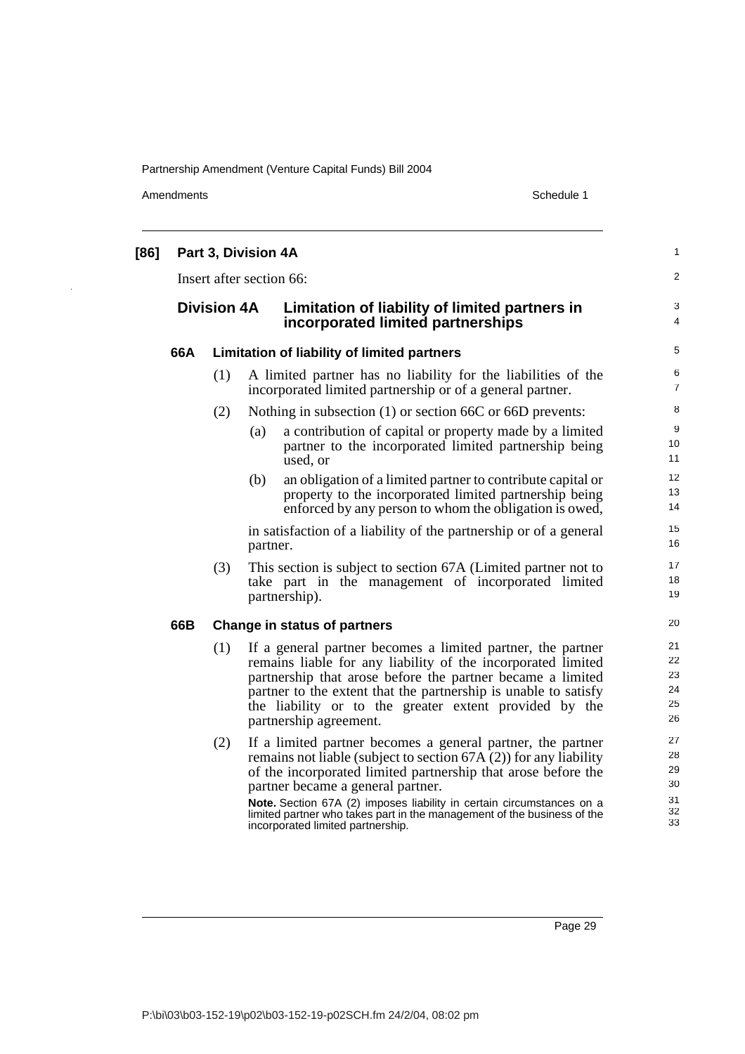**[86] Part 3, Division 4A**

Insert after section 66:

## Division 4A Limitation of liability of limited partners in incorporated limited partnerships

### 66A Limitation of liability of limited partners

(1) A limited partner has no liability for the liabilities of the incorporated limited partnership or of a general partner.

(2) Nothing in subsection (1) or section 66C or 66D prevents:

(a) a contribution of capital or property made by a limited partner to the incorporated limited partnership being used, or

(b) an obligation of a limited partner to contribute capital or property to the incorporated limited partnership being enforced by any person to whom the obligation is owed,

in satisfaction of a liability of the partnership or of a general partner.

(3) This section is subject to section 67A (Limited partner not to take part in the management of incorporated limited partnership).

### 66B Change in status of partners

(1) If a general partner becomes a limited partner, the partner remains liable for any liability of the incorporated limited partnership that arose before the partner became a limited partner to the extent that the partnership is unable to satisfy the liability or to the greater extent provided by the partnership agreement.

(2) If a limited partner becomes a general partner, the partner remains not liable (subject to section 67A (2)) for any liability of the incorporated limited partnership that arose before the partner became a general partner.

**Note.** Section 67A (2) imposes liability in certain circumstances on a limited partner who takes part in the management of the business of the incorporated limited partnership.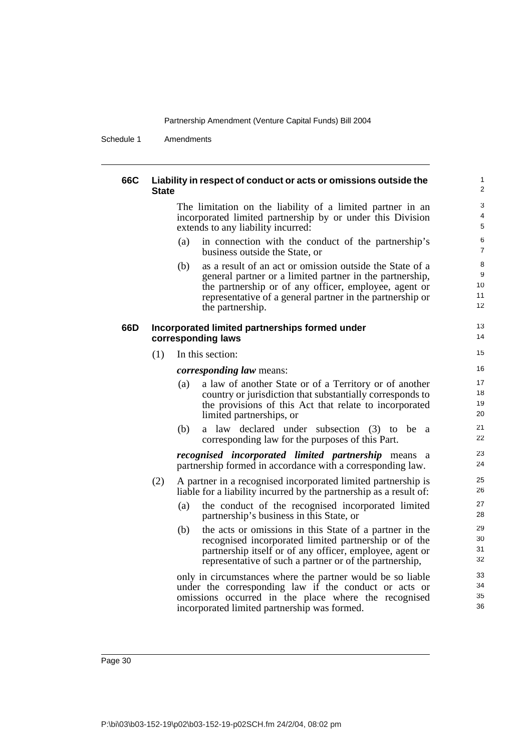#### 66C Liability in respect of conduct or acts or omissions outside the State

The limitation on the liability of a limited partner in an incorporated limited partnership by or under this Division extends to any liability incurred:

(a) in connection with the conduct of the partnership's business outside the State, or

(b) as a result of an act or omission outside the State of a general partner or a limited partner in the partnership, the partnership or of any officer, employee, agent or representative of a general partner in the partnership or the partnership.

#### 66D Incorporated limited partnerships formed under corresponding laws

(1) In this section:

***corresponding law*** means:

(a) a law of another State or of a Territory or of another country or jurisdiction that substantially corresponds to the provisions of this Act that relate to incorporated limited partnerships, or

(b) a law declared under subsection (3) to be a corresponding law for the purposes of this Part.

***recognised incorporated limited partnership*** means a partnership formed in accordance with a corresponding law.

(2) A partner in a recognised incorporated limited partnership is liable for a liability incurred by the partnership as a result of:

(a) the conduct of the recognised incorporated limited partnership's business in this State, or

(b) the acts or omissions in this State of a partner in the recognised incorporated limited partnership or of the partnership itself or of any officer, employee, agent or representative of such a partner or of the partnership,

only in circumstances where the partner would be so liable under the corresponding law if the conduct or acts or omissions occurred in the place where the recognised incorporated limited partnership was formed.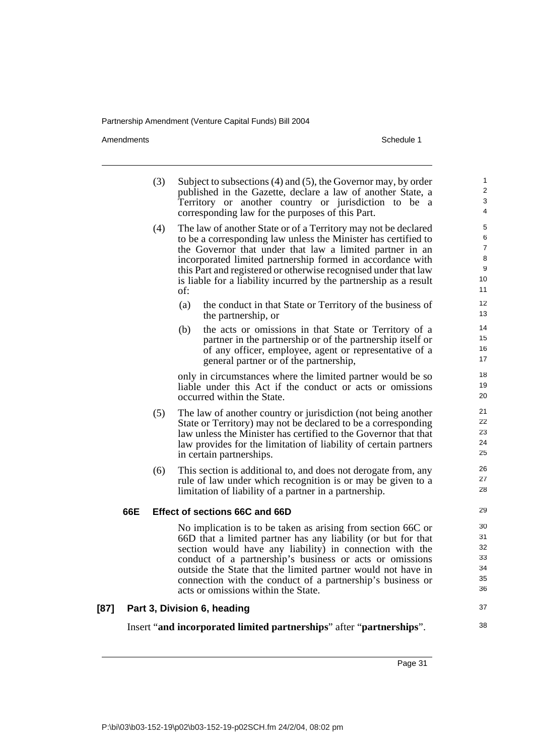(3) Subject to subsections (4) and (5), the Governor may, by order published in the Gazette, declare a law of another State, a Territory or another country or jurisdiction to be a corresponding law for the purposes of this Part.

(4) The law of another State or of a Territory may not be declared to be a corresponding law unless the Minister has certified to the Governor that under that law a limited partner in an incorporated limited partnership formed in accordance with this Part and registered or otherwise recognised under that law is liable for a liability incurred by the partnership as a result of:

   (a) the conduct in that State or Territory of the business of the partnership, or

   (b) the acts or omissions in that State or Territory of a partner in the partnership or of the partnership itself or of any officer, employee, agent or representative of a general partner or of the partnership,

   only in circumstances where the limited partner would be so liable under this Act if the conduct or acts or omissions occurred within the State.

(5) The law of another country or jurisdiction (not being another State or Territory) may not be declared to be a corresponding law unless the Minister has certified to the Governor that that law provides for the limitation of liability of certain partners in certain partnerships.

(6) This section is additional to, and does not derogate from, any rule of law under which recognition is or may be given to a limitation of liability of a partner in a partnership.

#### 66E Effect of sections 66C and 66D

No implication is to be taken as arising from section 66C or 66D that a limited partner has any liability (or but for that section would have any liability) in connection with the conduct of a partnership's business or acts or omissions outside the State that the limited partner would not have in connection with the conduct of a partnership's business or acts or omissions within the State.

### [87] Part 3, Division 6, heading

Insert "**and incorporated limited partnerships**" after "**partnerships**".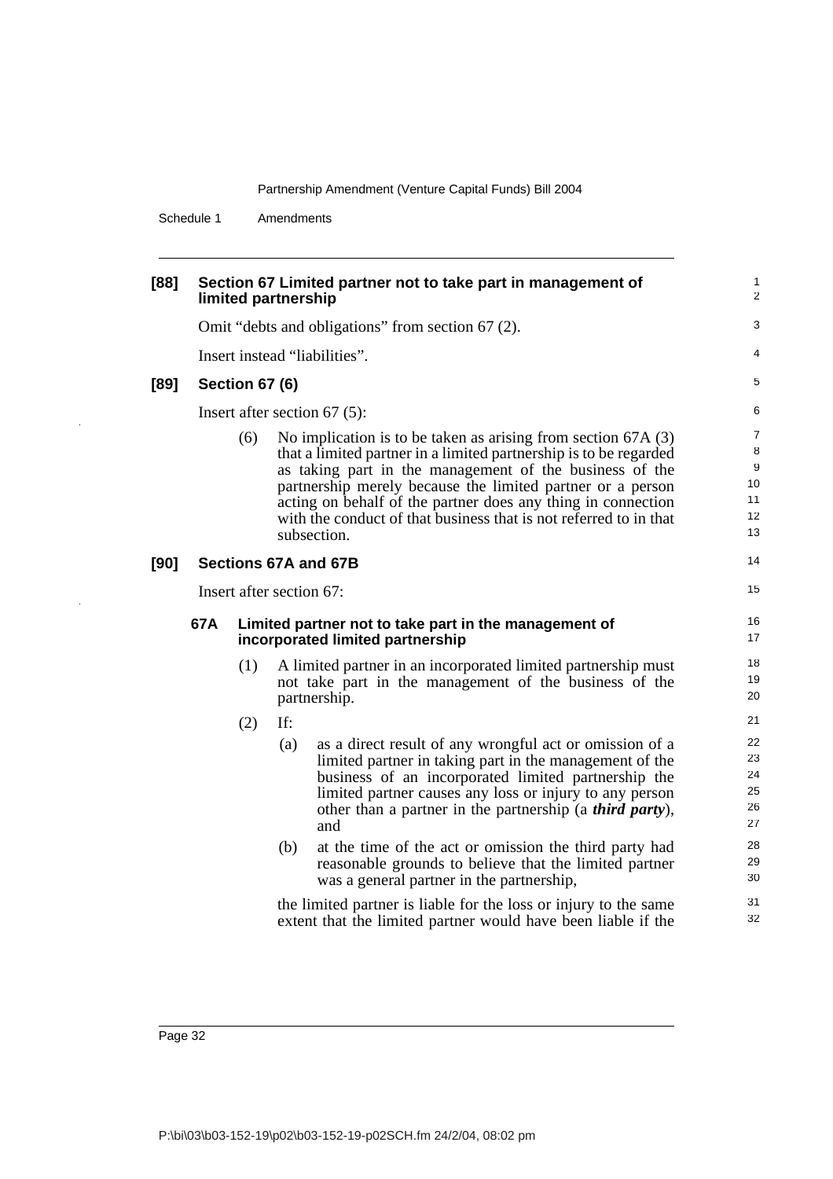### [88] Section 67 Limited partner not to take part in management of limited partnership

Omit "debts and obligations" from section 67 (2).

Insert instead "liabilities".

### [89] Section 67 (6)

Insert after section 67 (5):

(6) No implication is to be taken as arising from section 67A (3) that a limited partner in a limited partnership is to be regarded as taking part in the management of the business of the partnership merely because the limited partner or a person acting on behalf of the partner does any thing in connection with the conduct of that business that is not referred to in that subsection.

### [90] Sections 67A and 67B

Insert after section 67:

#### 67A Limited partner not to take part in the management of incorporated limited partnership

(1) A limited partner in an incorporated limited partnership must not take part in the management of the business of the partnership.

(2) If:

(a) as a direct result of any wrongful act or omission of a limited partner in taking part in the management of the business of an incorporated limited partnership the limited partner causes any loss or injury to any person other than a partner in the partnership (a ***third party***), and

(b) at the time of the act or omission the third party had reasonable grounds to believe that the limited partner was a general partner in the partnership,

the limited partner is liable for the loss or injury to the same extent that the limited partner would have been liable if the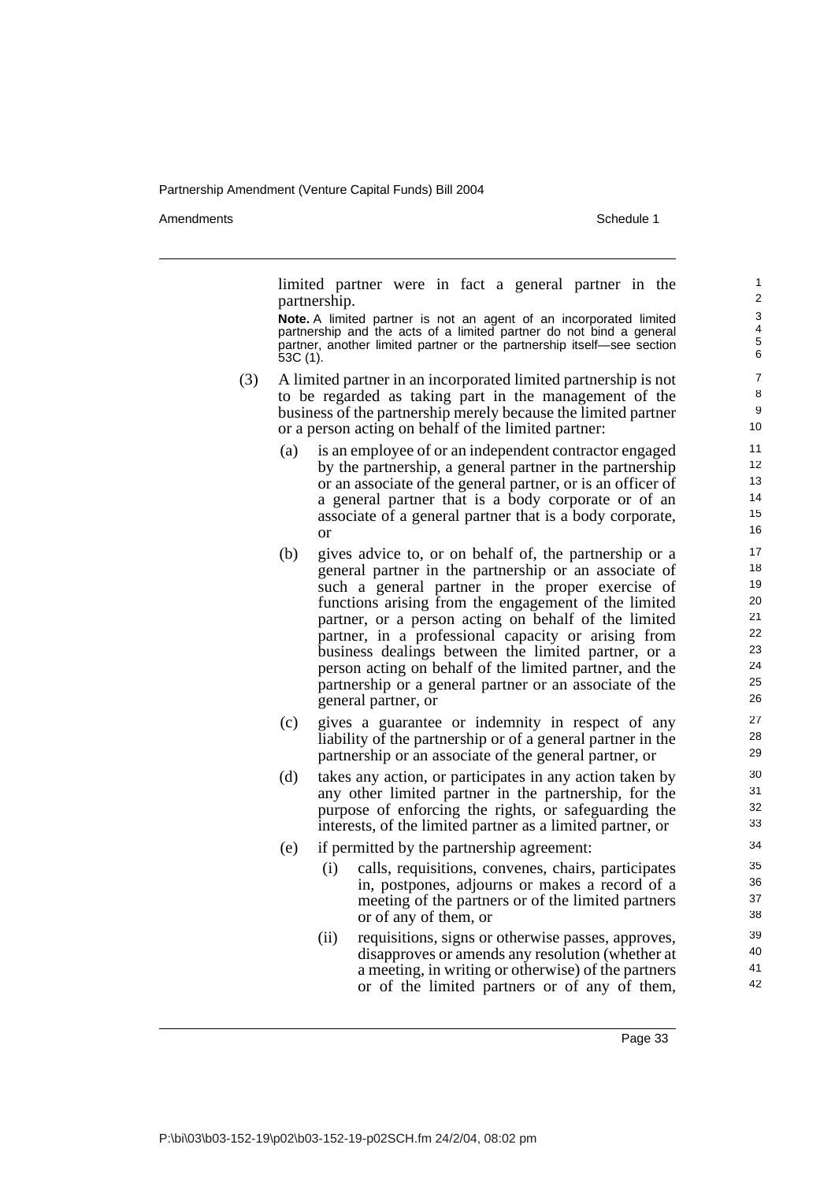limited partner were in fact a general partner in the partnership.

**Note.** A limited partner is not an agent of an incorporated limited partnership and the acts of a limited partner do not bind a general partner, another limited partner or the partnership itself—see section 53C (1).

(3) A limited partner in an incorporated limited partnership is not to be regarded as taking part in the management of the business of the partnership merely because the limited partner or a person acting on behalf of the limited partner:

(a) is an employee of or an independent contractor engaged by the partnership, a general partner in the partnership or an associate of the general partner, or is an officer of a general partner that is a body corporate or of an associate of a general partner that is a body corporate, or

(b) gives advice to, or on behalf of, the partnership or a general partner in the partnership or an associate of such a general partner in the proper exercise of functions arising from the engagement of the limited partner, or a person acting on behalf of the limited partner, in a professional capacity or arising from business dealings between the limited partner, or a person acting on behalf of the limited partner, and the partnership or a general partner or an associate of the general partner, or

(c) gives a guarantee or indemnity in respect of any liability of the partnership or of a general partner in the partnership or an associate of the general partner, or

(d) takes any action, or participates in any action taken by any other limited partner in the partnership, for the purpose of enforcing the rights, or safeguarding the interests, of the limited partner as a limited partner, or

(e) if permitted by the partnership agreement:

(i) calls, requisitions, convenes, chairs, participates in, postpones, adjourns or makes a record of a meeting of the partners or of the limited partners or of any of them, or

(ii) requisitions, signs or otherwise passes, approves, disapproves or amends any resolution (whether at a meeting, in writing or otherwise) of the partners or of the limited partners or of any of them,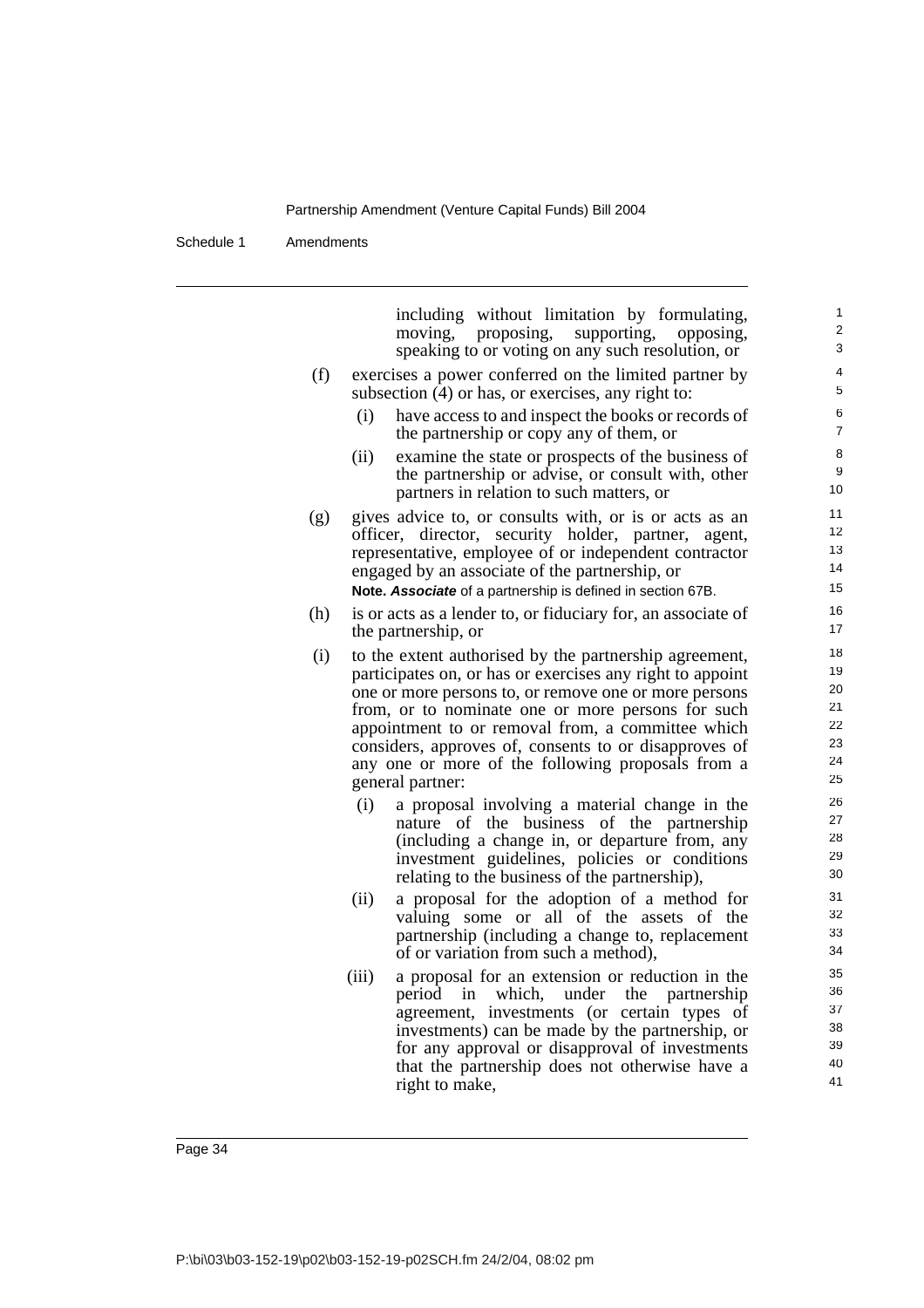including without limitation by formulating, moving, proposing, supporting, opposing, speaking to or voting on any such resolution, or

(f) exercises a power conferred on the limited partner by subsection (4) or has, or exercises, any right to:

  (i) have access to and inspect the books or records of the partnership or copy any of them, or

  (ii) examine the state or prospects of the business of the partnership or advise, or consult with, other partners in relation to such matters, or

(g) gives advice to, or consults with, or is or acts as an officer, director, security holder, partner, agent, representative, employee of or independent contractor engaged by an associate of the partnership, or

**Note.** ***Associate*** of a partnership is defined in section 67B.

(h) is or acts as a lender to, or fiduciary for, an associate of the partnership, or

(i) to the extent authorised by the partnership agreement, participates on, or has or exercises any right to appoint one or more persons to, or remove one or more persons from, or to nominate one or more persons for such appointment to or removal from, a committee which considers, approves of, consents to or disapproves of any one or more of the following proposals from a general partner:

  (i) a proposal involving a material change in the nature of the business of the partnership (including a change in, or departure from, any investment guidelines, policies or conditions relating to the business of the partnership),

  (ii) a proposal for the adoption of a method for valuing some or all of the assets of the partnership (including a change to, replacement of or variation from such a method),

  (iii) a proposal for an extension or reduction in the period in which, under the partnership agreement, investments (or certain types of investments) can be made by the partnership, or for any approval or disapproval of investments that the partnership does not otherwise have a right to make,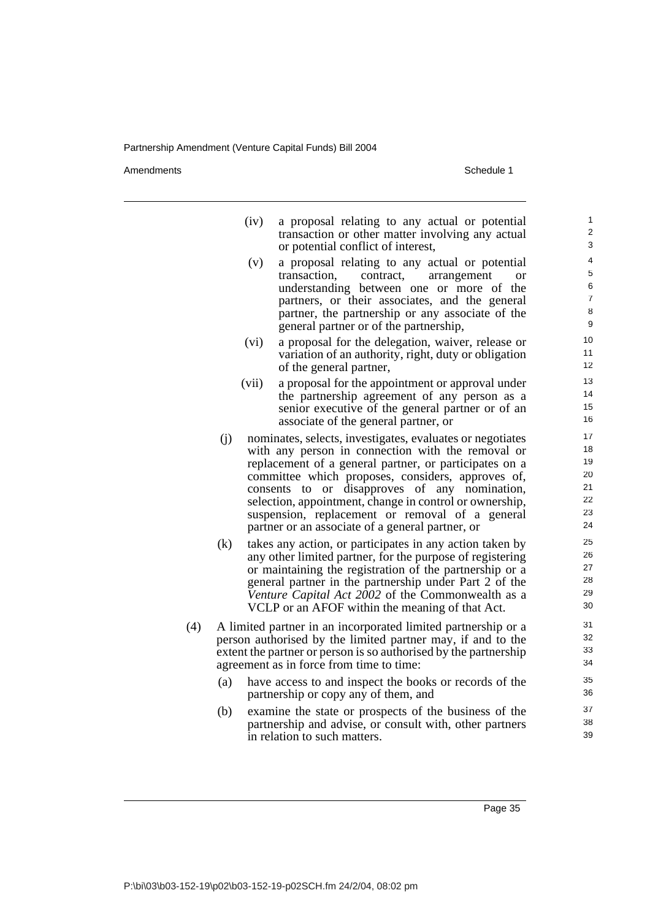(iv) a proposal relating to any actual or potential transaction or other matter involving any actual or potential conflict of interest,

(v) a proposal relating to any actual or potential transaction, contract, arrangement or understanding between one or more of the partners, or their associates, and the general partner, the partnership or any associate of the general partner or of the partnership,

(vi) a proposal for the delegation, waiver, release or variation of an authority, right, duty or obligation of the general partner,

(vii) a proposal for the appointment or approval under the partnership agreement of any person as a senior executive of the general partner or of an associate of the general partner, or

(j) nominates, selects, investigates, evaluates or negotiates with any person in connection with the removal or replacement of a general partner, or participates on a committee which proposes, considers, approves of, consents to or disapproves of any nomination, selection, appointment, change in control or ownership, suspension, replacement or removal of a general partner or an associate of a general partner, or

(k) takes any action, or participates in any action taken by any other limited partner, for the purpose of registering or maintaining the registration of the partnership or a general partner in the partnership under Part 2 of the *Venture Capital Act 2002* of the Commonwealth as a VCLP or an AFOF within the meaning of that Act.

(4) A limited partner in an incorporated limited partnership or a person authorised by the limited partner may, if and to the extent the partner or person is so authorised by the partnership agreement as in force from time to time:

(a) have access to and inspect the books or records of the partnership or copy any of them, and

(b) examine the state or prospects of the business of the partnership and advise, or consult with, other partners in relation to such matters.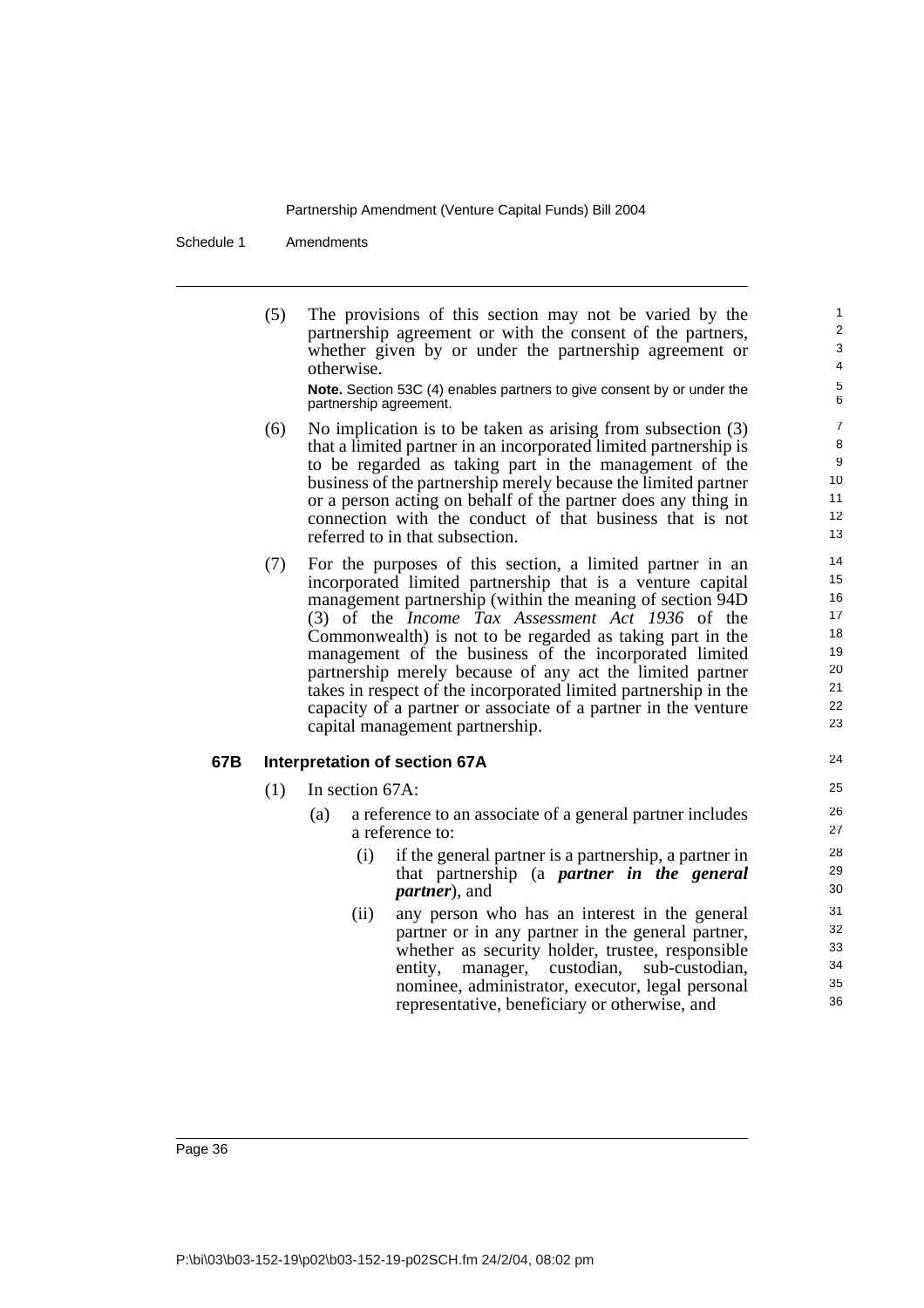(5) The provisions of this section may not be varied by the partnership agreement or with the consent of the partners, whether given by or under the partnership agreement or otherwise.

**Note.** Section 53C (4) enables partners to give consent by or under the partnership agreement.

(6) No implication is to be taken as arising from subsection (3) that a limited partner in an incorporated limited partnership is to be regarded as taking part in the management of the business of the partnership merely because the limited partner or a person acting on behalf of the partner does any thing in connection with the conduct of that business that is not referred to in that subsection.

(7) For the purposes of this section, a limited partner in an incorporated limited partnership that is a venture capital management partnership (within the meaning of section 94D (3) of the *Income Tax Assessment Act 1936* of the Commonwealth) is not to be regarded as taking part in the management of the business of the incorporated limited partnership merely because of any act the limited partner takes in respect of the incorporated limited partnership in the capacity of a partner or associate of a partner in the venture capital management partnership.

### 67B Interpretation of section 67A

(1) In section 67A:

(a) a reference to an associate of a general partner includes a reference to:

(i) if the general partner is a partnership, a partner in that partnership (a ***partner in the general partner***), and

(ii) any person who has an interest in the general partner or in any partner in the general partner, whether as security holder, trustee, responsible entity, manager, custodian, sub-custodian, nominee, administrator, executor, legal personal representative, beneficiary or otherwise, and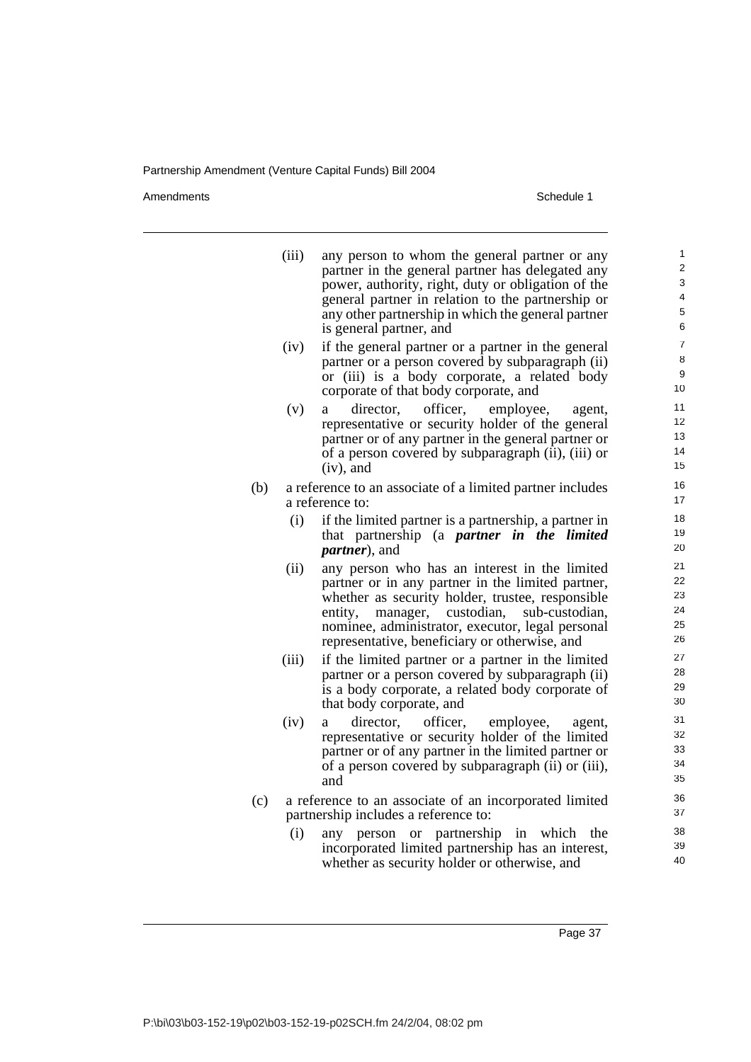(iii) any person to whom the general partner or any partner in the general partner has delegated any power, authority, right, duty or obligation of the general partner in relation to the partnership or any other partnership in which the general partner is general partner, and

(iv) if the general partner or a partner in the general partner or a person covered by subparagraph (ii) or (iii) is a body corporate, a related body corporate of that body corporate, and

(v) a director, officer, employee, agent, representative or security holder of the general partner or of any partner in the general partner or of a person covered by subparagraph (ii), (iii) or (iv), and

(b) a reference to an associate of a limited partner includes a reference to:

(i) if the limited partner is a partnership, a partner in that partnership (a ***partner in the limited partner***), and

(ii) any person who has an interest in the limited partner or in any partner in the limited partner, whether as security holder, trustee, responsible entity, manager, custodian, sub-custodian, nominee, administrator, executor, legal personal representative, beneficiary or otherwise, and

(iii) if the limited partner or a partner in the limited partner or a person covered by subparagraph (ii) is a body corporate, a related body corporate of that body corporate, and

(iv) a director, officer, employee, agent, representative or security holder of the limited partner or of any partner in the limited partner or of a person covered by subparagraph (ii) or (iii), and

(c) a reference to an associate of an incorporated limited partnership includes a reference to:

(i) any person or partnership in which the incorporated limited partnership has an interest, whether as security holder or otherwise, and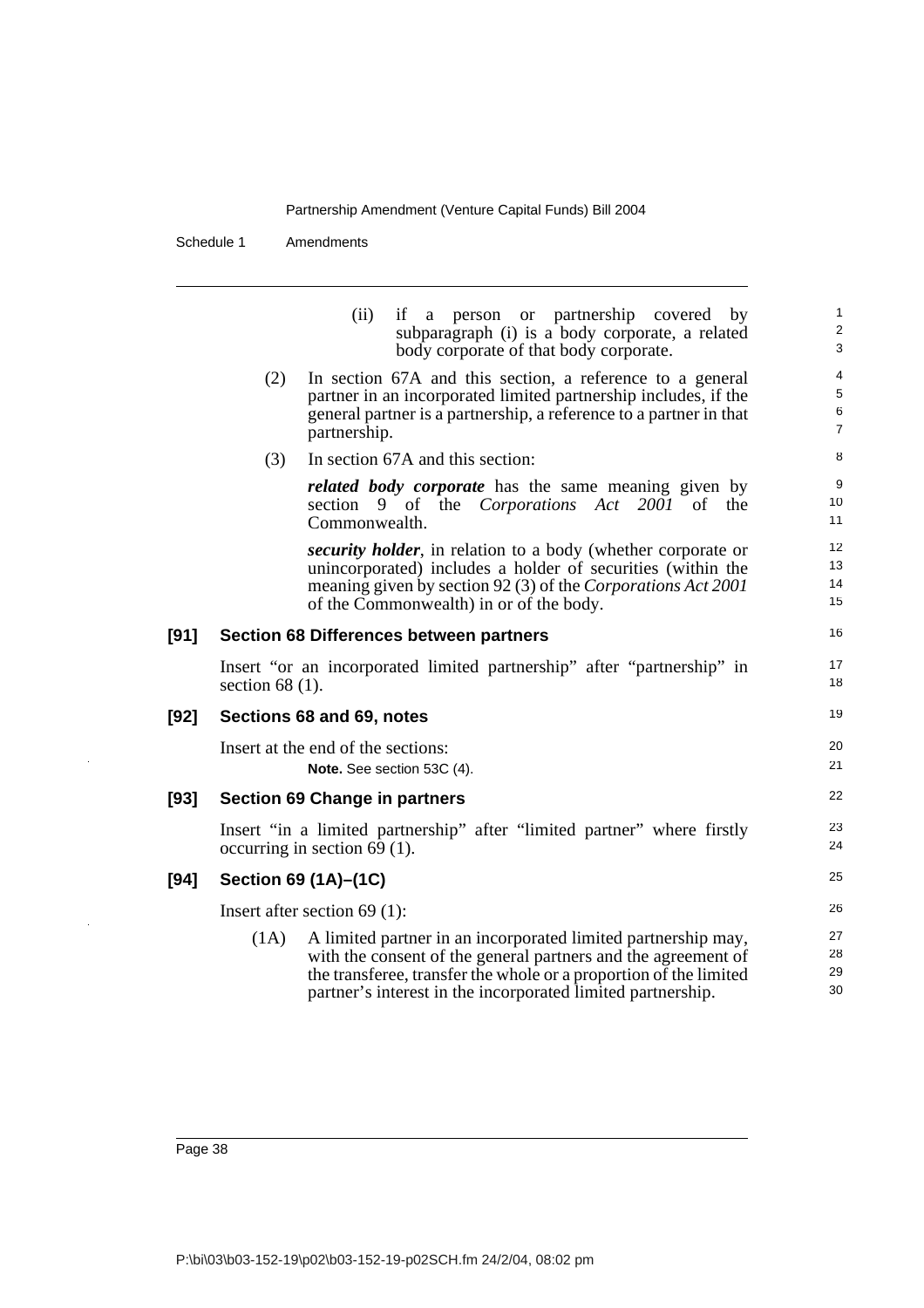(ii) if a person or partnership covered by subparagraph (i) is a body corporate, a related body corporate of that body corporate.

(2) In section 67A and this section, a reference to a general partner in an incorporated limited partnership includes, if the general partner is a partnership, a reference to a partner in that partnership.

(3) In section 67A and this section:

***related body corporate*** has the same meaning given by section 9 of the *Corporations Act 2001* of the Commonwealth.

***security holder***, in relation to a body (whether corporate or unincorporated) includes a holder of securities (within the meaning given by section 92 (3) of the *Corporations Act 2001* of the Commonwealth) in or of the body.

### [91] Section 68 Differences between partners

Insert "or an incorporated limited partnership" after "partnership" in section 68 (1).

### [92] Sections 68 and 69, notes

Insert at the end of the sections:

**Note.** See section 53C (4).

### [93] Section 69 Change in partners

Insert "in a limited partnership" after "limited partner" where firstly occurring in section 69 (1).

### [94] Section 69 (1A)–(1C)

Insert after section 69 (1):

(1A) A limited partner in an incorporated limited partnership may, with the consent of the general partners and the agreement of the transferee, transfer the whole or a proportion of the limited partner's interest in the incorporated limited partnership.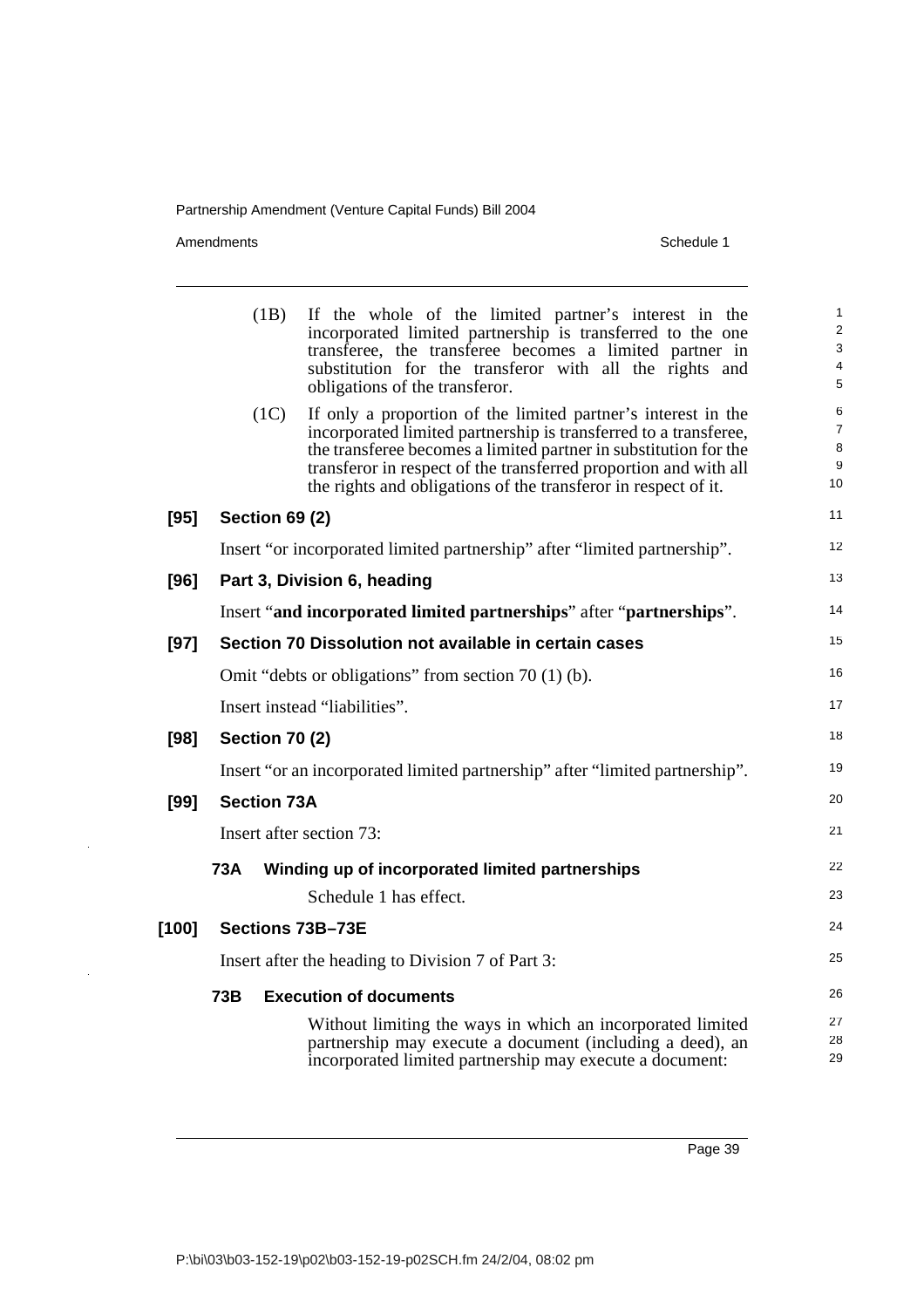(1B) If the whole of the limited partner's interest in the incorporated limited partnership is transferred to the one transferee, the transferee becomes a limited partner in substitution for the transferor with all the rights and obligations of the transferor.

(1C) If only a proportion of the limited partner's interest in the incorporated limited partnership is transferred to a transferee, the transferee becomes a limited partner in substitution for the transferor in respect of the transferred proportion and with all the rights and obligations of the transferor in respect of it.

**[95] Section 69 (2)**

Insert "or incorporated limited partnership" after "limited partnership".

**[96] Part 3, Division 6, heading**

Insert "**and incorporated limited partnerships**" after "**partnerships**".

**[97] Section 70 Dissolution not available in certain cases**

Omit "debts or obligations" from section 70 (1) (b).

Insert instead "liabilities".

**[98] Section 70 (2)**

Insert "or an incorporated limited partnership" after "limited partnership".

**[99] Section 73A**

Insert after section 73:

**73A Winding up of incorporated limited partnerships**

Schedule 1 has effect.

**[100] Sections 73B–73E**

Insert after the heading to Division 7 of Part 3:

**73B Execution of documents**

Without limiting the ways in which an incorporated limited partnership may execute a document (including a deed), an incorporated limited partnership may execute a document: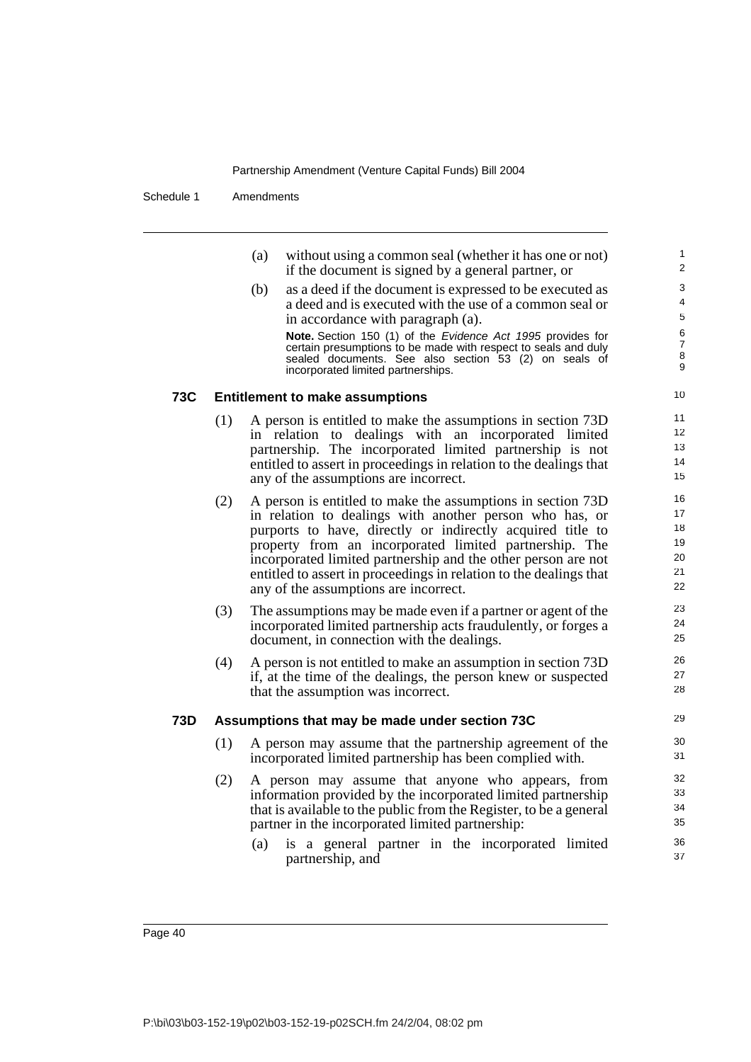(a) without using a common seal (whether it has one or not) if the document is signed by a general partner, or

(b) as a deed if the document is expressed to be executed as a deed and is executed with the use of a common seal or in accordance with paragraph (a).

**Note.** Section 150 (1) of the *Evidence Act 1995* provides for certain presumptions to be made with respect to seals and duly sealed documents. See also section 53 (2) on seals of incorporated limited partnerships.

### 73C Entitlement to make assumptions

(1) A person is entitled to make the assumptions in section 73D in relation to dealings with an incorporated limited partnership. The incorporated limited partnership is not entitled to assert in proceedings in relation to the dealings that any of the assumptions are incorrect.

(2) A person is entitled to make the assumptions in section 73D in relation to dealings with another person who has, or purports to have, directly or indirectly acquired title to property from an incorporated limited partnership. The incorporated limited partnership and the other person are not entitled to assert in proceedings in relation to the dealings that any of the assumptions are incorrect.

(3) The assumptions may be made even if a partner or agent of the incorporated limited partnership acts fraudulently, or forges a document, in connection with the dealings.

(4) A person is not entitled to make an assumption in section 73D if, at the time of the dealings, the person knew or suspected that the assumption was incorrect.

### 73D Assumptions that may be made under section 73C

(1) A person may assume that the partnership agreement of the incorporated limited partnership has been complied with.

(2) A person may assume that anyone who appears, from information provided by the incorporated limited partnership that is available to the public from the Register, to be a general partner in the incorporated limited partnership:

(a) is a general partner in the incorporated limited partnership, and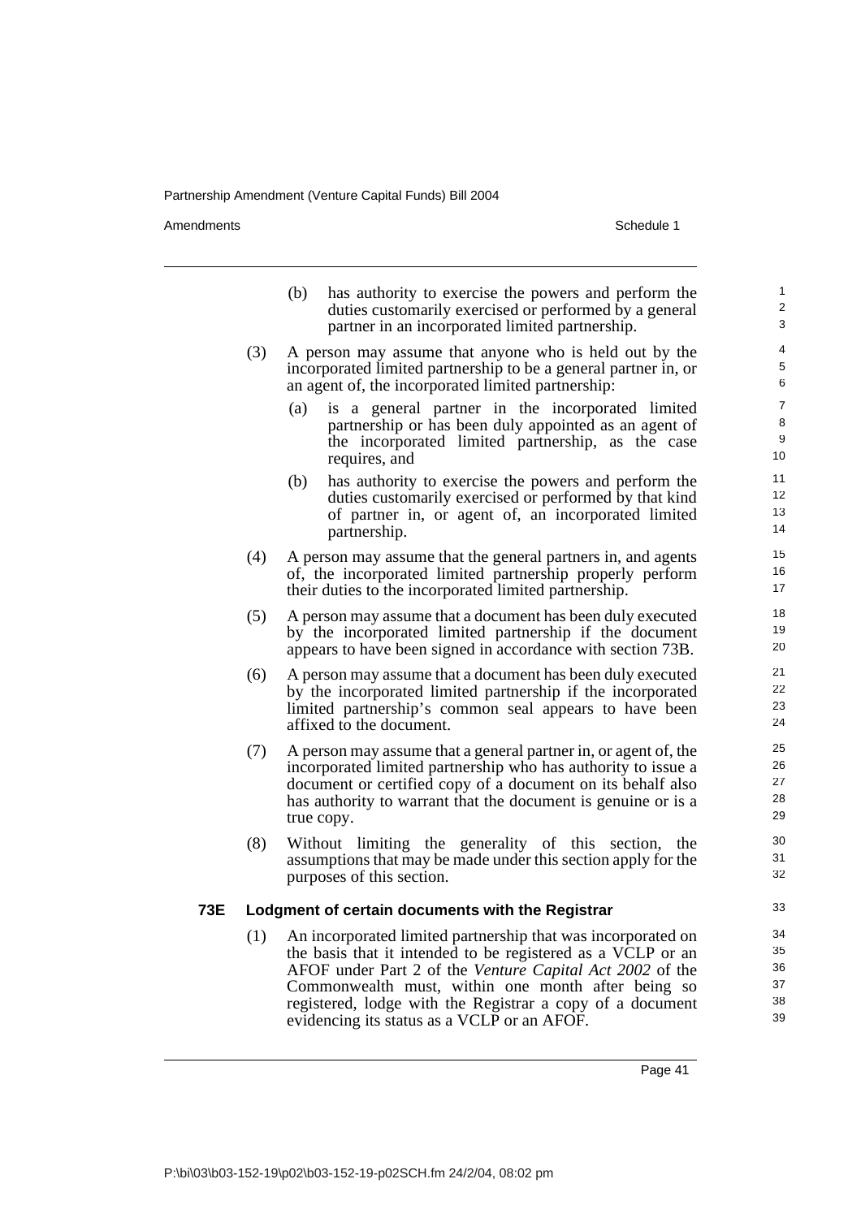(b) has authority to exercise the powers and perform the duties customarily exercised or performed by a general partner in an incorporated limited partnership.

(3) A person may assume that anyone who is held out by the incorporated limited partnership to be a general partner in, or an agent of, the incorporated limited partnership:

(a) is a general partner in the incorporated limited partnership or has been duly appointed as an agent of the incorporated limited partnership, as the case requires, and

(b) has authority to exercise the powers and perform the duties customarily exercised or performed by that kind of partner in, or agent of, an incorporated limited partnership.

(4) A person may assume that the general partners in, and agents of, the incorporated limited partnership properly perform their duties to the incorporated limited partnership.

(5) A person may assume that a document has been duly executed by the incorporated limited partnership if the document appears to have been signed in accordance with section 73B.

(6) A person may assume that a document has been duly executed by the incorporated limited partnership if the incorporated limited partnership's common seal appears to have been affixed to the document.

(7) A person may assume that a general partner in, or agent of, the incorporated limited partnership who has authority to issue a document or certified copy of a document on its behalf also has authority to warrant that the document is genuine or is a true copy.

(8) Without limiting the generality of this section, the assumptions that may be made under this section apply for the purposes of this section.

**73E Lodgment of certain documents with the Registrar**

(1) An incorporated limited partnership that was incorporated on the basis that it intended to be registered as a VCLP or an AFOF under Part 2 of the *Venture Capital Act 2002* of the Commonwealth must, within one month after being so registered, lodge with the Registrar a copy of a document evidencing its status as a VCLP or an AFOF.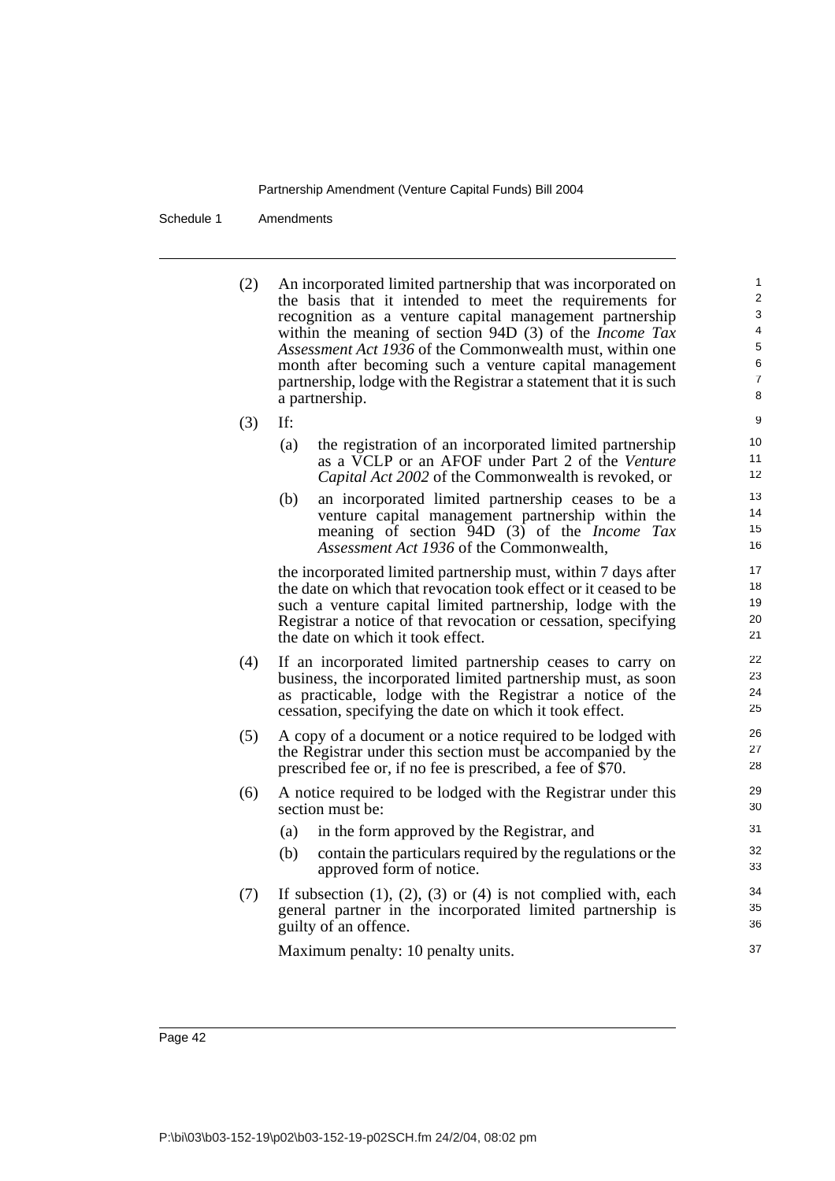(2) An incorporated limited partnership that was incorporated on the basis that it intended to meet the requirements for recognition as a venture capital management partnership within the meaning of section 94D (3) of the *Income Tax Assessment Act 1936* of the Commonwealth must, within one month after becoming such a venture capital management partnership, lodge with the Registrar a statement that it is such a partnership.

(3) If:

- (a) the registration of an incorporated limited partnership as a VCLP or an AFOF under Part 2 of the *Venture Capital Act 2002* of the Commonwealth is revoked, or
- (b) an incorporated limited partnership ceases to be a venture capital management partnership within the meaning of section 94D (3) of the *Income Tax Assessment Act 1936* of the Commonwealth,

the incorporated limited partnership must, within 7 days after the date on which that revocation took effect or it ceased to be such a venture capital limited partnership, lodge with the Registrar a notice of that revocation or cessation, specifying the date on which it took effect.

(4) If an incorporated limited partnership ceases to carry on business, the incorporated limited partnership must, as soon as practicable, lodge with the Registrar a notice of the cessation, specifying the date on which it took effect.

(5) A copy of a document or a notice required to be lodged with the Registrar under this section must be accompanied by the prescribed fee or, if no fee is prescribed, a fee of $70.

(6) A notice required to be lodged with the Registrar under this section must be:

- (a) in the form approved by the Registrar, and
- (b) contain the particulars required by the regulations or the approved form of notice.

(7) If subsection (1), (2), (3) or (4) is not complied with, each general partner in the incorporated limited partnership is guilty of an offence.

Maximum penalty: 10 penalty units.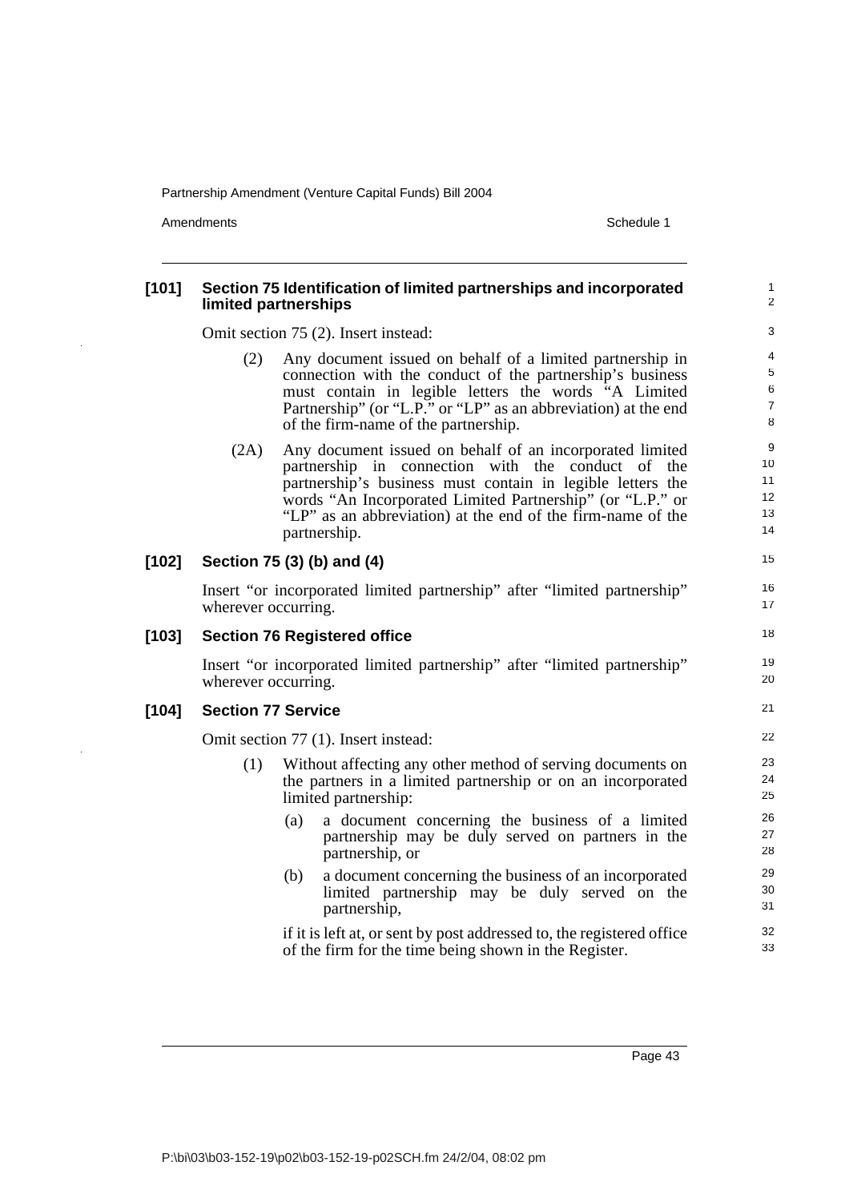### [101] Section 75 Identification of limited partnerships and incorporated limited partnerships

Omit section 75 (2). Insert instead:

(2) Any document issued on behalf of a limited partnership in connection with the conduct of the partnership's business must contain in legible letters the words "A Limited Partnership" (or "L.P." or "LP" as an abbreviation) at the end of the firm-name of the partnership.

(2A) Any document issued on behalf of an incorporated limited partnership in connection with the conduct of the partnership's business must contain in legible letters the words "An Incorporated Limited Partnership" (or "L.P." or "LP" as an abbreviation) at the end of the firm-name of the partnership.

### [102] Section 75 (3) (b) and (4)

Insert "or incorporated limited partnership" after "limited partnership" wherever occurring.

### [103] Section 76 Registered office

Insert "or incorporated limited partnership" after "limited partnership" wherever occurring.

### [104] Section 77 Service

Omit section 77 (1). Insert instead:

(1) Without affecting any other method of serving documents on the partners in a limited partnership or on an incorporated limited partnership:

(a) a document concerning the business of a limited partnership may be duly served on partners in the partnership, or

(b) a document concerning the business of an incorporated limited partnership may be duly served on the partnership,

if it is left at, or sent by post addressed to, the registered office of the firm for the time being shown in the Register.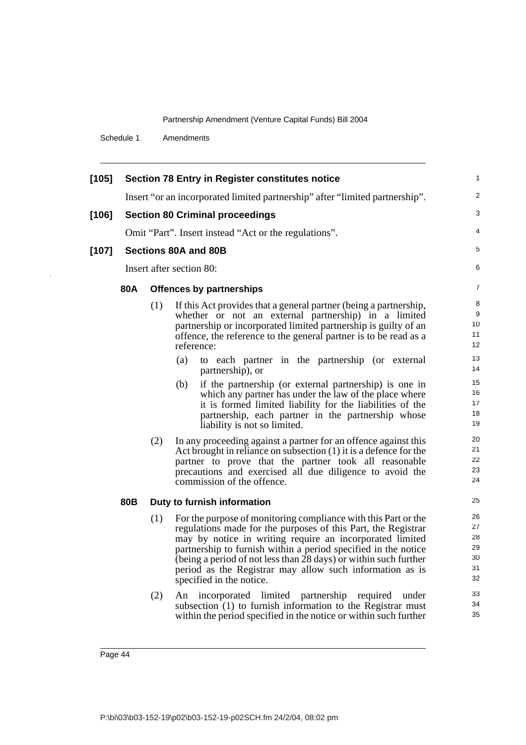**[105] Section 78 Entry in Register constitutes notice**

Insert "or an incorporated limited partnership" after "limited partnership".

**[106] Section 80 Criminal proceedings**

Omit "Part". Insert instead "Act or the regulations".

**[107] Sections 80A and 80B**

Insert after section 80:

**80A Offences by partnerships**

(1) If this Act provides that a general partner (being a partnership, whether or not an external partnership) in a limited partnership or incorporated limited partnership is guilty of an offence, the reference to the general partner is to be read as a reference:

- (a) to each partner in the partnership (or external partnership), or
- (b) if the partnership (or external partnership) is one in which any partner has under the law of the place where it is formed limited liability for the liabilities of the partnership, each partner in the partnership whose liability is not so limited.

(2) In any proceeding against a partner for an offence against this Act brought in reliance on subsection (1) it is a defence for the partner to prove that the partner took all reasonable precautions and exercised all due diligence to avoid the commission of the offence.

**80B Duty to furnish information**

(1) For the purpose of monitoring compliance with this Part or the regulations made for the purposes of this Part, the Registrar may by notice in writing require an incorporated limited partnership to furnish within a period specified in the notice (being a period of not less than 28 days) or within such further period as the Registrar may allow such information as is specified in the notice.

(2) An incorporated limited partnership required under subsection (1) to furnish information to the Registrar must within the period specified in the notice or within such further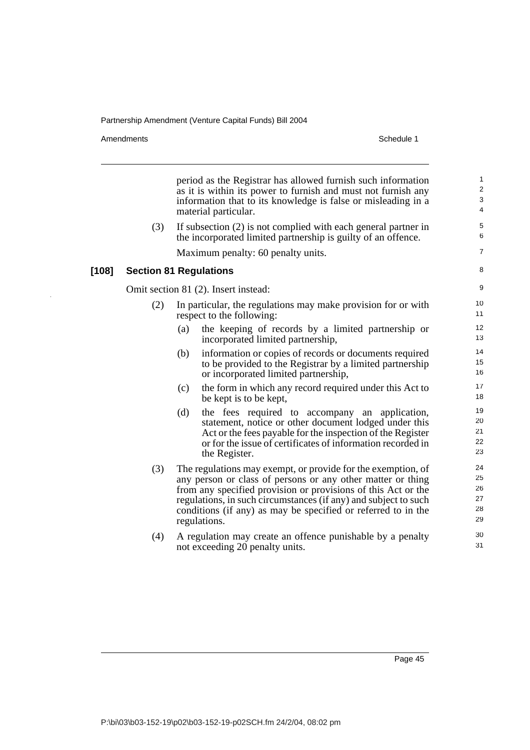period as the Registrar has allowed furnish such information as it is within its power to furnish and must not furnish any information that to its knowledge is false or misleading in a material particular.

(3) If subsection (2) is not complied with each general partner in the incorporated limited partnership is guilty of an offence.

Maximum penalty: 60 penalty units.

### [108] Section 81 Regulations

Omit section 81 (2). Insert instead:

(2) In particular, the regulations may make provision for or with respect to the following:

(a) the keeping of records by a limited partnership or incorporated limited partnership,

(b) information or copies of records or documents required to be provided to the Registrar by a limited partnership or incorporated limited partnership,

(c) the form in which any record required under this Act to be kept is to be kept,

(d) the fees required to accompany an application, statement, notice or other document lodged under this Act or the fees payable for the inspection of the Register or for the issue of certificates of information recorded in the Register.

(3) The regulations may exempt, or provide for the exemption, of any person or class of persons or any other matter or thing from any specified provision or provisions of this Act or the regulations, in such circumstances (if any) and subject to such conditions (if any) as may be specified or referred to in the regulations.

(4) A regulation may create an offence punishable by a penalty not exceeding 20 penalty units.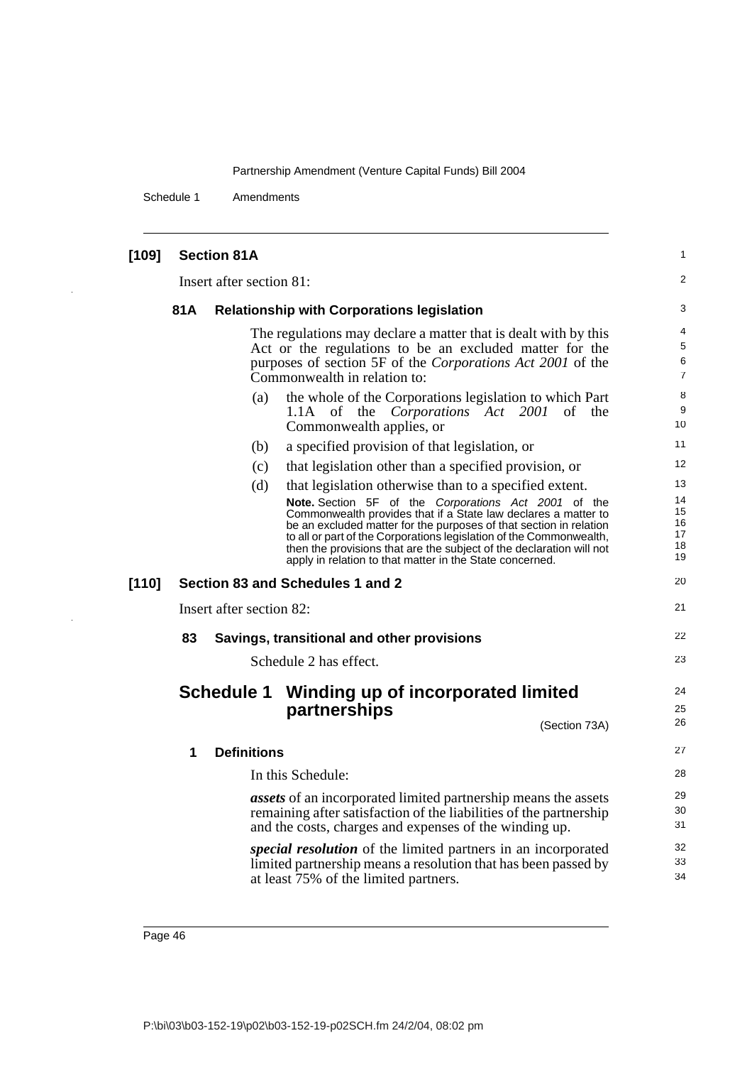**[109] Section 81A**

Insert after section 81:

**81A Relationship with Corporations legislation**

The regulations may declare a matter that is dealt with by this Act or the regulations to be an excluded matter for the purposes of section 5F of the *Corporations Act 2001* of the Commonwealth in relation to:

(a) the whole of the Corporations legislation to which Part 1.1A of the *Corporations Act 2001* of the Commonwealth applies, or

(b) a specified provision of that legislation, or

(c) that legislation other than a specified provision, or

(d) that legislation otherwise than to a specified extent.

**Note.** Section 5F of the *Corporations Act 2001* of the Commonwealth provides that if a State law declares a matter to be an excluded matter for the purposes of that section in relation to all or part of the Corporations legislation of the Commonwealth, then the provisions that are the subject of the declaration will not apply in relation to that matter in the State concerned.

**[110] Section 83 and Schedules 1 and 2**

Insert after section 82:

**83 Savings, transitional and other provisions**

Schedule 2 has effect.

## Schedule 1 Winding up of incorporated limited partnerships

(Section 73A)

**1 Definitions**

In this Schedule:

***assets*** of an incorporated limited partnership means the assets remaining after satisfaction of the liabilities of the partnership and the costs, charges and expenses of the winding up.

***special resolution*** of the limited partners in an incorporated limited partnership means a resolution that has been passed by at least 75% of the limited partners.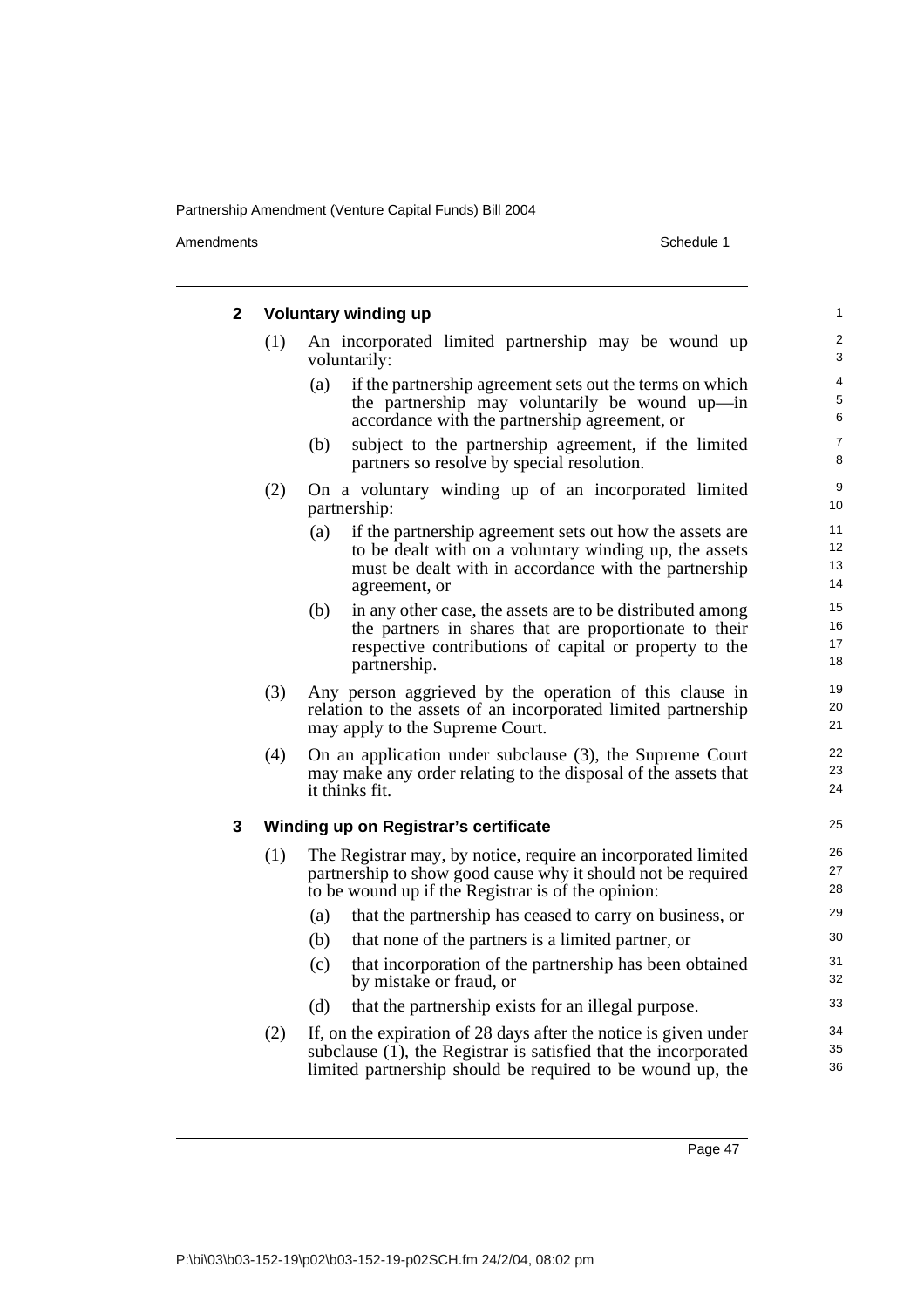## 2 Voluntary winding up

(1) An incorporated limited partnership may be wound up voluntarily:

(a) if the partnership agreement sets out the terms on which the partnership may voluntarily be wound up—in accordance with the partnership agreement, or

(b) subject to the partnership agreement, if the limited partners so resolve by special resolution.

(2) On a voluntary winding up of an incorporated limited partnership:

(a) if the partnership agreement sets out how the assets are to be dealt with on a voluntary winding up, the assets must be dealt with in accordance with the partnership agreement, or

(b) in any other case, the assets are to be distributed among the partners in shares that are proportionate to their respective contributions of capital or property to the partnership.

(3) Any person aggrieved by the operation of this clause in relation to the assets of an incorporated limited partnership may apply to the Supreme Court.

(4) On an application under subclause (3), the Supreme Court may make any order relating to the disposal of the assets that it thinks fit.

## 3 Winding up on Registrar's certificate

(1) The Registrar may, by notice, require an incorporated limited partnership to show good cause why it should not be required to be wound up if the Registrar is of the opinion:

(a) that the partnership has ceased to carry on business, or

(b) that none of the partners is a limited partner, or

(c) that incorporation of the partnership has been obtained by mistake or fraud, or

(d) that the partnership exists for an illegal purpose.

(2) If, on the expiration of 28 days after the notice is given under subclause (1), the Registrar is satisfied that the incorporated limited partnership should be required to be wound up, the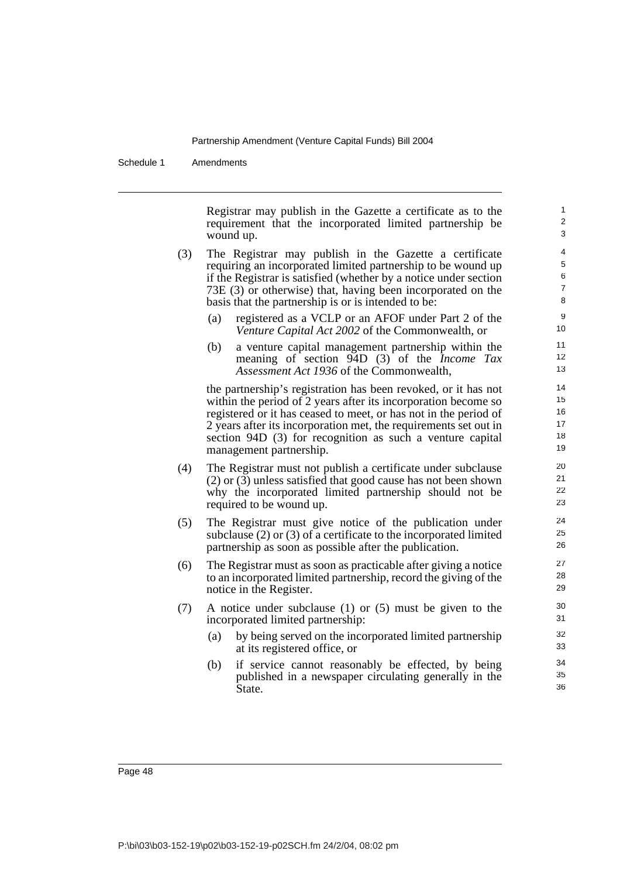Registrar may publish in the Gazette a certificate as to the requirement that the incorporated limited partnership be wound up.

(3) The Registrar may publish in the Gazette a certificate requiring an incorporated limited partnership to be wound up if the Registrar is satisfied (whether by a notice under section 73E (3) or otherwise) that, having been incorporated on the basis that the partnership is or is intended to be:

(a) registered as a VCLP or an AFOF under Part 2 of the *Venture Capital Act 2002* of the Commonwealth, or

(b) a venture capital management partnership within the meaning of section 94D (3) of the *Income Tax Assessment Act 1936* of the Commonwealth,

the partnership's registration has been revoked, or it has not within the period of 2 years after its incorporation become so registered or it has ceased to meet, or has not in the period of 2 years after its incorporation met, the requirements set out in section 94D (3) for recognition as such a venture capital management partnership.

(4) The Registrar must not publish a certificate under subclause (2) or (3) unless satisfied that good cause has not been shown why the incorporated limited partnership should not be required to be wound up.

(5) The Registrar must give notice of the publication under subclause (2) or (3) of a certificate to the incorporated limited partnership as soon as possible after the publication.

(6) The Registrar must as soon as practicable after giving a notice to an incorporated limited partnership, record the giving of the notice in the Register.

(7) A notice under subclause (1) or (5) must be given to the incorporated limited partnership:

(a) by being served on the incorporated limited partnership at its registered office, or

(b) if service cannot reasonably be effected, by being published in a newspaper circulating generally in the State.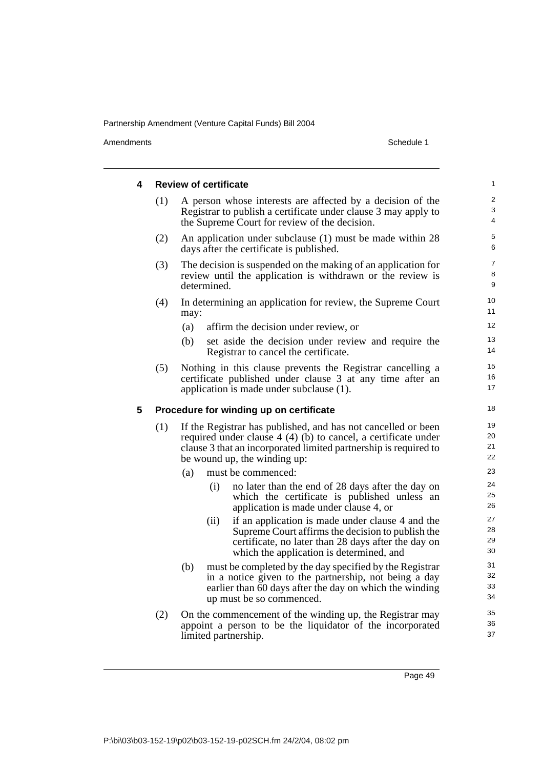### 4 Review of certificate

(1) A person whose interests are affected by a decision of the Registrar to publish a certificate under clause 3 may apply to the Supreme Court for review of the decision.

(2) An application under subclause (1) must be made within 28 days after the certificate is published.

(3) The decision is suspended on the making of an application for review until the application is withdrawn or the review is determined.

(4) In determining an application for review, the Supreme Court may:

- (a) affirm the decision under review, or
- (b) set aside the decision under review and require the Registrar to cancel the certificate.

(5) Nothing in this clause prevents the Registrar cancelling a certificate published under clause 3 at any time after an application is made under subclause (1).

### 5 Procedure for winding up on certificate

(1) If the Registrar has published, and has not cancelled or been required under clause 4 (4) (b) to cancel, a certificate under clause 3 that an incorporated limited partnership is required to be wound up, the winding up:

- (a) must be commenced:
  - (i) no later than the end of 28 days after the day on which the certificate is published unless an application is made under clause 4, or
  - (ii) if an application is made under clause 4 and the Supreme Court affirms the decision to publish the certificate, no later than 28 days after the day on which the application is determined, and
- (b) must be completed by the day specified by the Registrar in a notice given to the partnership, not being a day earlier than 60 days after the day on which the winding up must be so commenced.

(2) On the commencement of the winding up, the Registrar may appoint a person to be the liquidator of the incorporated limited partnership.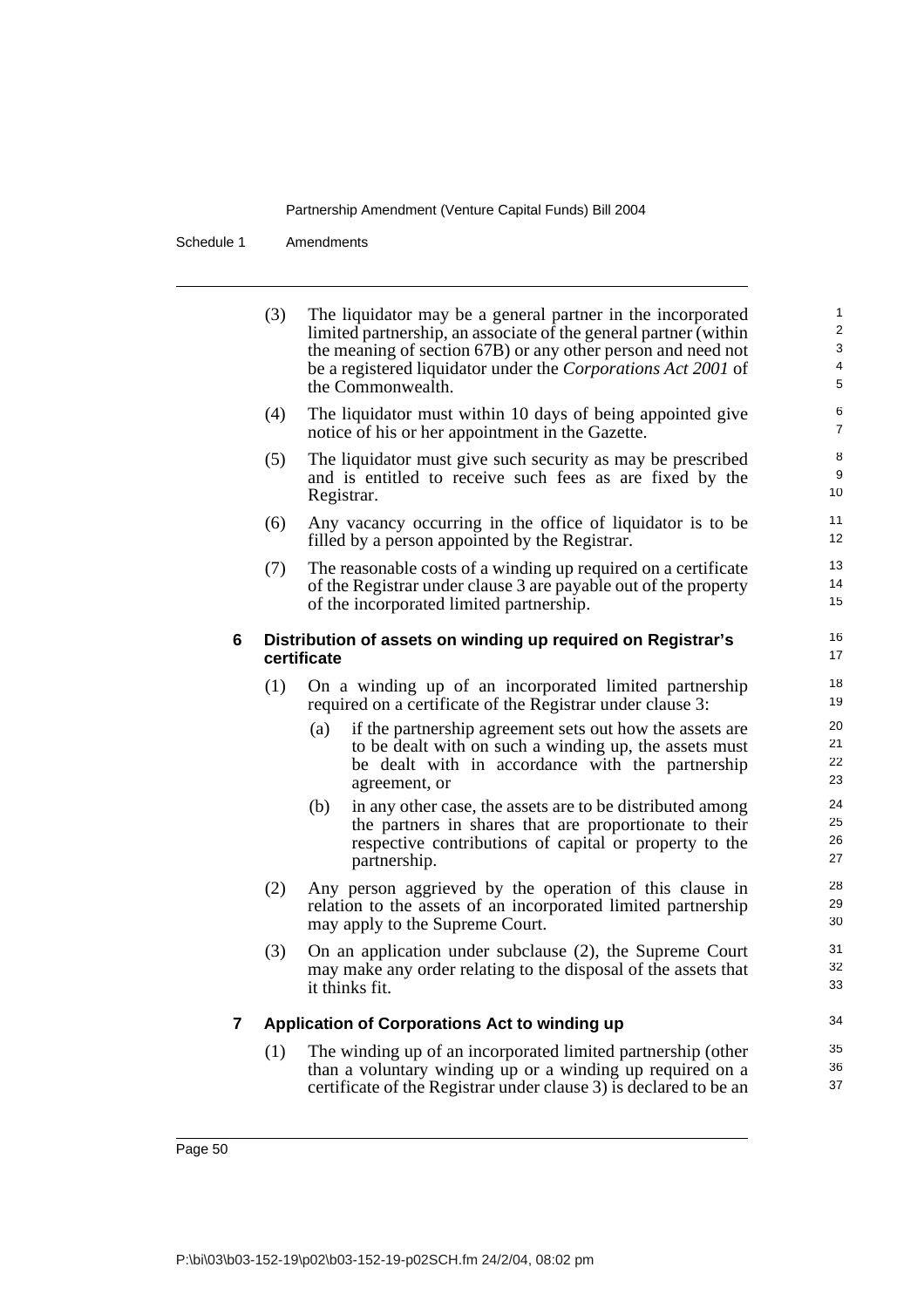(3) The liquidator may be a general partner in the incorporated limited partnership, an associate of the general partner (within the meaning of section 67B) or any other person and need not be a registered liquidator under the *Corporations Act 2001* of the Commonwealth.

(4) The liquidator must within 10 days of being appointed give notice of his or her appointment in the Gazette.

(5) The liquidator must give such security as may be prescribed and is entitled to receive such fees as are fixed by the Registrar.

(6) Any vacancy occurring in the office of liquidator is to be filled by a person appointed by the Registrar.

(7) The reasonable costs of a winding up required on a certificate of the Registrar under clause 3 are payable out of the property of the incorporated limited partnership.

### 6 Distribution of assets on winding up required on Registrar's certificate

(1) On a winding up of an incorporated limited partnership required on a certificate of the Registrar under clause 3:

- (a) if the partnership agreement sets out how the assets are to be dealt with on such a winding up, the assets must be dealt with in accordance with the partnership agreement, or
- (b) in any other case, the assets are to be distributed among the partners in shares that are proportionate to their respective contributions of capital or property to the partnership.

(2) Any person aggrieved by the operation of this clause in relation to the assets of an incorporated limited partnership may apply to the Supreme Court.

(3) On an application under subclause (2), the Supreme Court may make any order relating to the disposal of the assets that it thinks fit.

### 7 Application of Corporations Act to winding up

(1) The winding up of an incorporated limited partnership (other than a voluntary winding up or a winding up required on a certificate of the Registrar under clause 3) is declared to be an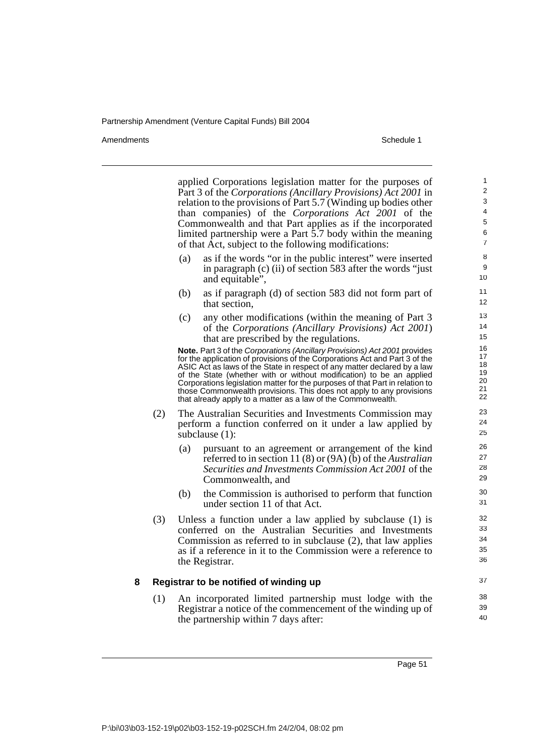applied Corporations legislation matter for the purposes of Part 3 of the *Corporations (Ancillary Provisions) Act 2001* in relation to the provisions of Part 5.7 (Winding up bodies other than companies) of the *Corporations Act 2001* of the Commonwealth and that Part applies as if the incorporated limited partnership were a Part 5.7 body within the meaning of that Act, subject to the following modifications:

(a) as if the words "or in the public interest" were inserted in paragraph (c) (ii) of section 583 after the words "just and equitable",

(b) as if paragraph (d) of section 583 did not form part of that section,

(c) any other modifications (within the meaning of Part 3 of the *Corporations (Ancillary Provisions) Act 2001*) that are prescribed by the regulations.

**Note.** Part 3 of the *Corporations (Ancillary Provisions) Act 2001* provides for the application of provisions of the Corporations Act and Part 3 of the ASIC Act as laws of the State in respect of any matter declared by a law of the State (whether with or without modification) to be an applied Corporations legislation matter for the purposes of that Part in relation to those Commonwealth provisions. This does not apply to any provisions that already apply to a matter as a law of the Commonwealth.

(2) The Australian Securities and Investments Commission may perform a function conferred on it under a law applied by subclause (1):

(a) pursuant to an agreement or arrangement of the kind referred to in section 11 (8) or (9A) (b) of the *Australian Securities and Investments Commission Act 2001* of the Commonwealth, and

(b) the Commission is authorised to perform that function under section 11 of that Act.

(3) Unless a function under a law applied by subclause (1) is conferred on the Australian Securities and Investments Commission as referred to in subclause (2), that law applies as if a reference in it to the Commission were a reference to the Registrar.

### 8 Registrar to be notified of winding up

(1) An incorporated limited partnership must lodge with the Registrar a notice of the commencement of the winding up of the partnership within 7 days after: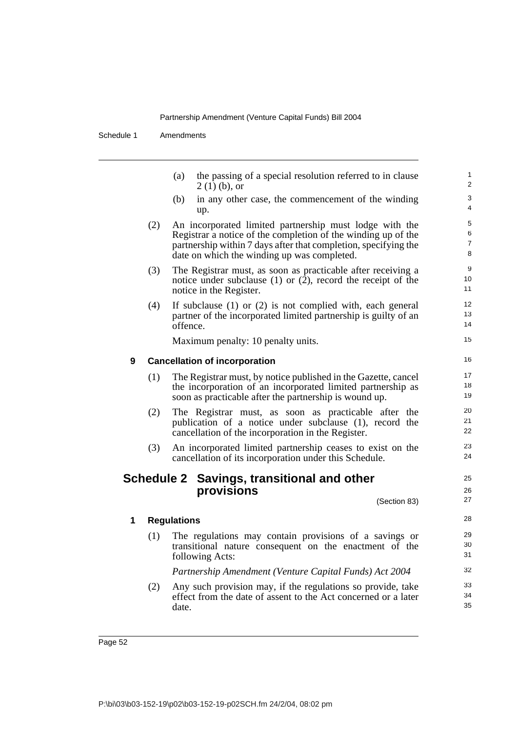(a) the passing of a special resolution referred to in clause 2 (1) (b), or

(b) in any other case, the commencement of the winding up.

(2) An incorporated limited partnership must lodge with the Registrar a notice of the completion of the winding up of the partnership within 7 days after that completion, specifying the date on which the winding up was completed.

(3) The Registrar must, as soon as practicable after receiving a notice under subclause (1) or (2), record the receipt of the notice in the Register.

(4) If subclause (1) or (2) is not complied with, each general partner of the incorporated limited partnership is guilty of an offence.

Maximum penalty: 10 penalty units.

### 9 Cancellation of incorporation

(1) The Registrar must, by notice published in the Gazette, cancel the incorporation of an incorporated limited partnership as soon as practicable after the partnership is wound up.

(2) The Registrar must, as soon as practicable after the publication of a notice under subclause (1), record the cancellation of the incorporation in the Register.

(3) An incorporated limited partnership ceases to exist on the cancellation of its incorporation under this Schedule.

## Schedule 2 Savings, transitional and other provisions

(Section 83)

### 1 Regulations

(1) The regulations may contain provisions of a savings or transitional nature consequent on the enactment of the following Acts:

*Partnership Amendment (Venture Capital Funds) Act 2004*

(2) Any such provision may, if the regulations so provide, take effect from the date of assent to the Act concerned or a later date.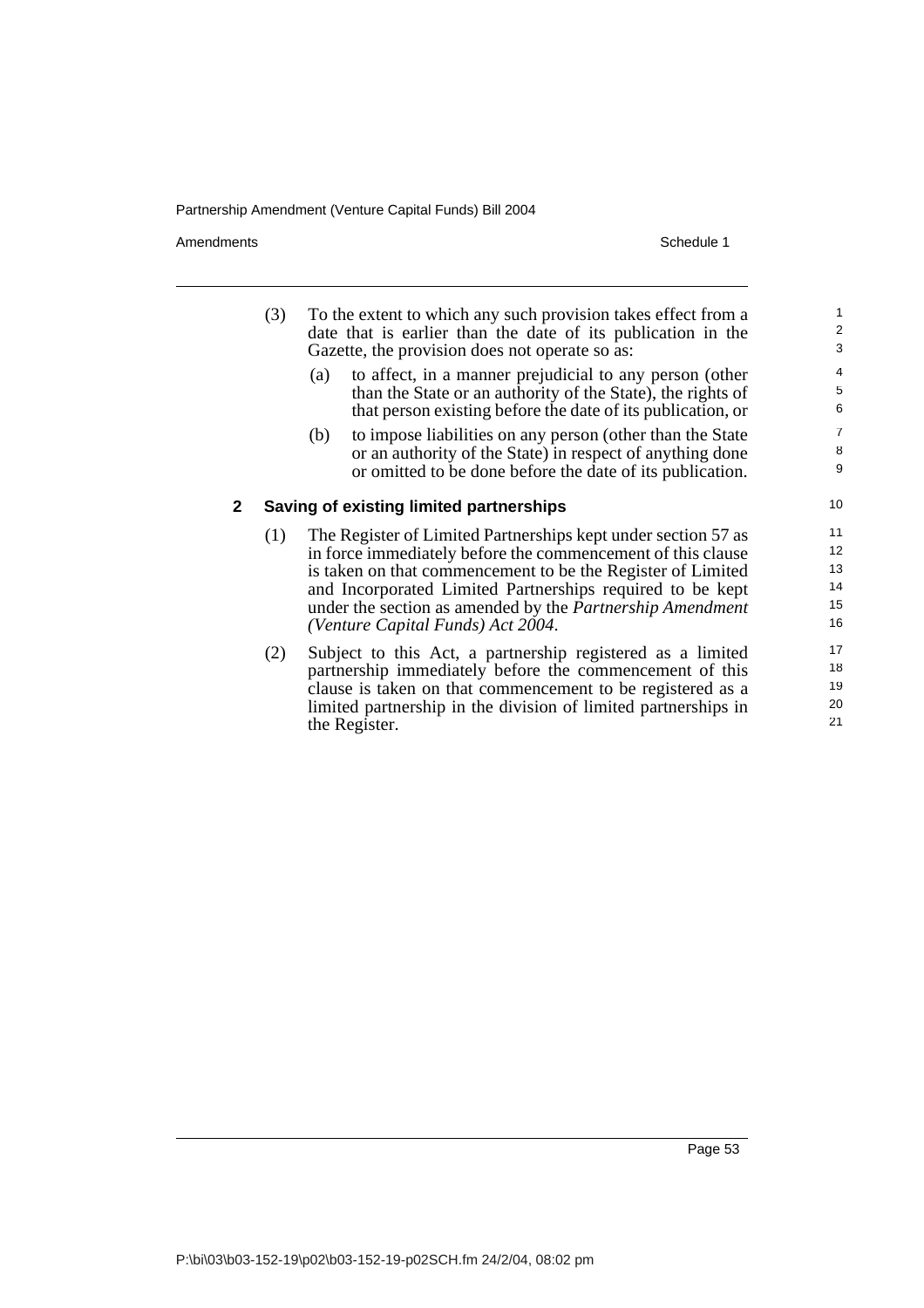(3) To the extent to which any such provision takes effect from a date that is earlier than the date of its publication in the Gazette, the provision does not operate so as:

(a) to affect, in a manner prejudicial to any person (other than the State or an authority of the State), the rights of that person existing before the date of its publication, or

(b) to impose liabilities on any person (other than the State or an authority of the State) in respect of anything done or omitted to be done before the date of its publication.

## 2 Saving of existing limited partnerships

(1) The Register of Limited Partnerships kept under section 57 as in force immediately before the commencement of this clause is taken on that commencement to be the Register of Limited and Incorporated Limited Partnerships required to be kept under the section as amended by the *Partnership Amendment (Venture Capital Funds) Act 2004*.

(2) Subject to this Act, a partnership registered as a limited partnership immediately before the commencement of this clause is taken on that commencement to be registered as a limited partnership in the division of limited partnerships in the Register.